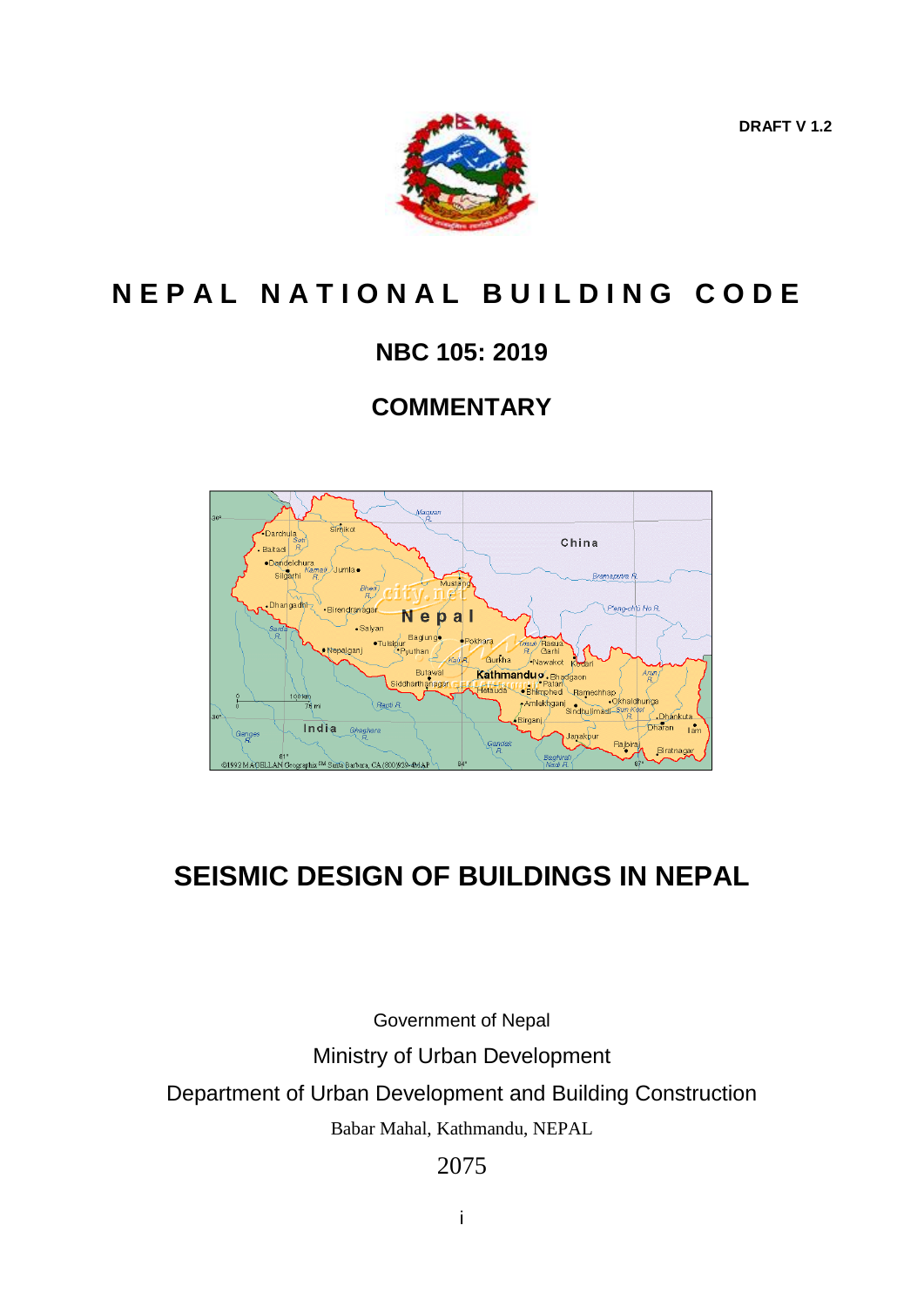DRAFT V 1.2

# NEPAL NATIONAL BUILDING CODE

## NBC 105: 2019

## COMMENTARY

# SEISMIC DESIGN OF BUILDINGS IN NEPAL

Government of Nepal

Ministry of Urban Development

Department of Urban Development and Building Construction

Babar Mahal, Kathmandu, NEPAL

2075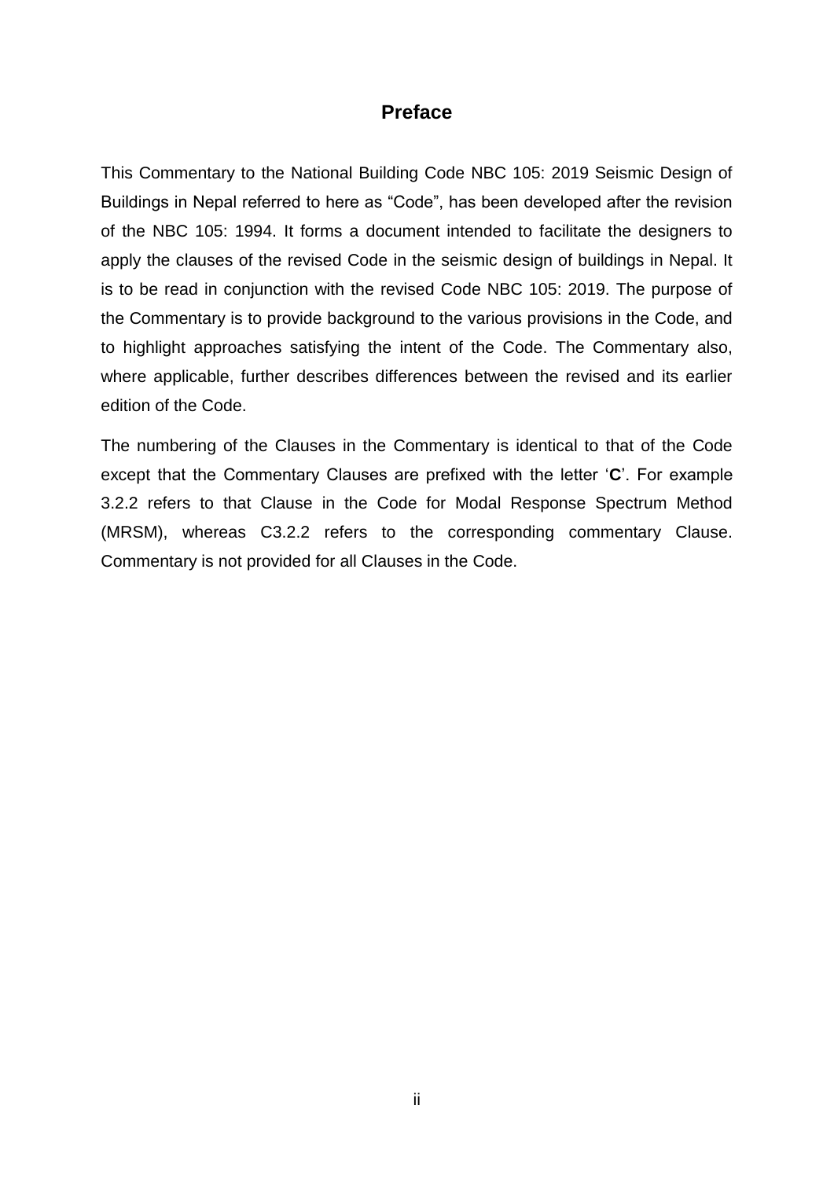# Preface

This Commentary to the National Building Code NBC 105: 2019 Seismic Design of Buildings in Nepal referred to here as "Code", has been developed after the revision of the NBC 105: 1994. It forms a document intended to facilitate the designers to apply the clauses of the revised Code in the seismic design of buildings in Nepal. It is to be read in conjunction with the revised Code NBC 105: 2019. The purpose of the Commentary is to provide background to the various provisions in the Code, and to highlight approaches satisfying the intent of the Code. The Commentary also, where applicable, further describes differences between the revised and its earlier edition of the Code.

The numbering of the Clauses in the Commentary is identical to that of the Code except that the Commentary Clauses are prefixed with the letter '**C**'. For example 3.2.2 refers to that Clause in the Code for Modal Response Spectrum Method (MRSM), whereas C3.2.2 refers to the corresponding commentary Clause. Commentary is not provided for all Clauses in the Code.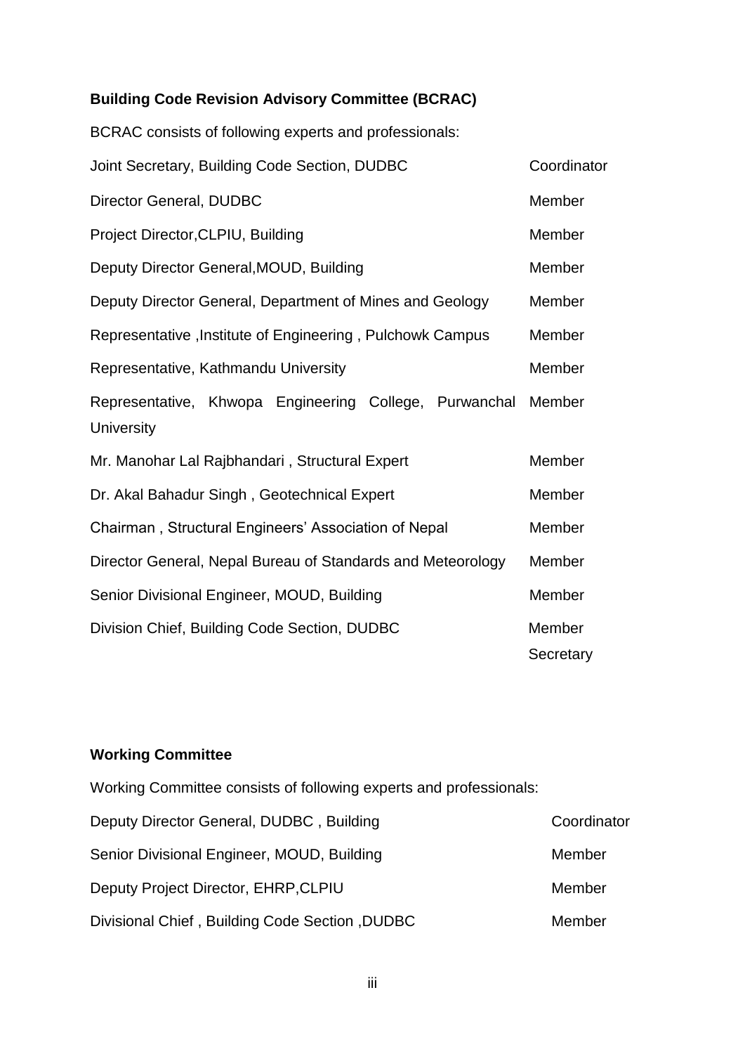**Building Code Revision Advisory Committee (BCRAC)**

BCRAC consists of following experts and professionals:

| | |
|---|---|
| Joint Secretary, Building Code Section, DUDBC | Coordinator |
| Director General, DUDBC | Member |
| Project Director,CLPIU, Building | Member |
| Deputy Director General,MOUD, Building | Member |
| Deputy Director General, Department of Mines and Geology | Member |
| Representative ,Institute of Engineering , Pulchowk Campus | Member |
| Representative, Kathmandu University | Member |
| Representative, Khwopa Engineering College, Purwanchal University | Member |
| Mr. Manohar Lal Rajbhandari , Structural Expert | Member |
| Dr. Akal Bahadur Singh , Geotechnical Expert | Member |
| Chairman , Structural Engineers' Association of Nepal | Member |
| Director General, Nepal Bureau of Standards and Meteorology | Member |
| Senior Divisional Engineer, MOUD, Building | Member |
| Division Chief, Building Code Section, DUDBC | Member Secretary |

**Working Committee**

Working Committee consists of following experts and professionals:

| | |
|---|---|
| Deputy Director General, DUDBC , Building | Coordinator |
| Senior Divisional Engineer, MOUD, Building | Member |
| Deputy Project Director, EHRP,CLPIU | Member |
| Divisional Chief , Building Code Section ,DUDBC | Member |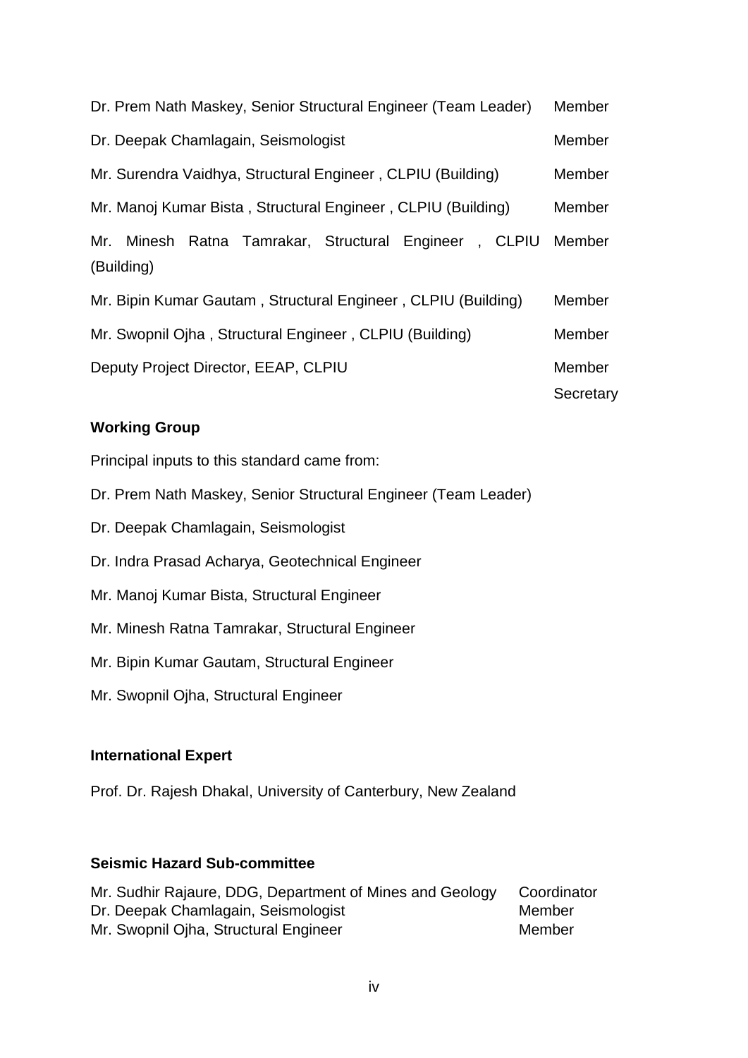| | |
|---|---|
| Dr. Prem Nath Maskey, Senior Structural Engineer (Team Leader) | Member |
| Dr. Deepak Chamlagain, Seismologist | Member |
| Mr. Surendra Vaidhya, Structural Engineer , CLPIU (Building) | Member |
| Mr. Manoj Kumar Bista , Structural Engineer , CLPIU (Building) | Member |
| Mr. Minesh Ratna Tamrakar, Structural Engineer , CLPIU (Building) | Member |
| Mr. Bipin Kumar Gautam , Structural Engineer , CLPIU (Building) | Member |
| Mr. Swopnil Ojha , Structural Engineer , CLPIU (Building) | Member |
| Deputy Project Director, EEAP, CLPIU | Member Secretary |

**Working Group**

Principal inputs to this standard came from:

Dr. Prem Nath Maskey, Senior Structural Engineer (Team Leader)

Dr. Deepak Chamlagain, Seismologist

Dr. Indra Prasad Acharya, Geotechnical Engineer

Mr. Manoj Kumar Bista, Structural Engineer

Mr. Minesh Ratna Tamrakar, Structural Engineer

Mr. Bipin Kumar Gautam, Structural Engineer

Mr. Swopnil Ojha, Structural Engineer

**International Expert**

Prof. Dr. Rajesh Dhakal, University of Canterbury, New Zealand

**Seismic Hazard Sub-committee**

| | |
|---|---|
| Mr. Sudhir Rajaure, DDG, Department of Mines and Geology | Coordinator |
| Dr. Deepak Chamlagain, Seismologist | Member |
| Mr. Swopnil Ojha, Structural Engineer | Member |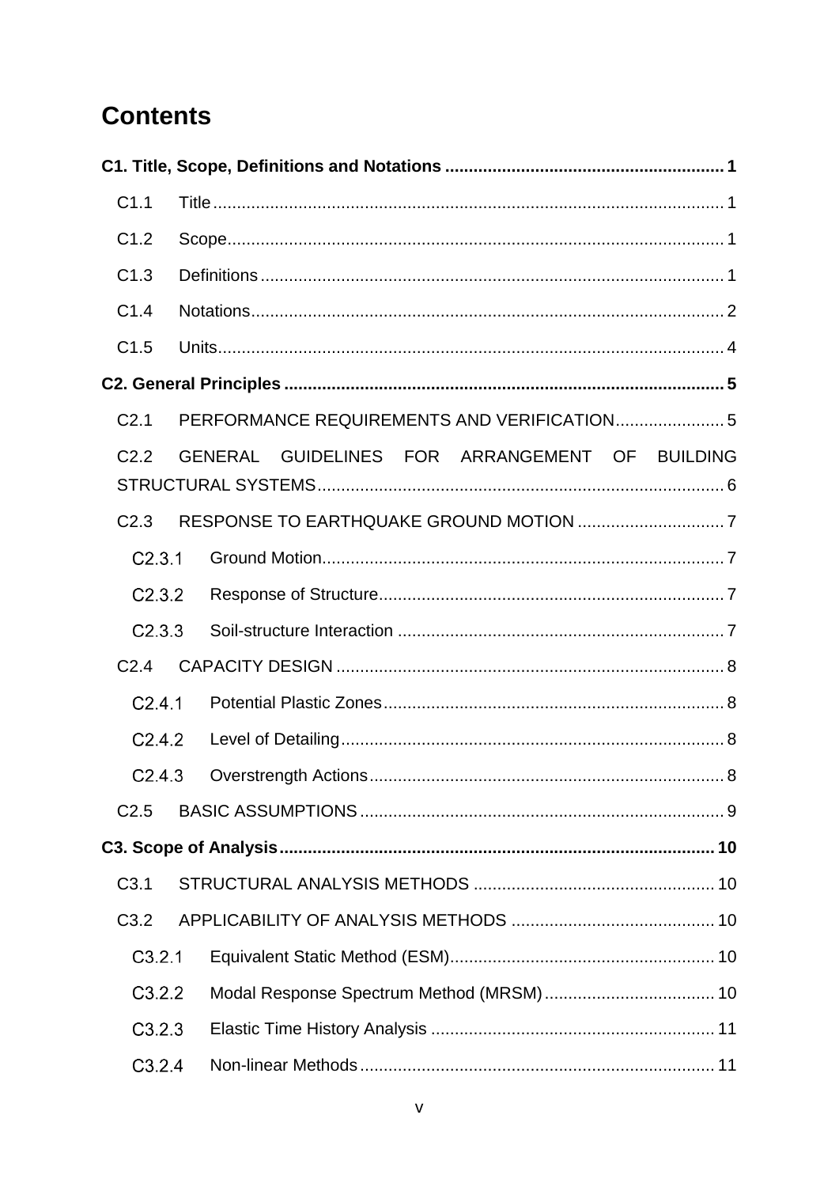# Contents

**C1. Title, Scope, Definitions and Notations .......................................................... 1**

C1.1 Title .......................................................................................................... 1

C1.2 Scope ........................................................................................................ 1

C1.3 Definitions ................................................................................................. 1

C1.4 Notations ................................................................................................... 2

C1.5 Units .......................................................................................................... 4

**C2. General Principles ............................................................................................ 5**

C2.1 PERFORMANCE REQUIREMENTS AND VERIFICATION ....................... 5

C2.2 GENERAL GUIDELINES FOR ARRANGEMENT OF BUILDING STRUCTURAL SYSTEMS ..................................................................................... 6

C2.3 RESPONSE TO EARTHQUAKE GROUND MOTION ............................... 7

C2.3.1 Ground Motion ..................................................................................... 7

C2.3.2 Response of Structure ......................................................................... 7

C2.3.3 Soil-structure Interaction ..................................................................... 7

C2.4 CAPACITY DESIGN .................................................................................. 8

C2.4.1 Potential Plastic Zones ........................................................................ 8

C2.4.2 Level of Detailing ................................................................................. 8

C2.4.3 Overstrength Actions ........................................................................... 8

C2.5 BASIC ASSUMPTIONS ............................................................................. 9

**C3. Scope of Analysis ............................................................................................ 10**

C3.1 STRUCTURAL ANALYSIS METHODS ................................................... 10

C3.2 APPLICABILITY OF ANALYSIS METHODS ........................................... 10

C3.2.1 Equivalent Static Method (ESM) ........................................................ 10

C3.2.2 Modal Response Spectrum Method (MRSM) .................................... 10

C3.2.3 Elastic Time History Analysis ............................................................ 11

C3.2.4 Non-linear Methods ........................................................................... 11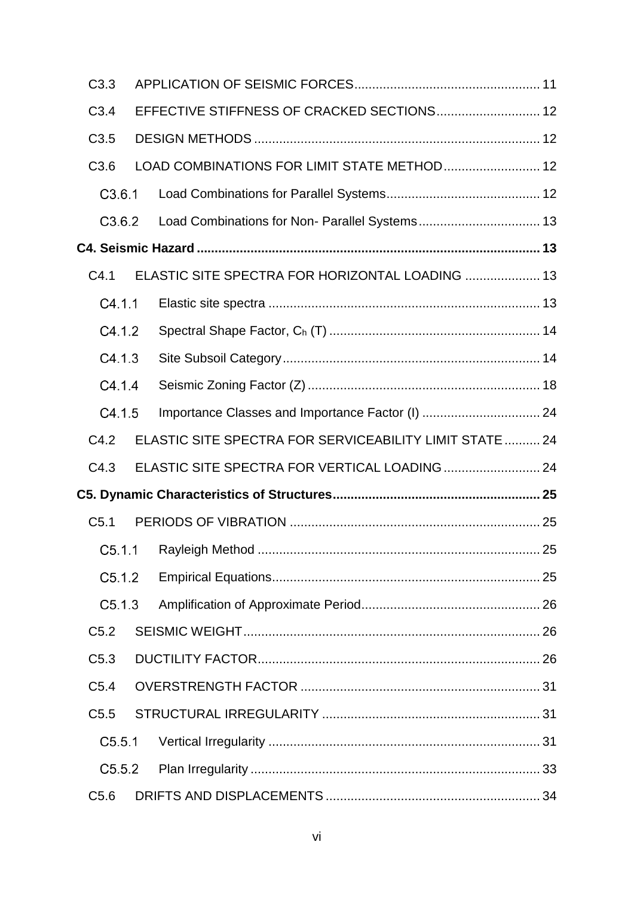C3.3 APPLICATION OF SEISMIC FORCES ........ 11

C3.4 EFFECTIVE STIFFNESS OF CRACKED SECTIONS ........ 12

C3.5 DESIGN METHODS ........ 12

C3.6 LOAD COMBINATIONS FOR LIMIT STATE METHOD ........ 12

C3.6.1 Load Combinations for Parallel Systems ........ 12

C3.6.2 Load Combinations for Non- Parallel Systems ........ 13

**C4. Seismic Hazard ........ 13**

C4.1 ELASTIC SITE SPECTRA FOR HORIZONTAL LOADING ........ 13

C4.1.1 Elastic site spectra ........ 13

C4.1.2 Spectral Shape Factor, $C_h$ (T) ........ 14

C4.1.3 Site Subsoil Category ........ 14

C4.1.4 Seismic Zoning Factor (Z) ........ 18

C4.1.5 Importance Classes and Importance Factor (I) ........ 24

C4.2 ELASTIC SITE SPECTRA FOR SERVICEABILITY LIMIT STATE ........ 24

C4.3 ELASTIC SITE SPECTRA FOR VERTICAL LOADING ........ 24

**C5. Dynamic Characteristics of Structures ........ 25**

C5.1 PERIODS OF VIBRATION ........ 25

C5.1.1 Rayleigh Method ........ 25

C5.1.2 Empirical Equations ........ 25

C5.1.3 Amplification of Approximate Period ........ 26

C5.2 SEISMIC WEIGHT ........ 26

C5.3 DUCTILITY FACTOR ........ 26

C5.4 OVERSTRENGTH FACTOR ........ 31

C5.5 STRUCTURAL IRREGULARITY ........ 31

C5.5.1 Vertical Irregularity ........ 31

C5.5.2 Plan Irregularity ........ 33

C5.6 DRIFTS AND DISPLACEMENTS ........ 34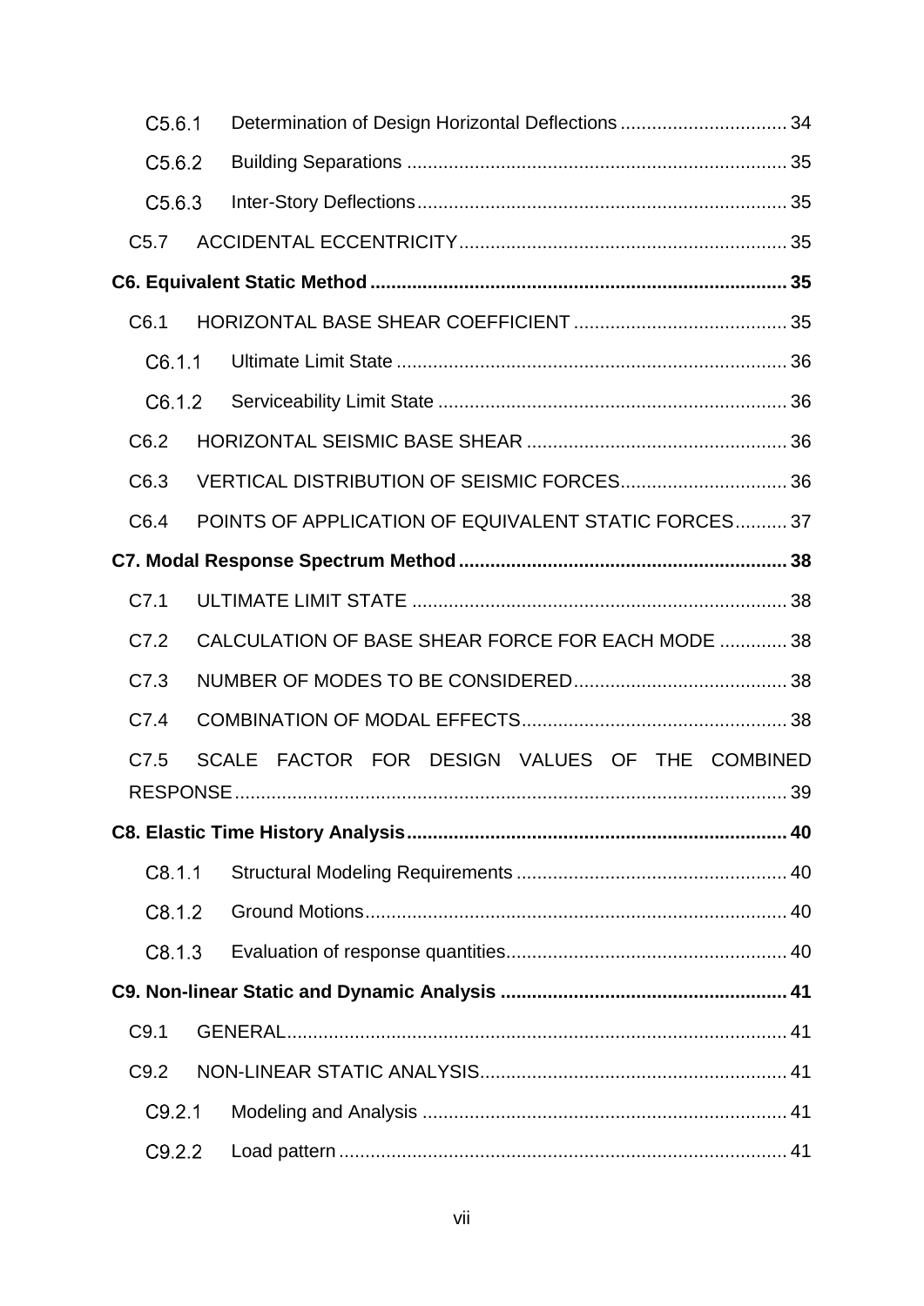C5.6.1 Determination of Design Horizontal Deflections ................................ 34

C5.6.2 Building Separations ......................................................................... 35

C5.6.3 Inter-Story Deflections ....................................................................... 35

C5.7 ACCIDENTAL ECCENTRICITY ............................................................... 35

**C6. Equivalent Static Method ................................................................................ 35**

C6.1 HORIZONTAL BASE SHEAR COEFFICIENT ......................................... 35

C6.1.1 Ultimate Limit State ........................................................................... 36

C6.1.2 Serviceability Limit State ................................................................... 36

C6.2 HORIZONTAL SEISMIC BASE SHEAR .................................................. 36

C6.3 VERTICAL DISTRIBUTION OF SEISMIC FORCES................................ 36

C6.4 POINTS OF APPLICATION OF EQUIVALENT STATIC FORCES.......... 37

**C7. Modal Response Spectrum Method ............................................................... 38**

C7.1 ULTIMATE LIMIT STATE ........................................................................ 38

C7.2 CALCULATION OF BASE SHEAR FORCE FOR EACH MODE ............. 38

C7.3 NUMBER OF MODES TO BE CONSIDERED......................................... 38

C7.4 COMBINATION OF MODAL EFFECTS................................................... 38

C7.5 SCALE FACTOR FOR DESIGN VALUES OF THE COMBINED RESPONSE ......................................................................................................... 39

**C8. Elastic Time History Analysis ......................................................................... 40**

C8.1.1 Structural Modeling Requirements .................................................... 40

C8.1.2 Ground Motions ................................................................................. 40

C8.1.3 Evaluation of response quantities ...................................................... 40

**C9. Non-linear Static and Dynamic Analysis ....................................................... 41**

C9.1 GENERAL ................................................................................................ 41

C9.2 NON-LINEAR STATIC ANALYSIS........................................................... 41

C9.2.1 Modeling and Analysis ...................................................................... 41

C9.2.2 Load pattern ...................................................................................... 41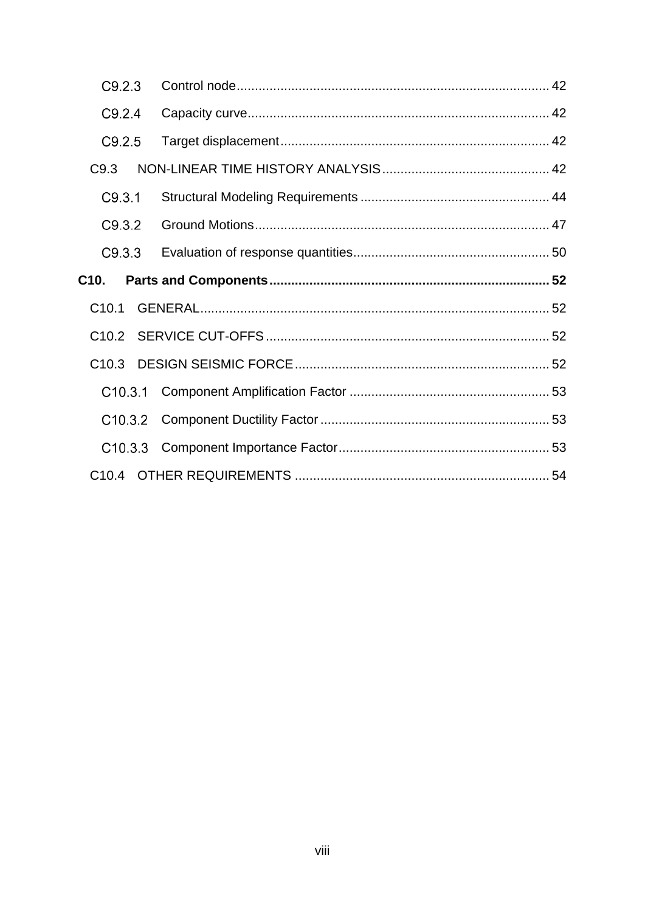C9.2.3 Control node ..................................................................................... 42

C9.2.4 Capacity curve.................................................................................. 42

C9.2.5 Target displacement......................................................................... 42

C9.3 NON-LINEAR TIME HISTORY ANALYSIS............................................. 42

C9.3.1 Structural Modeling Requirements ................................................... 44

C9.3.2 Ground Motions................................................................................ 47

C9.3.3 Evaluation of response quantities..................................................... 50

**C10. Parts and Components........................................................................... 52**

C10.1 GENERAL............................................................................................... 52

C10.2 SERVICE CUT-OFFS............................................................................. 52

C10.3 DESIGN SEISMIC FORCE..................................................................... 52

C10.3.1 Component Amplification Factor ...................................................... 53

C10.3.2 Component Ductility Factor .............................................................. 53

C10.3.3 Component Importance Factor......................................................... 53

C10.4 OTHER REQUIREMENTS ..................................................................... 54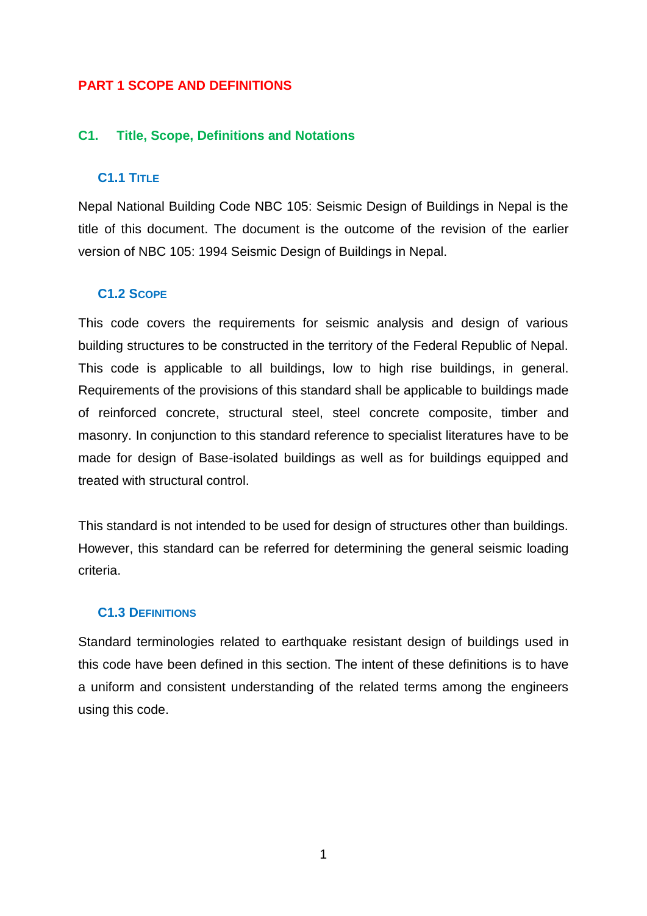# PART 1 SCOPE AND DEFINITIONS

## C1. Title, Scope, Definitions and Notations

### C1.1 Title

Nepal National Building Code NBC 105: Seismic Design of Buildings in Nepal is the title of this document. The document is the outcome of the revision of the earlier version of NBC 105: 1994 Seismic Design of Buildings in Nepal.

### C1.2 Scope

This code covers the requirements for seismic analysis and design of various building structures to be constructed in the territory of the Federal Republic of Nepal. This code is applicable to all buildings, low to high rise buildings, in general. Requirements of the provisions of this standard shall be applicable to buildings made of reinforced concrete, structural steel, steel concrete composite, timber and masonry. In conjunction to this standard reference to specialist literatures have to be made for design of Base-isolated buildings as well as for buildings equipped and treated with structural control.

This standard is not intended to be used for design of structures other than buildings. However, this standard can be referred for determining the general seismic loading criteria.

### C1.3 Definitions

Standard terminologies related to earthquake resistant design of buildings used in this code have been defined in this section. The intent of these definitions is to have a uniform and consistent understanding of the related terms among the engineers using this code.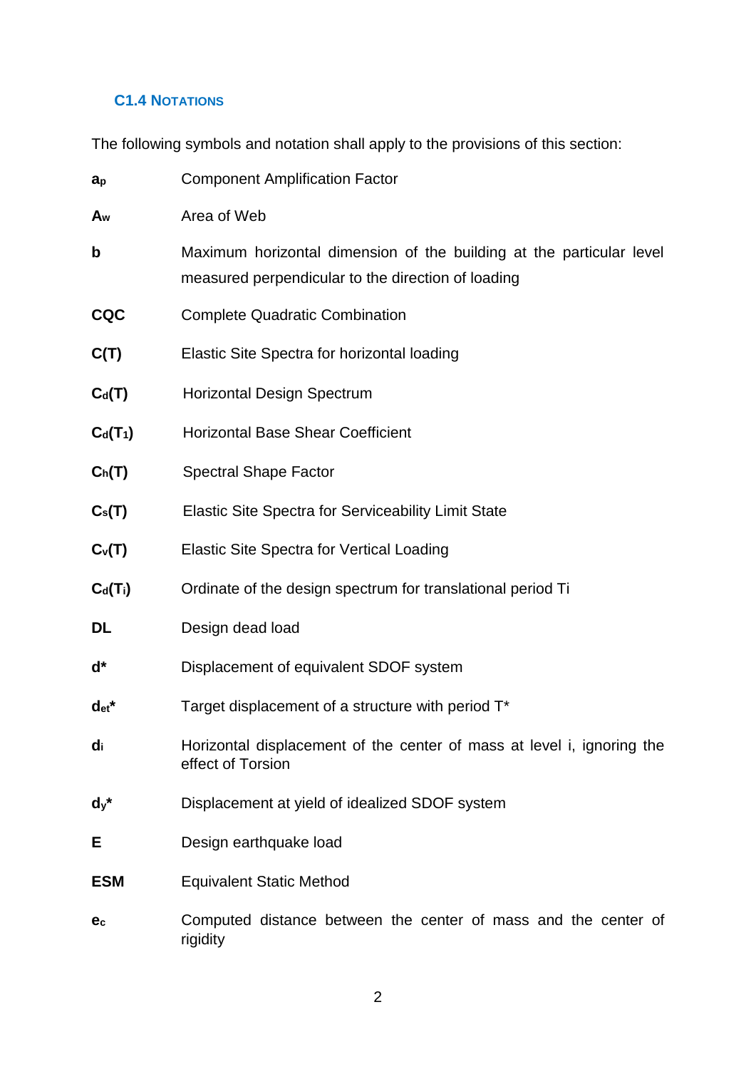### C1.4 Notations

The following symbols and notation shall apply to the provisions of this section:

| Symbol | Description |
|---|---|
| $a_p$ | Component Amplification Factor |
| $A_w$ | Area of Web |
| **b** | Maximum horizontal dimension of the building at the particular level measured perpendicular to the direction of loading |
| **CQC** | Complete Quadratic Combination |
| **C(T)** | Elastic Site Spectra for horizontal loading |
| $C_d(T)$ | Horizontal Design Spectrum |
| $C_d(T_1)$ | Horizontal Base Shear Coefficient |
| $C_h(T)$ | Spectral Shape Factor |
| $C_s(T)$ | Elastic Site Spectra for Serviceability Limit State |
| $C_v(T)$ | Elastic Site Spectra for Vertical Loading |
| $C_d(T_i)$ | Ordinate of the design spectrum for translational period Ti |
| **DL** | Design dead load |
| $d^*$ | Displacement of equivalent SDOF system |
| $d_{et}^*$ | Target displacement of a structure with period T* |
| $d_i$ | Horizontal displacement of the center of mass at level i, ignoring the effect of Torsion |
| $d_y^*$ | Displacement at yield of idealized SDOF system |
| **E** | Design earthquake load |
| **ESM** | Equivalent Static Method |
| $e_c$ | Computed distance between the center of mass and the center of rigidity |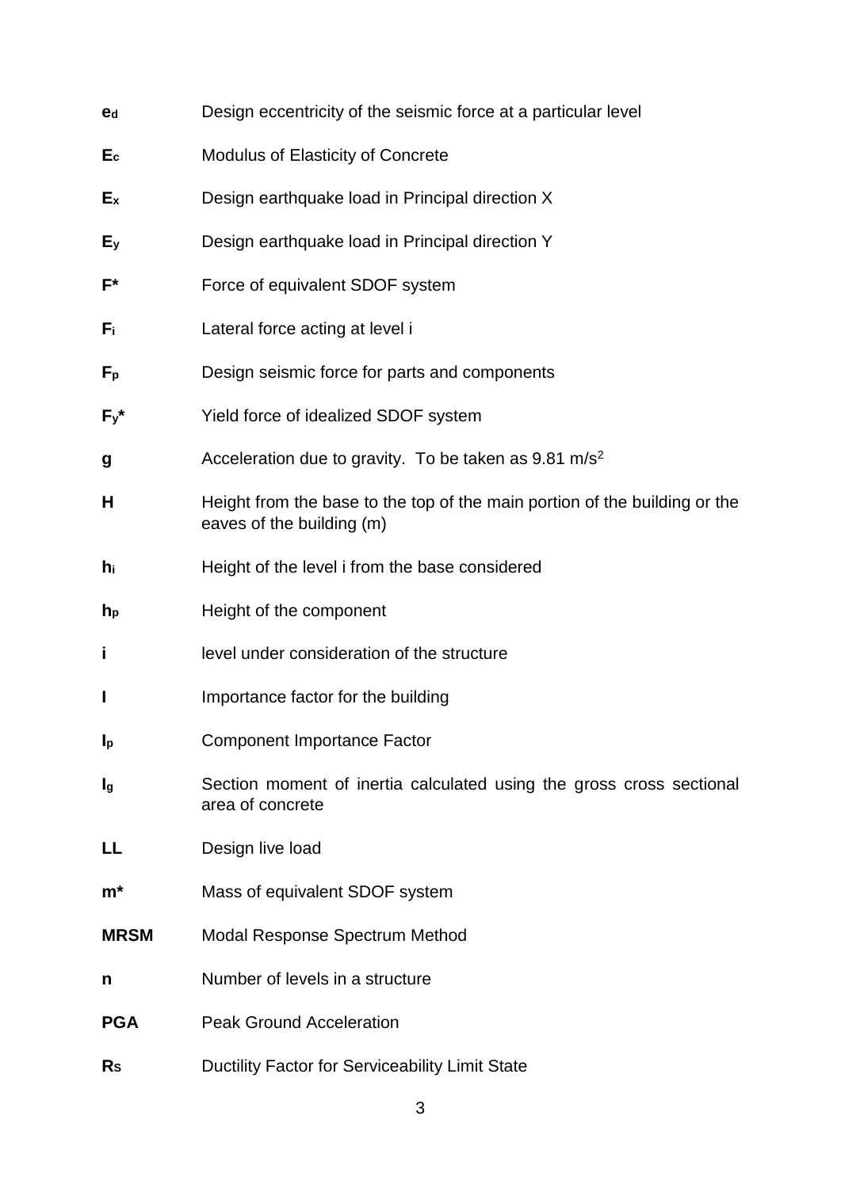| | |
|---|---|
| $e_d$ | Design eccentricity of the seismic force at a particular level |
| $E_c$ | Modulus of Elasticity of Concrete |
| $E_x$ | Design earthquake load in Principal direction X |
| $E_y$ | Design earthquake load in Principal direction Y |
| $F^*$ | Force of equivalent SDOF system |
| $F_i$ | Lateral force acting at level i |
| $F_p$ | Design seismic force for parts and components |
| $F_y^*$ | Yield force of idealized SDOF system |
| **g** | Acceleration due to gravity. To be taken as 9.81 $m/s^2$ |
| **H** | Height from the base to the top of the main portion of the building or the eaves of the building (m) |
| $h_i$ | Height of the level i from the base considered |
| $h_p$ | Height of the component |
| **i** | level under consideration of the structure |
| **I** | Importance factor for the building |
| $I_p$ | Component Importance Factor |
| $I_g$ | Section moment of inertia calculated using the gross cross sectional area of concrete |
| **LL** | Design live load |
| $m^*$ | Mass of equivalent SDOF system |
| **MRSM** | Modal Response Spectrum Method |
| **n** | Number of levels in a structure |
| **PGA** | Peak Ground Acceleration |
| $R_S$ | Ductility Factor for Serviceability Limit State |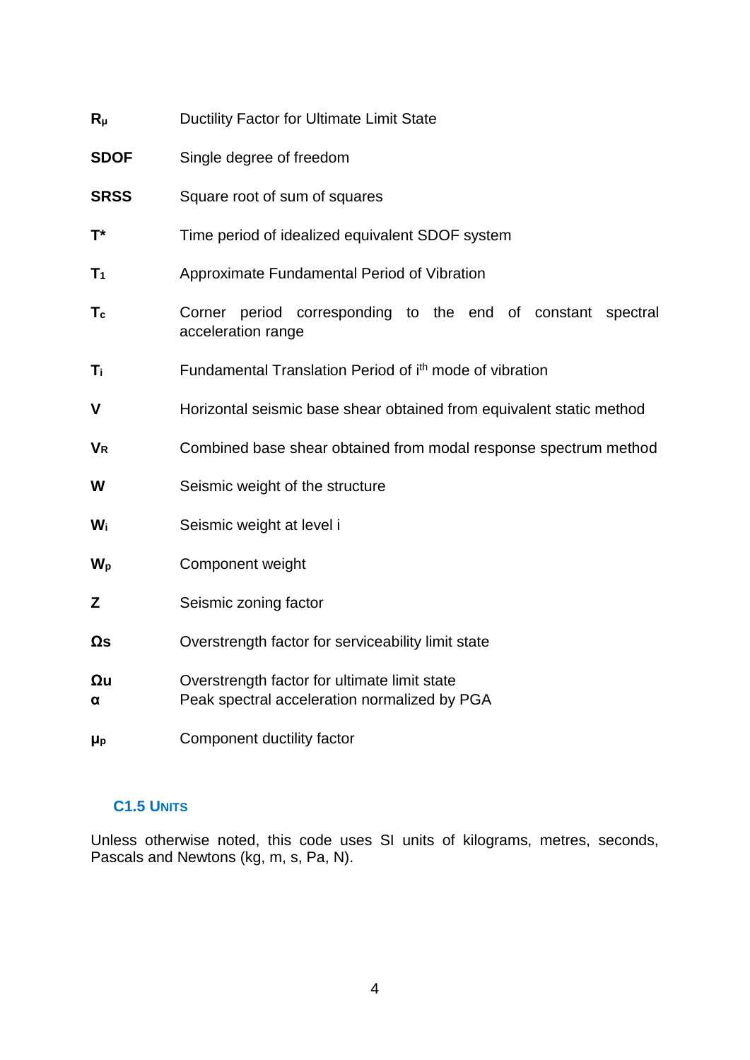| | |
|---|---|
| **$R_\mu$** | Ductility Factor for Ultimate Limit State |
| **SDOF** | Single degree of freedom |
| **SRSS** | Square root of sum of squares |
| **$T^*$** | Time period of idealized equivalent SDOF system |
| **$T_1$** | Approximate Fundamental Period of Vibration |
| **$T_c$** | Corner period corresponding to the end of constant spectral acceleration range |
| **$T_i$** | Fundamental Translation Period of $i^{th}$ mode of vibration |
| **V** | Horizontal seismic base shear obtained from equivalent static method |
| **$V_R$** | Combined base shear obtained from modal response spectrum method |
| **W** | Seismic weight of the structure |
| **$W_i$** | Seismic weight at level i |
| **$W_p$** | Component weight |
| **Z** | Seismic zoning factor |
| **$\Omega_s$** | Overstrength factor for serviceability limit state |
| **$\Omega_u$** | Overstrength factor for ultimate limit state |
| **$\alpha$** | Peak spectral acceleration normalized by PGA |
| **$\mu_p$** | Component ductility factor |

### C1.5 UNITS

Unless otherwise noted, this code uses SI units of kilograms, metres, seconds, Pascals and Newtons (kg, m, s, Pa, N).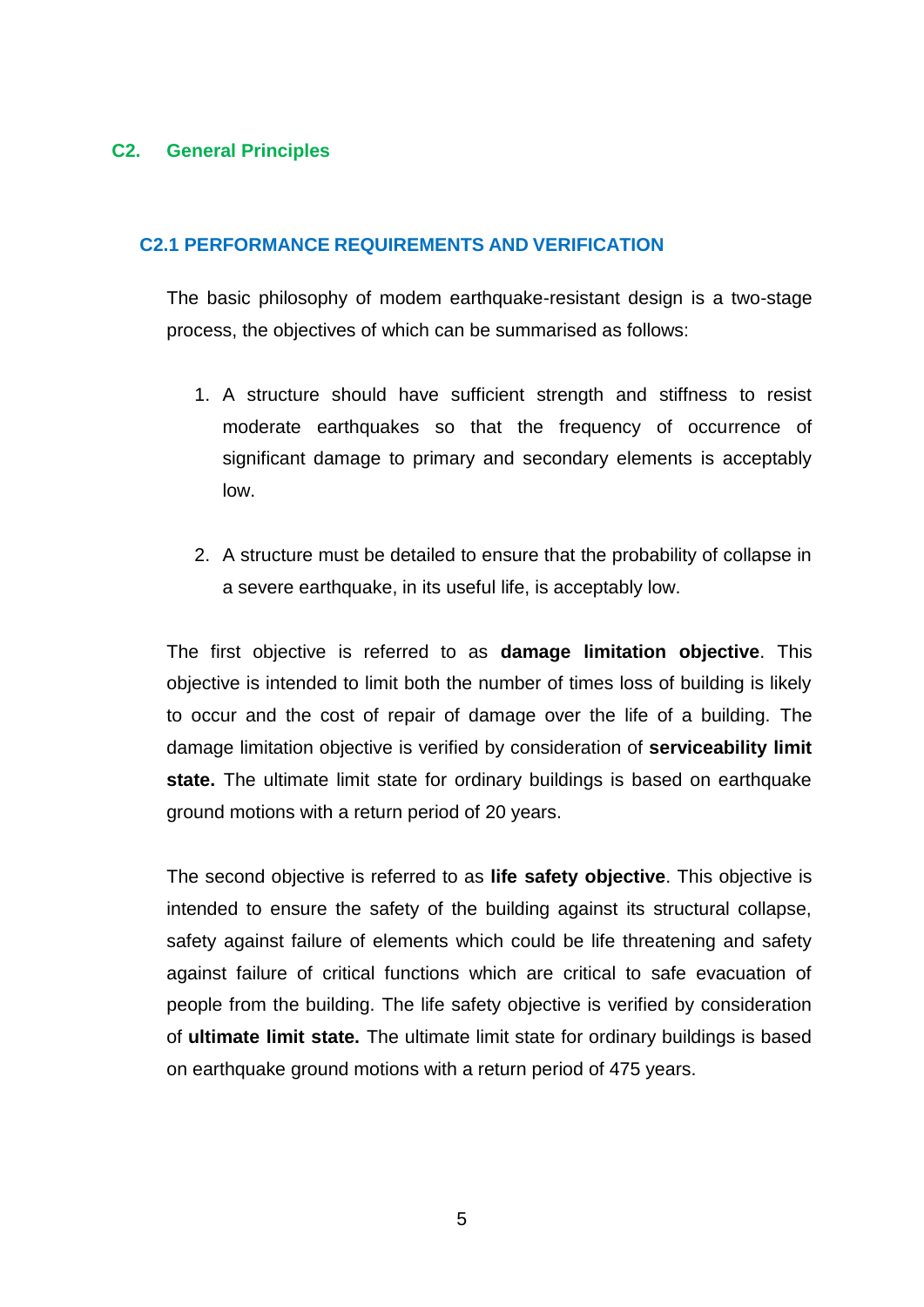# C2. General Principles

## C2.1 PERFORMANCE REQUIREMENTS AND VERIFICATION

The basic philosophy of modem earthquake-resistant design is a two-stage process, the objectives of which can be summarised as follows:

1. A structure should have sufficient strength and stiffness to resist moderate earthquakes so that the frequency of occurrence of significant damage to primary and secondary elements is acceptably low.

2. A structure must be detailed to ensure that the probability of collapse in a severe earthquake, in its useful life, is acceptably low.

The first objective is referred to as **damage limitation objective**. This objective is intended to limit both the number of times loss of building is likely to occur and the cost of repair of damage over the life of a building. The damage limitation objective is verified by consideration of **serviceability limit state.** The ultimate limit state for ordinary buildings is based on earthquake ground motions with a return period of 20 years.

The second objective is referred to as **life safety objective**. This objective is intended to ensure the safety of the building against its structural collapse, safety against failure of elements which could be life threatening and safety against failure of critical functions which are critical to safe evacuation of people from the building. The life safety objective is verified by consideration of **ultimate limit state.** The ultimate limit state for ordinary buildings is based on earthquake ground motions with a return period of 475 years.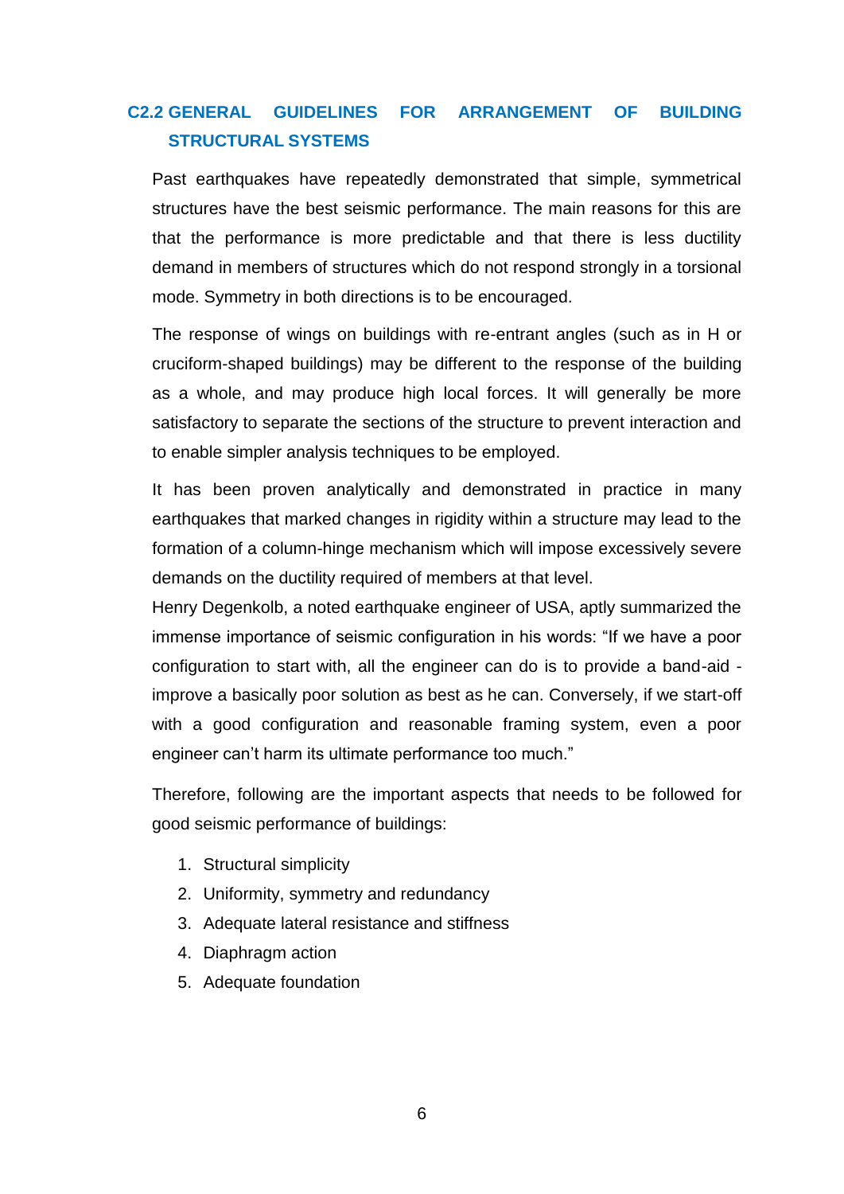## C2.2 GENERAL GUIDELINES FOR ARRANGEMENT OF BUILDING STRUCTURAL SYSTEMS

Past earthquakes have repeatedly demonstrated that simple, symmetrical structures have the best seismic performance. The main reasons for this are that the performance is more predictable and that there is less ductility demand in members of structures which do not respond strongly in a torsional mode. Symmetry in both directions is to be encouraged.

The response of wings on buildings with re-entrant angles (such as in H or cruciform-shaped buildings) may be different to the response of the building as a whole, and may produce high local forces. It will generally be more satisfactory to separate the sections of the structure to prevent interaction and to enable simpler analysis techniques to be employed.

It has been proven analytically and demonstrated in practice in many earthquakes that marked changes in rigidity within a structure may lead to the formation of a column-hinge mechanism which will impose excessively severe demands on the ductility required of members at that level.

Henry Degenkolb, a noted earthquake engineer of USA, aptly summarized the immense importance of seismic configuration in his words: "If we have a poor configuration to start with, all the engineer can do is to provide a band-aid - improve a basically poor solution as best as he can. Conversely, if we start-off with a good configuration and reasonable framing system, even a poor engineer can't harm its ultimate performance too much."

Therefore, following are the important aspects that needs to be followed for good seismic performance of buildings:

1. Structural simplicity
2. Uniformity, symmetry and redundancy
3. Adequate lateral resistance and stiffness
4. Diaphragm action
5. Adequate foundation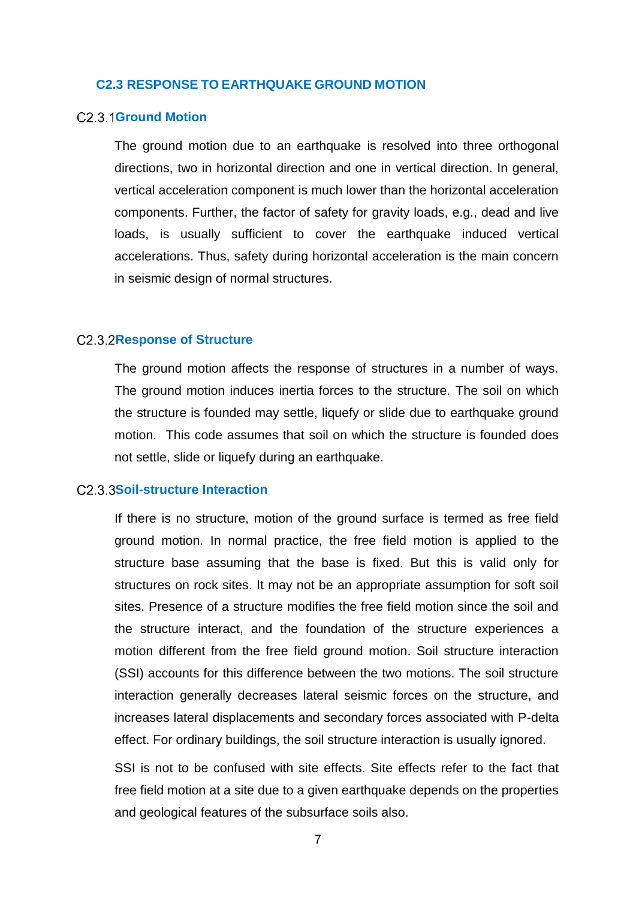## C2.3 RESPONSE TO EARTHQUAKE GROUND MOTION

### C2.3.1 Ground Motion

The ground motion due to an earthquake is resolved into three orthogonal directions, two in horizontal direction and one in vertical direction. In general, vertical acceleration component is much lower than the horizontal acceleration components. Further, the factor of safety for gravity loads, e.g., dead and live loads, is usually sufficient to cover the earthquake induced vertical accelerations. Thus, safety during horizontal acceleration is the main concern in seismic design of normal structures.

### C2.3.2 Response of Structure

The ground motion affects the response of structures in a number of ways. The ground motion induces inertia forces to the structure. The soil on which the structure is founded may settle, liquefy or slide due to earthquake ground motion. This code assumes that soil on which the structure is founded does not settle, slide or liquefy during an earthquake.

### C2.3.3 Soil-structure Interaction

If there is no structure, motion of the ground surface is termed as free field ground motion. In normal practice, the free field motion is applied to the structure base assuming that the base is fixed. But this is valid only for structures on rock sites. It may not be an appropriate assumption for soft soil sites. Presence of a structure modifies the free field motion since the soil and the structure interact, and the foundation of the structure experiences a motion different from the free field ground motion. Soil structure interaction (SSI) accounts for this difference between the two motions. The soil structure interaction generally decreases lateral seismic forces on the structure, and increases lateral displacements and secondary forces associated with P-delta effect. For ordinary buildings, the soil structure interaction is usually ignored.

SSI is not to be confused with site effects. Site effects refer to the fact that free field motion at a site due to a given earthquake depends on the properties and geological features of the subsurface soils also.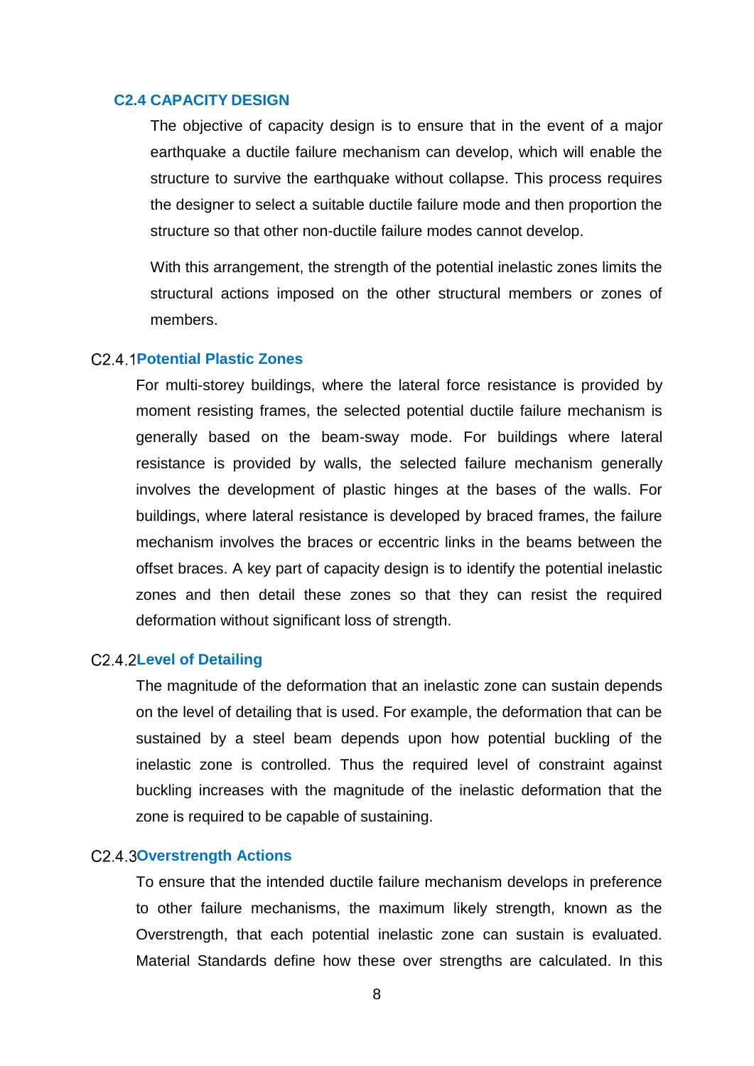## C2.4 CAPACITY DESIGN

The objective of capacity design is to ensure that in the event of a major earthquake a ductile failure mechanism can develop, which will enable the structure to survive the earthquake without collapse. This process requires the designer to select a suitable ductile failure mode and then proportion the structure so that other non-ductile failure modes cannot develop.

With this arrangement, the strength of the potential inelastic zones limits the structural actions imposed on the other structural members or zones of members.

### C2.4.1 Potential Plastic Zones

For multi-storey buildings, where the lateral force resistance is provided by moment resisting frames, the selected potential ductile failure mechanism is generally based on the beam-sway mode. For buildings where lateral resistance is provided by walls, the selected failure mechanism generally involves the development of plastic hinges at the bases of the walls. For buildings, where lateral resistance is developed by braced frames, the failure mechanism involves the braces or eccentric links in the beams between the offset braces. A key part of capacity design is to identify the potential inelastic zones and then detail these zones so that they can resist the required deformation without significant loss of strength.

### C2.4.2 Level of Detailing

The magnitude of the deformation that an inelastic zone can sustain depends on the level of detailing that is used. For example, the deformation that can be sustained by a steel beam depends upon how potential buckling of the inelastic zone is controlled. Thus the required level of constraint against buckling increases with the magnitude of the inelastic deformation that the zone is required to be capable of sustaining.

### C2.4.3 Overstrength Actions

To ensure that the intended ductile failure mechanism develops in preference to other failure mechanisms, the maximum likely strength, known as the Overstrength, that each potential inelastic zone can sustain is evaluated. Material Standards define how these over strengths are calculated. In this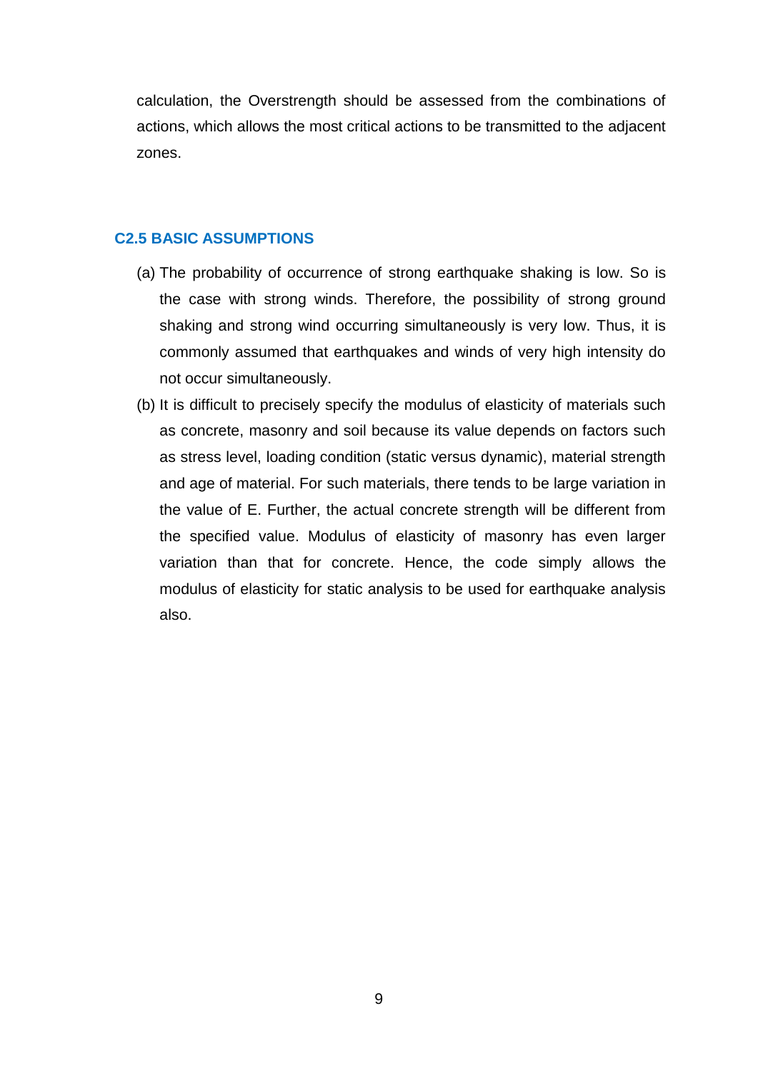calculation, the Overstrength should be assessed from the combinations of actions, which allows the most critical actions to be transmitted to the adjacent zones.

## C2.5 BASIC ASSUMPTIONS

(a) The probability of occurrence of strong earthquake shaking is low. So is the case with strong winds. Therefore, the possibility of strong ground shaking and strong wind occurring simultaneously is very low. Thus, it is commonly assumed that earthquakes and winds of very high intensity do not occur simultaneously.

(b) It is difficult to precisely specify the modulus of elasticity of materials such as concrete, masonry and soil because its value depends on factors such as stress level, loading condition (static versus dynamic), material strength and age of material. For such materials, there tends to be large variation in the value of E. Further, the actual concrete strength will be different from the specified value. Modulus of elasticity of masonry has even larger variation than that for concrete. Hence, the code simply allows the modulus of elasticity for static analysis to be used for earthquake analysis also.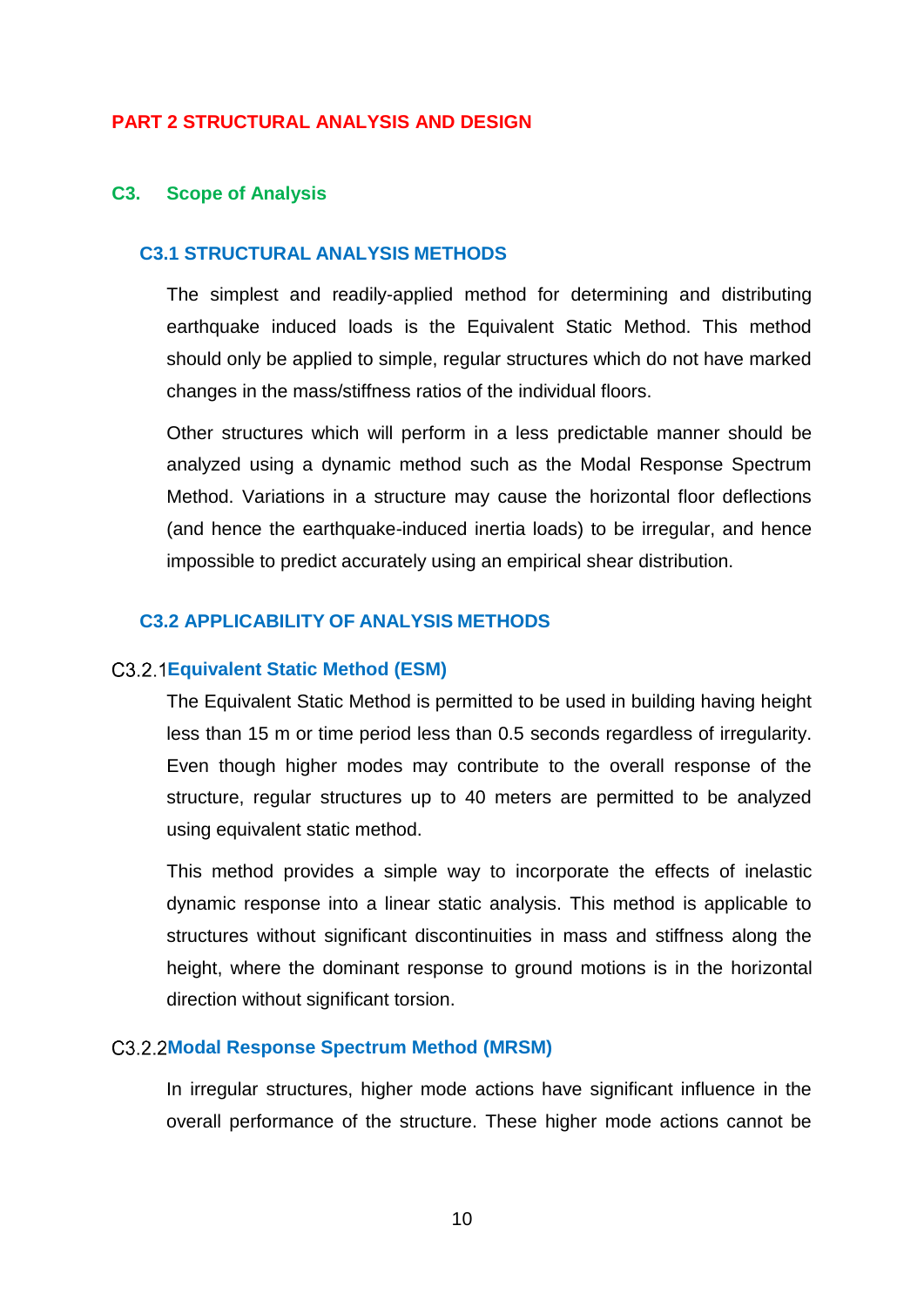# PART 2 STRUCTURAL ANALYSIS AND DESIGN

## C3. Scope of Analysis

### C3.1 STRUCTURAL ANALYSIS METHODS

The simplest and readily-applied method for determining and distributing earthquake induced loads is the Equivalent Static Method. This method should only be applied to simple, regular structures which do not have marked changes in the mass/stiffness ratios of the individual floors.

Other structures which will perform in a less predictable manner should be analyzed using a dynamic method such as the Modal Response Spectrum Method. Variations in a structure may cause the horizontal floor deflections (and hence the earthquake-induced inertia loads) to be irregular, and hence impossible to predict accurately using an empirical shear distribution.

### C3.2 APPLICABILITY OF ANALYSIS METHODS

#### C3.2.1 Equivalent Static Method (ESM)

The Equivalent Static Method is permitted to be used in building having height less than 15 m or time period less than 0.5 seconds regardless of irregularity. Even though higher modes may contribute to the overall response of the structure, regular structures up to 40 meters are permitted to be analyzed using equivalent static method.

This method provides a simple way to incorporate the effects of inelastic dynamic response into a linear static analysis. This method is applicable to structures without significant discontinuities in mass and stiffness along the height, where the dominant response to ground motions is in the horizontal direction without significant torsion.

#### C3.2.2 Modal Response Spectrum Method (MRSM)

In irregular structures, higher mode actions have significant influence in the overall performance of the structure. These higher mode actions cannot be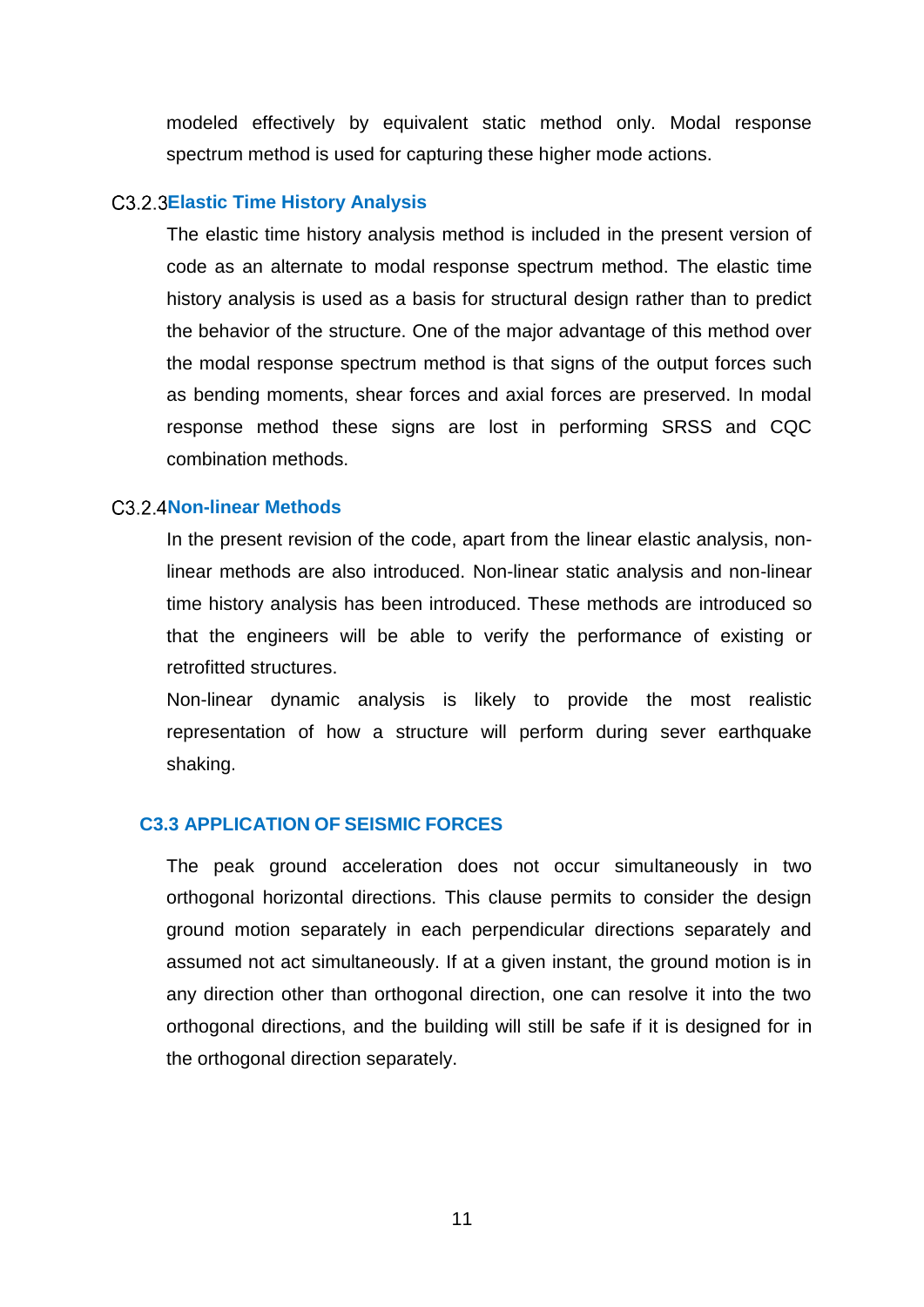modeled effectively by equivalent static method only. Modal response spectrum method is used for capturing these higher mode actions.

### C3.2.3 Elastic Time History Analysis

The elastic time history analysis method is included in the present version of code as an alternate to modal response spectrum method. The elastic time history analysis is used as a basis for structural design rather than to predict the behavior of the structure. One of the major advantage of this method over the modal response spectrum method is that signs of the output forces such as bending moments, shear forces and axial forces are preserved. In modal response method these signs are lost in performing SRSS and CQC combination methods.

### C3.2.4 Non-linear Methods

In the present revision of the code, apart from the linear elastic analysis, non-linear methods are also introduced. Non-linear static analysis and non-linear time history analysis has been introduced. These methods are introduced so that the engineers will be able to verify the performance of existing or retrofitted structures.

Non-linear dynamic analysis is likely to provide the most realistic representation of how a structure will perform during sever earthquake shaking.

## C3.3 APPLICATION OF SEISMIC FORCES

The peak ground acceleration does not occur simultaneously in two orthogonal horizontal directions. This clause permits to consider the design ground motion separately in each perpendicular directions separately and assumed not act simultaneously. If at a given instant, the ground motion is in any direction other than orthogonal direction, one can resolve it into the two orthogonal directions, and the building will still be safe if it is designed for in the orthogonal direction separately.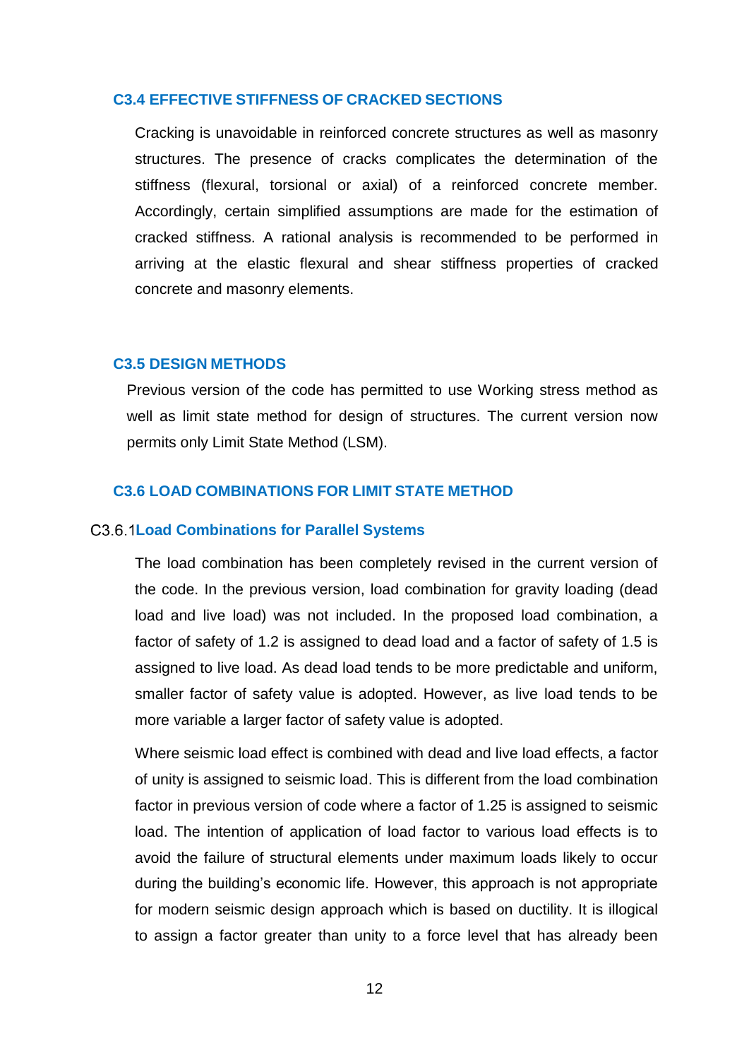## C3.4 EFFECTIVE STIFFNESS OF CRACKED SECTIONS

Cracking is unavoidable in reinforced concrete structures as well as masonry structures. The presence of cracks complicates the determination of the stiffness (flexural, torsional or axial) of a reinforced concrete member. Accordingly, certain simplified assumptions are made for the estimation of cracked stiffness. A rational analysis is recommended to be performed in arriving at the elastic flexural and shear stiffness properties of cracked concrete and masonry elements.

## C3.5 DESIGN METHODS

Previous version of the code has permitted to use Working stress method as well as limit state method for design of structures. The current version now permits only Limit State Method (LSM).

## C3.6 LOAD COMBINATIONS FOR LIMIT STATE METHOD

### C3.6.1 Load Combinations for Parallel Systems

The load combination has been completely revised in the current version of the code. In the previous version, load combination for gravity loading (dead load and live load) was not included. In the proposed load combination, a factor of safety of 1.2 is assigned to dead load and a factor of safety of 1.5 is assigned to live load. As dead load tends to be more predictable and uniform, smaller factor of safety value is adopted. However, as live load tends to be more variable a larger factor of safety value is adopted.

Where seismic load effect is combined with dead and live load effects, a factor of unity is assigned to seismic load. This is different from the load combination factor in previous version of code where a factor of 1.25 is assigned to seismic load. The intention of application of load factor to various load effects is to avoid the failure of structural elements under maximum loads likely to occur during the building's economic life. However, this approach is not appropriate for modern seismic design approach which is based on ductility. It is illogical to assign a factor greater than unity to a force level that has already been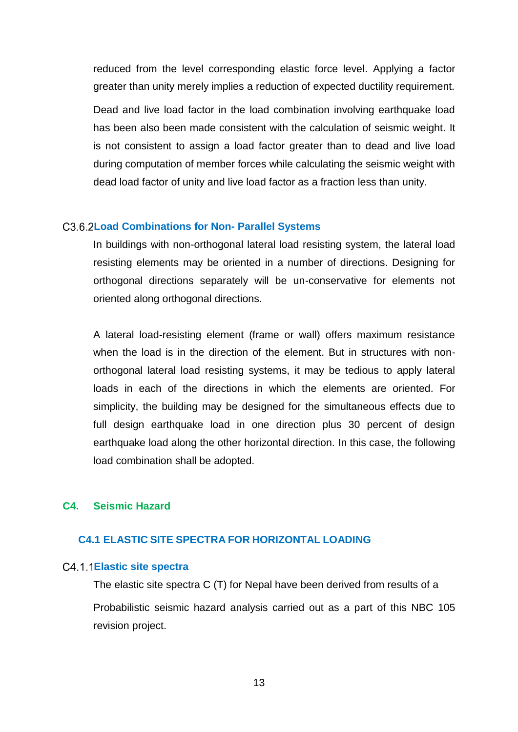reduced from the level corresponding elastic force level. Applying a factor greater than unity merely implies a reduction of expected ductility requirement.

Dead and live load factor in the load combination involving earthquake load has been also been made consistent with the calculation of seismic weight. It is not consistent to assign a load factor greater than to dead and live load during computation of member forces while calculating the seismic weight with dead load factor of unity and live load factor as a fraction less than unity.

### C3.6.2 Load Combinations for Non- Parallel Systems

In buildings with non-orthogonal lateral load resisting system, the lateral load resisting elements may be oriented in a number of directions. Designing for orthogonal directions separately will be un-conservative for elements not oriented along orthogonal directions.

A lateral load-resisting element (frame or wall) offers maximum resistance when the load is in the direction of the element. But in structures with non-orthogonal lateral load resisting systems, it may be tedious to apply lateral loads in each of the directions in which the elements are oriented. For simplicity, the building may be designed for the simultaneous effects due to full design earthquake load in one direction plus 30 percent of design earthquake load along the other horizontal direction. In this case, the following load combination shall be adopted.

# C4. Seismic Hazard

## C4.1 ELASTIC SITE SPECTRA FOR HORIZONTAL LOADING

### C4.1.1 Elastic site spectra

The elastic site spectra C (T) for Nepal have been derived from results of a Probabilistic seismic hazard analysis carried out as a part of this NBC 105 revision project.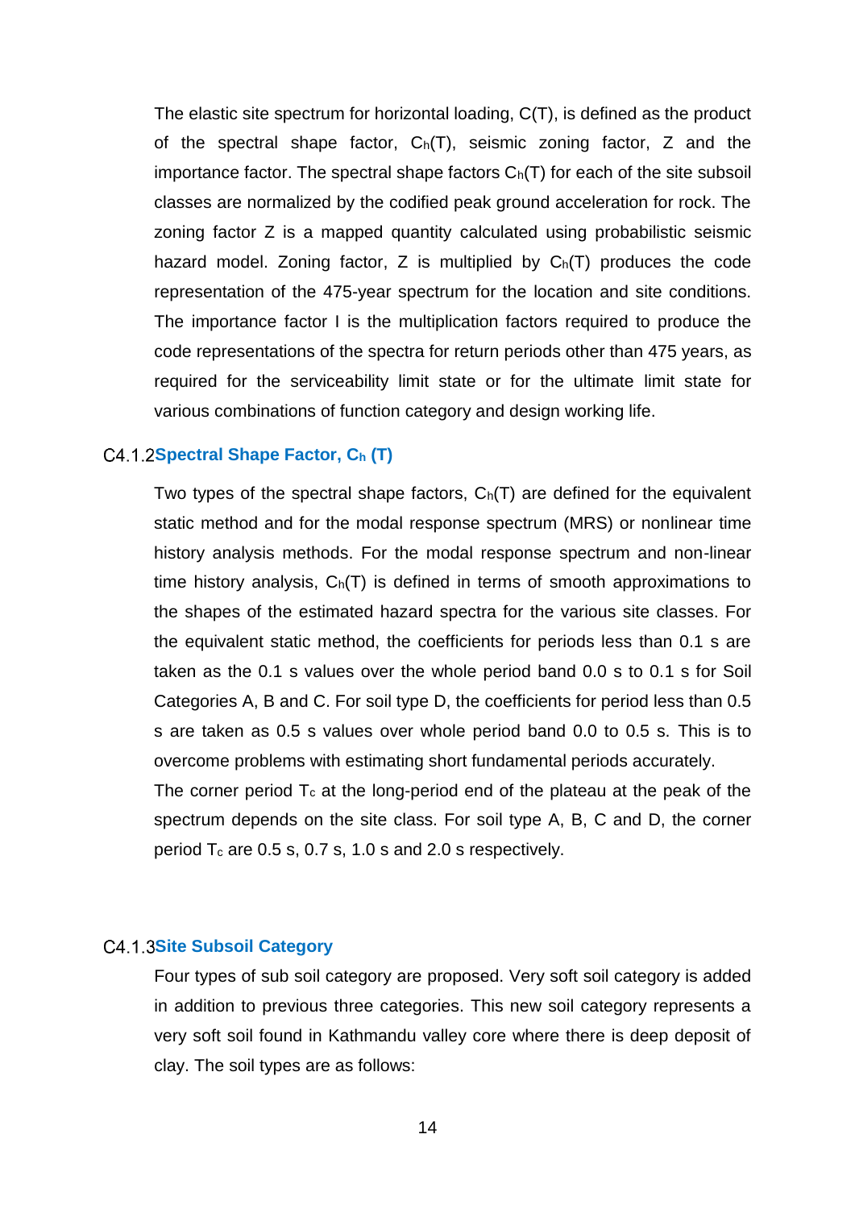The elastic site spectrum for horizontal loading, C(T), is defined as the product of the spectral shape factor, $C_h(T)$, seismic zoning factor, Z and the importance factor. The spectral shape factors $C_h(T)$ for each of the site subsoil classes are normalized by the codified peak ground acceleration for rock. The zoning factor Z is a mapped quantity calculated using probabilistic seismic hazard model. Zoning factor, Z is multiplied by $C_h(T)$ produces the code representation of the 475-year spectrum for the location and site conditions. The importance factor I is the multiplication factors required to produce the code representations of the spectra for return periods other than 475 years, as required for the serviceability limit state or for the ultimate limit state for various combinations of function category and design working life.

### C4.1.2 Spectral Shape Factor, $C_h$ (T)

Two types of the spectral shape factors, $C_h(T)$ are defined for the equivalent static method and for the modal response spectrum (MRS) or nonlinear time history analysis methods. For the modal response spectrum and non-linear time history analysis, $C_h(T)$ is defined in terms of smooth approximations to the shapes of the estimated hazard spectra for the various site classes. For the equivalent static method, the coefficients for periods less than 0.1 s are taken as the 0.1 s values over the whole period band 0.0 s to 0.1 s for Soil Categories A, B and C. For soil type D, the coefficients for period less than 0.5 s are taken as 0.5 s values over whole period band 0.0 to 0.5 s. This is to overcome problems with estimating short fundamental periods accurately.

The corner period $T_c$ at the long-period end of the plateau at the peak of the spectrum depends on the site class. For soil type A, B, C and D, the corner period $T_c$ are 0.5 s, 0.7 s, 1.0 s and 2.0 s respectively.

### C4.1.3 Site Subsoil Category

Four types of sub soil category are proposed. Very soft soil category is added in addition to previous three categories. This new soil category represents a very soft soil found in Kathmandu valley core where there is deep deposit of clay. The soil types are as follows: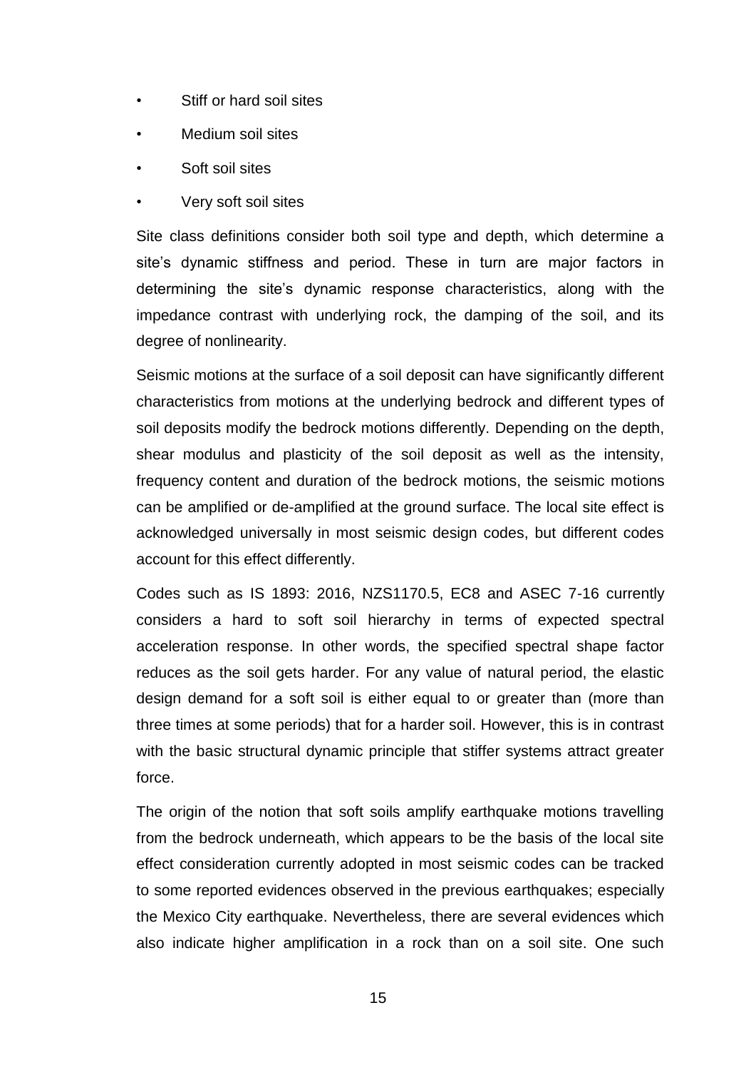- Stiff or hard soil sites
- Medium soil sites
- Soft soil sites
- Very soft soil sites

Site class definitions consider both soil type and depth, which determine a site's dynamic stiffness and period. These in turn are major factors in determining the site's dynamic response characteristics, along with the impedance contrast with underlying rock, the damping of the soil, and its degree of nonlinearity.

Seismic motions at the surface of a soil deposit can have significantly different characteristics from motions at the underlying bedrock and different types of soil deposits modify the bedrock motions differently. Depending on the depth, shear modulus and plasticity of the soil deposit as well as the intensity, frequency content and duration of the bedrock motions, the seismic motions can be amplified or de-amplified at the ground surface. The local site effect is acknowledged universally in most seismic design codes, but different codes account for this effect differently.

Codes such as IS 1893: 2016, NZS1170.5, EC8 and ASEC 7-16 currently considers a hard to soft soil hierarchy in terms of expected spectral acceleration response. In other words, the specified spectral shape factor reduces as the soil gets harder. For any value of natural period, the elastic design demand for a soft soil is either equal to or greater than (more than three times at some periods) that for a harder soil. However, this is in contrast with the basic structural dynamic principle that stiffer systems attract greater force.

The origin of the notion that soft soils amplify earthquake motions travelling from the bedrock underneath, which appears to be the basis of the local site effect consideration currently adopted in most seismic codes can be tracked to some reported evidences observed in the previous earthquakes; especially the Mexico City earthquake. Nevertheless, there are several evidences which also indicate higher amplification in a rock than on a soil site. One such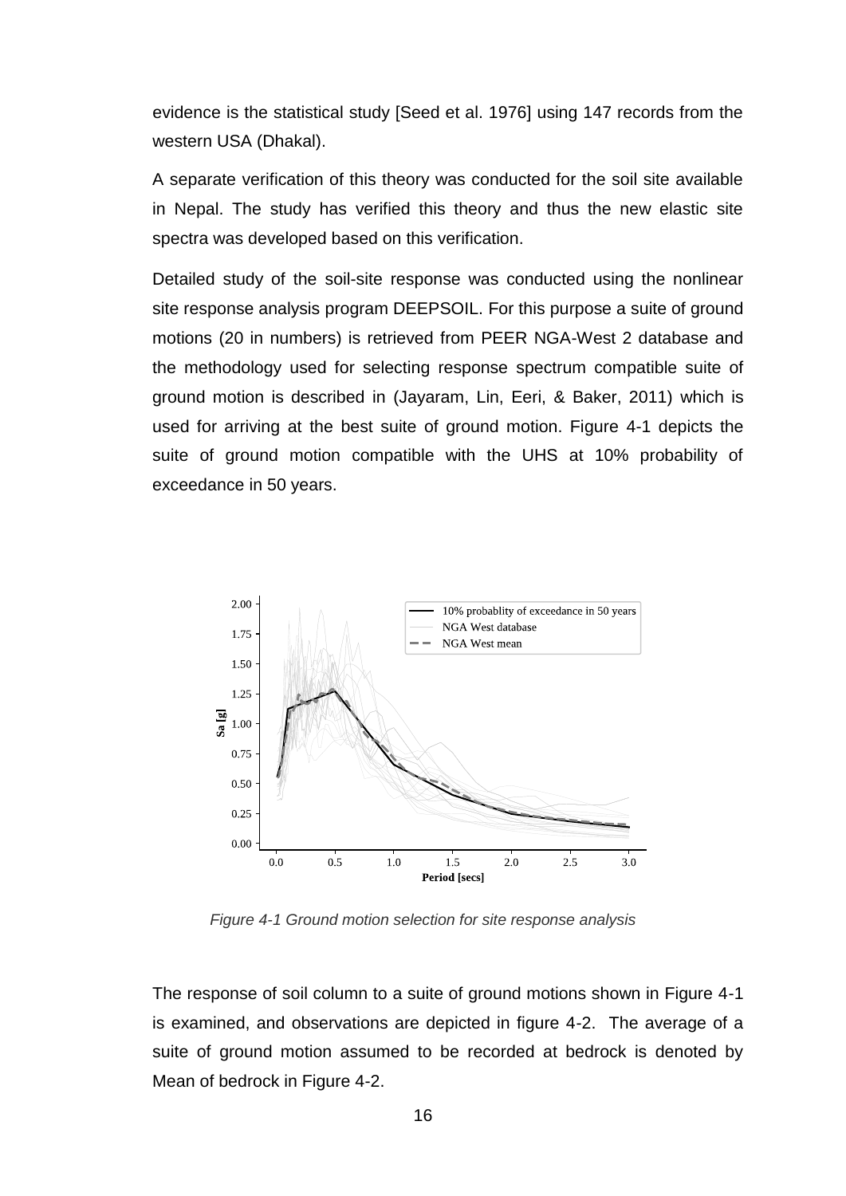evidence is the statistical study [Seed et al. 1976] using 147 records from the western USA (Dhakal).

A separate verification of this theory was conducted for the soil site available in Nepal. The study has verified this theory and thus the new elastic site spectra was developed based on this verification.

Detailed study of the soil-site response was conducted using the nonlinear site response analysis program DEEPSOIL. For this purpose a suite of ground motions (20 in numbers) is retrieved from PEER NGA-West 2 database and the methodology used for selecting response spectrum compatible suite of ground motion is described in (Jayaram, Lin, Eeri, & Baker, 2011) which is used for arriving at the best suite of ground motion. Figure 4-1 depicts the suite of ground motion compatible with the UHS at 10% probability of exceedance in 50 years.

*Figure 4-1 Ground motion selection for site response analysis*

The response of soil column to a suite of ground motions shown in Figure 4-1 is examined, and observations are depicted in figure 4-2. The average of a suite of ground motion assumed to be recorded at bedrock is denoted by Mean of bedrock in Figure 4-2.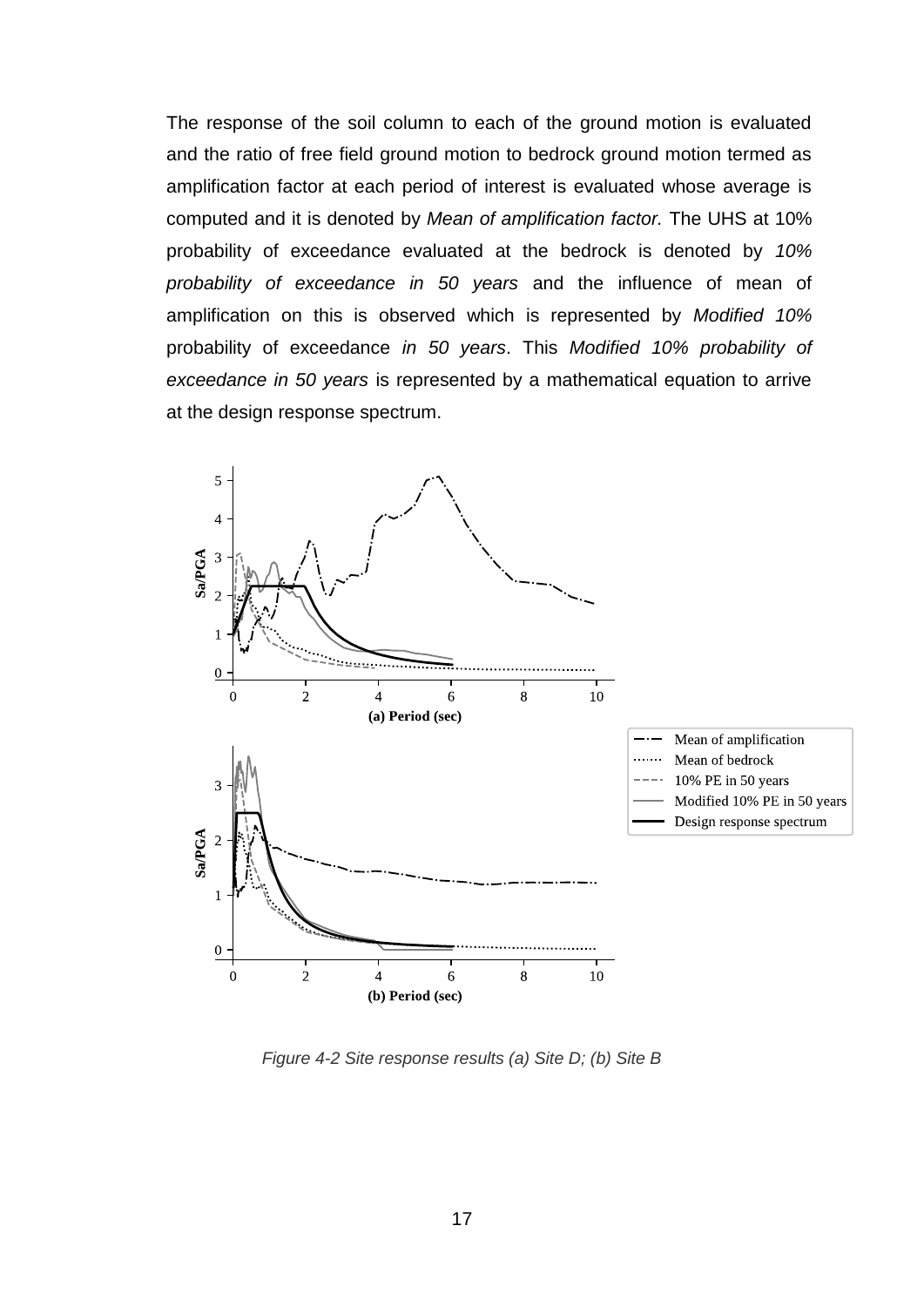The response of the soil column to each of the ground motion is evaluated and the ratio of free field ground motion to bedrock ground motion termed as amplification factor at each period of interest is evaluated whose average is computed and it is denoted by *Mean of amplification factor.* The UHS at 10% probability of exceedance evaluated at the bedrock is denoted by *10% probability of exceedance in 50 years* and the influence of mean of amplification on this is observed which is represented by *Modified 10%* probability of exceedance *in 50 years*. This *Modified 10% probability of exceedance in 50 years* is represented by a mathematical equation to arrive at the design response spectrum.

*Figure 4-2 Site response results (a) Site D; (b) Site B*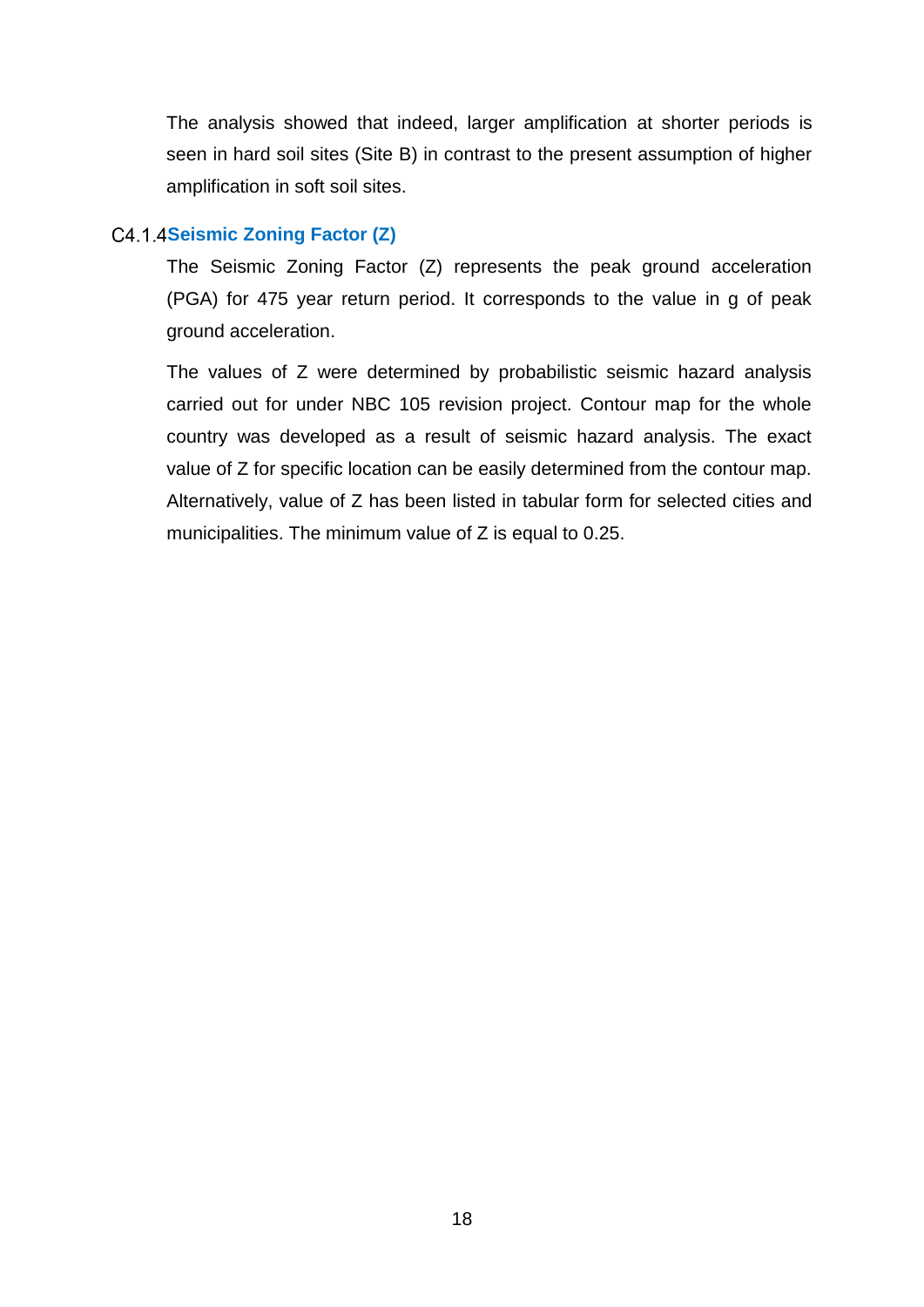The analysis showed that indeed, larger amplification at shorter periods is seen in hard soil sites (Site B) in contrast to the present assumption of higher amplification in soft soil sites.

### C4.1.4 Seismic Zoning Factor (Z)

The Seismic Zoning Factor (Z) represents the peak ground acceleration (PGA) for 475 year return period. It corresponds to the value in g of peak ground acceleration.

The values of Z were determined by probabilistic seismic hazard analysis carried out for under NBC 105 revision project. Contour map for the whole country was developed as a result of seismic hazard analysis. The exact value of Z for specific location can be easily determined from the contour map. Alternatively, value of Z has been listed in tabular form for selected cities and municipalities. The minimum value of Z is equal to 0.25.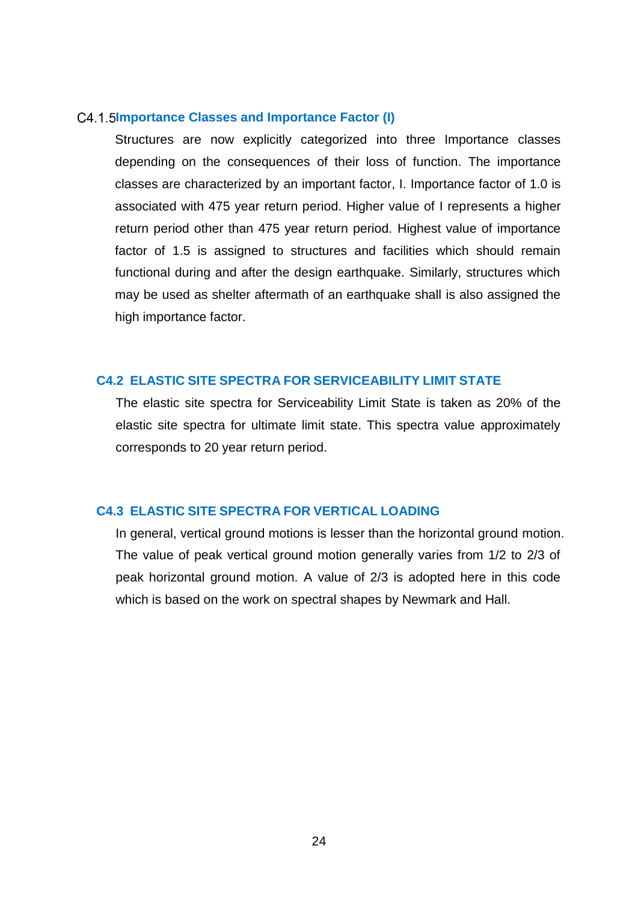### C4.1.5 Importance Classes and Importance Factor (I)

Structures are now explicitly categorized into three Importance classes depending on the consequences of their loss of function. The importance classes are characterized by an important factor, I. Importance factor of 1.0 is associated with 475 year return period. Higher value of I represents a higher return period other than 475 year return period. Highest value of importance factor of 1.5 is assigned to structures and facilities which should remain functional during and after the design earthquake. Similarly, structures which may be used as shelter aftermath of an earthquake shall is also assigned the high importance factor.

## C4.2 ELASTIC SITE SPECTRA FOR SERVICEABILITY LIMIT STATE

The elastic site spectra for Serviceability Limit State is taken as 20% of the elastic site spectra for ultimate limit state. This spectra value approximately corresponds to 20 year return period.

## C4.3 ELASTIC SITE SPECTRA FOR VERTICAL LOADING

In general, vertical ground motions is lesser than the horizontal ground motion. The value of peak vertical ground motion generally varies from 1/2 to 2/3 of peak horizontal ground motion. A value of 2/3 is adopted here in this code which is based on the work on spectral shapes by Newmark and Hall.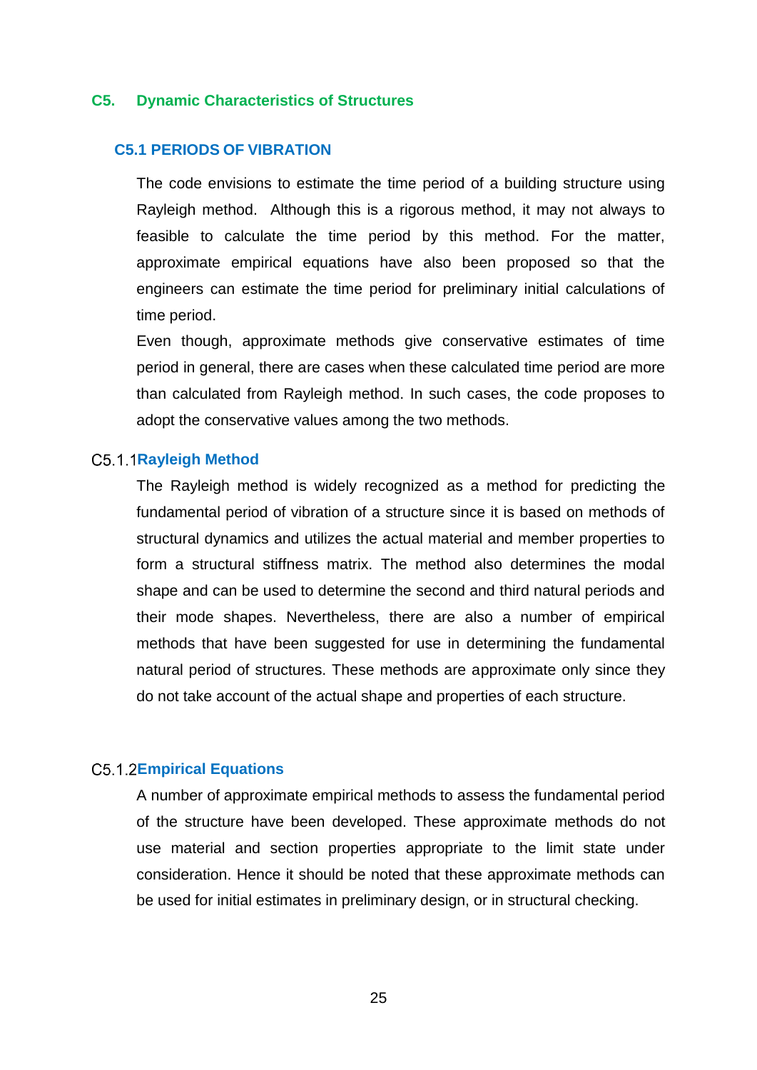# C5. Dynamic Characteristics of Structures

## C5.1 PERIODS OF VIBRATION

The code envisions to estimate the time period of a building structure using Rayleigh method. Although this is a rigorous method, it may not always to feasible to calculate the time period by this method. For the matter, approximate empirical equations have also been proposed so that the engineers can estimate the time period for preliminary initial calculations of time period.

Even though, approximate methods give conservative estimates of time period in general, there are cases when these calculated time period are more than calculated from Rayleigh method. In such cases, the code proposes to adopt the conservative values among the two methods.

### C5.1.1 Rayleigh Method

The Rayleigh method is widely recognized as a method for predicting the fundamental period of vibration of a structure since it is based on methods of structural dynamics and utilizes the actual material and member properties to form a structural stiffness matrix. The method also determines the modal shape and can be used to determine the second and third natural periods and their mode shapes. Nevertheless, there are also a number of empirical methods that have been suggested for use in determining the fundamental natural period of structures. These methods are approximate only since they do not take account of the actual shape and properties of each structure.

### C5.1.2 Empirical Equations

A number of approximate empirical methods to assess the fundamental period of the structure have been developed. These approximate methods do not use material and section properties appropriate to the limit state under consideration. Hence it should be noted that these approximate methods can be used for initial estimates in preliminary design, or in structural checking.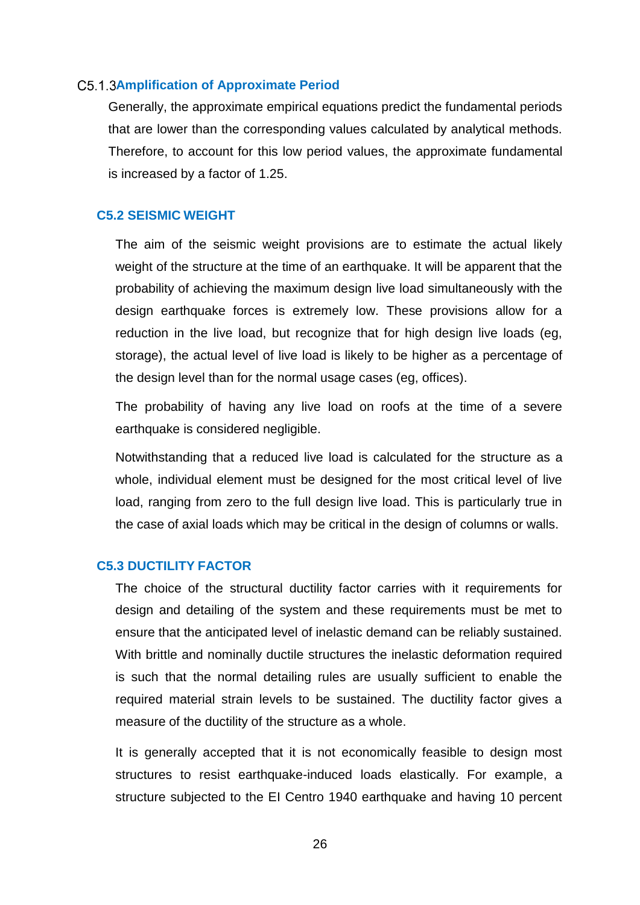### C5.1.3 Amplification of Approximate Period

Generally, the approximate empirical equations predict the fundamental periods that are lower than the corresponding values calculated by analytical methods. Therefore, to account for this low period values, the approximate fundamental is increased by a factor of 1.25.

## C5.2 SEISMIC WEIGHT

The aim of the seismic weight provisions are to estimate the actual likely weight of the structure at the time of an earthquake. It will be apparent that the probability of achieving the maximum design live load simultaneously with the design earthquake forces is extremely low. These provisions allow for a reduction in the live load, but recognize that for high design live loads (eg, storage), the actual level of live load is likely to be higher as a percentage of the design level than for the normal usage cases (eg, offices).

The probability of having any live load on roofs at the time of a severe earthquake is considered negligible.

Notwithstanding that a reduced live load is calculated for the structure as a whole, individual element must be designed for the most critical level of live load, ranging from zero to the full design live load. This is particularly true in the case of axial loads which may be critical in the design of columns or walls.

## C5.3 DUCTILITY FACTOR

The choice of the structural ductility factor carries with it requirements for design and detailing of the system and these requirements must be met to ensure that the anticipated level of inelastic demand can be reliably sustained. With brittle and nominally ductile structures the inelastic deformation required is such that the normal detailing rules are usually sufficient to enable the required material strain levels to be sustained. The ductility factor gives a measure of the ductility of the structure as a whole.

It is generally accepted that it is not economically feasible to design most structures to resist earthquake-induced loads elastically. For example, a structure subjected to the El Centro 1940 earthquake and having 10 percent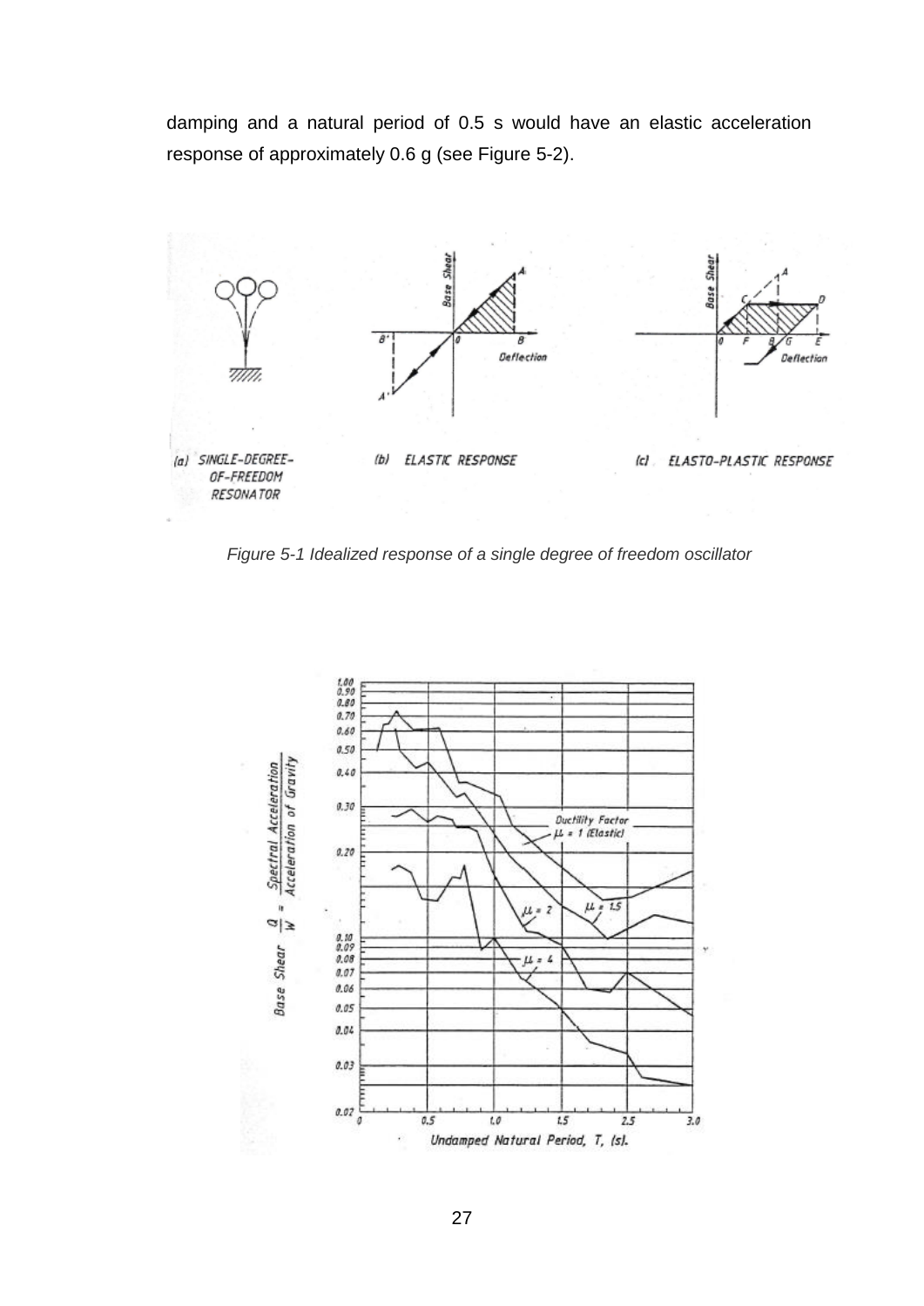damping and a natural period of 0.5 s would have an elastic acceleration response of approximately 0.6 g (see Figure 5-2).

*Figure 5-1 Idealized response of a single degree of freedom oscillator*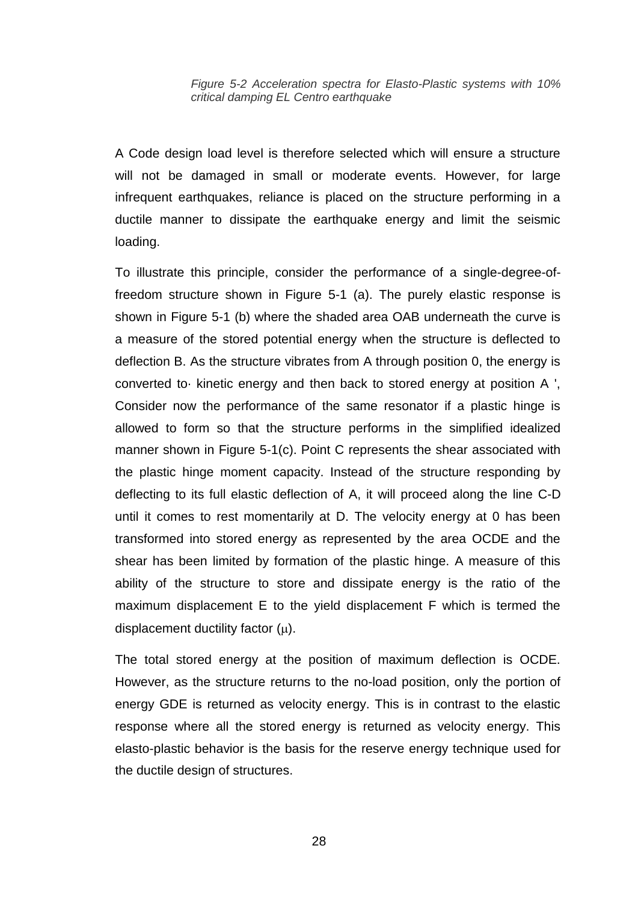*Figure 5-2 Acceleration spectra for Elasto-Plastic systems with 10% critical damping EL Centro earthquake*

A Code design load level is therefore selected which will ensure a structure will not be damaged in small or moderate events. However, for large infrequent earthquakes, reliance is placed on the structure performing in a ductile manner to dissipate the earthquake energy and limit the seismic loading.

To illustrate this principle, consider the performance of a single-degree-of-freedom structure shown in Figure 5-1 (a). The purely elastic response is shown in Figure 5-1 (b) where the shaded area OAB underneath the curve is a measure of the stored potential energy when the structure is deflected to deflection B. As the structure vibrates from A through position 0, the energy is converted to· kinetic energy and then back to stored energy at position A ', Consider now the performance of the same resonator if a plastic hinge is allowed to form so that the structure performs in the simplified idealized manner shown in Figure 5-1(c). Point C represents the shear associated with the plastic hinge moment capacity. Instead of the structure responding by deflecting to its full elastic deflection of A, it will proceed along the line C-D until it comes to rest momentarily at D. The velocity energy at 0 has been transformed into stored energy as represented by the area OCDE and the shear has been limited by formation of the plastic hinge. A measure of this ability of the structure to store and dissipate energy is the ratio of the maximum displacement E to the yield displacement F which is termed the displacement ductility factor ($\mu$).

The total stored energy at the position of maximum deflection is OCDE. However, as the structure returns to the no-load position, only the portion of energy GDE is returned as velocity energy. This is in contrast to the elastic response where all the stored energy is returned as velocity energy. This elasto-plastic behavior is the basis for the reserve energy technique used for the ductile design of structures.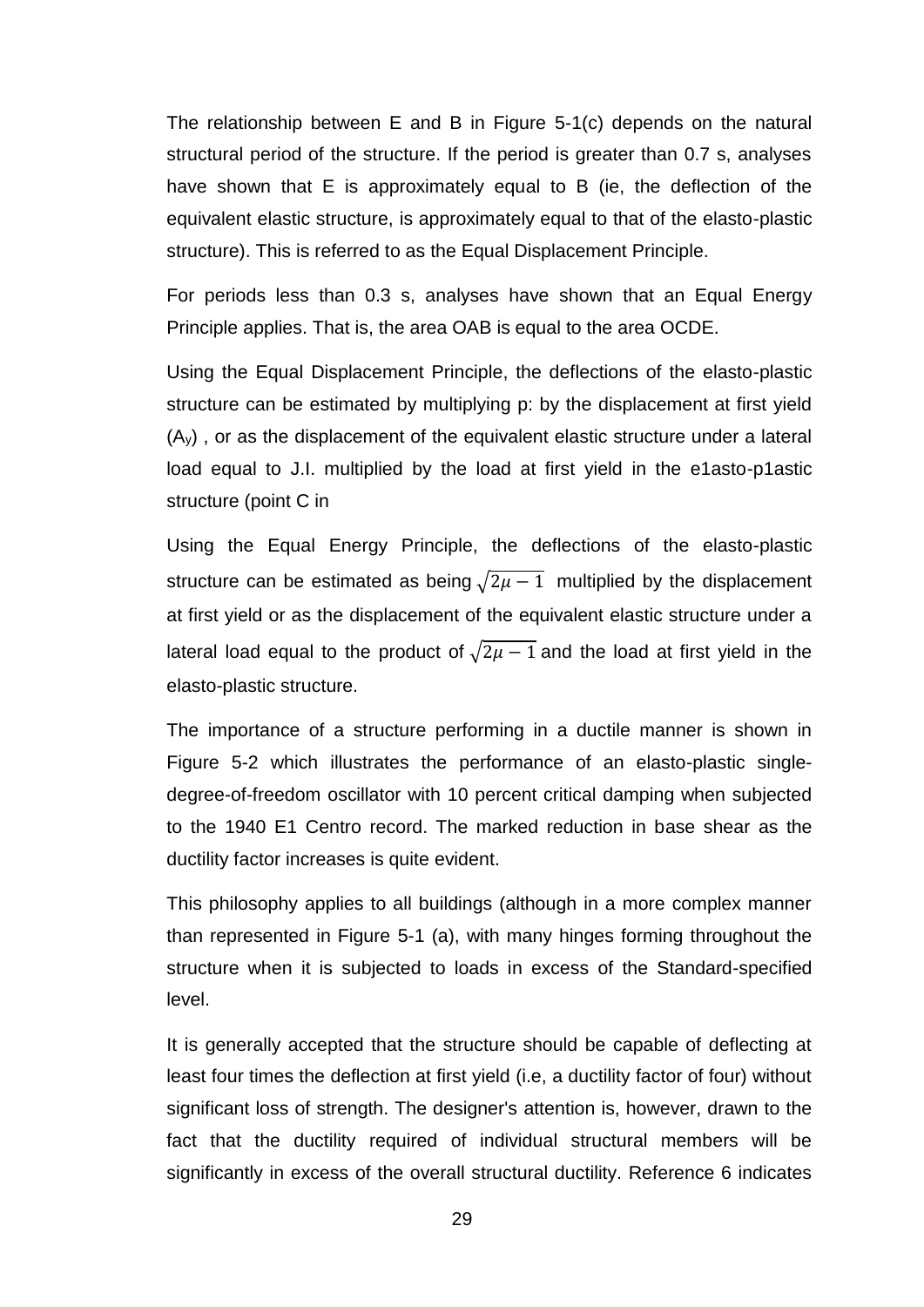The relationship between E and B in Figure 5-1(c) depends on the natural structural period of the structure. If the period is greater than 0.7 s, analyses have shown that E is approximately equal to B (ie, the deflection of the equivalent elastic structure, is approximately equal to that of the elasto-plastic structure). This is referred to as the Equal Displacement Principle.

For periods less than 0.3 s, analyses have shown that an Equal Energy Principle applies. That is, the area OAB is equal to the area OCDE.

Using the Equal Displacement Principle, the deflections of the elasto-plastic structure can be estimated by multiplying p: by the displacement at first yield ($A_y$) , or as the displacement of the equivalent elastic structure under a lateral load equal to J.I. multiplied by the load at first yield in the e1asto-p1astic structure (point C in

Using the Equal Energy Principle, the deflections of the elasto-plastic structure can be estimated as being $\sqrt{2\mu - 1}$ multiplied by the displacement at first yield or as the displacement of the equivalent elastic structure under a lateral load equal to the product of $\sqrt{2\mu - 1}$ and the load at first yield in the elasto-plastic structure.

The importance of a structure performing in a ductile manner is shown in Figure 5-2 which illustrates the performance of an elasto-plastic single-degree-of-freedom oscillator with 10 percent critical damping when subjected to the 1940 E1 Centro record. The marked reduction in base shear as the ductility factor increases is quite evident.

This philosophy applies to all buildings (although in a more complex manner than represented in Figure 5-1 (a), with many hinges forming throughout the structure when it is subjected to loads in excess of the Standard-specified level.

It is generally accepted that the structure should be capable of deflecting at least four times the deflection at first yield (i.e, a ductility factor of four) without significant loss of strength. The designer's attention is, however, drawn to the fact that the ductility required of individual structural members will be significantly in excess of the overall structural ductility. Reference 6 indicates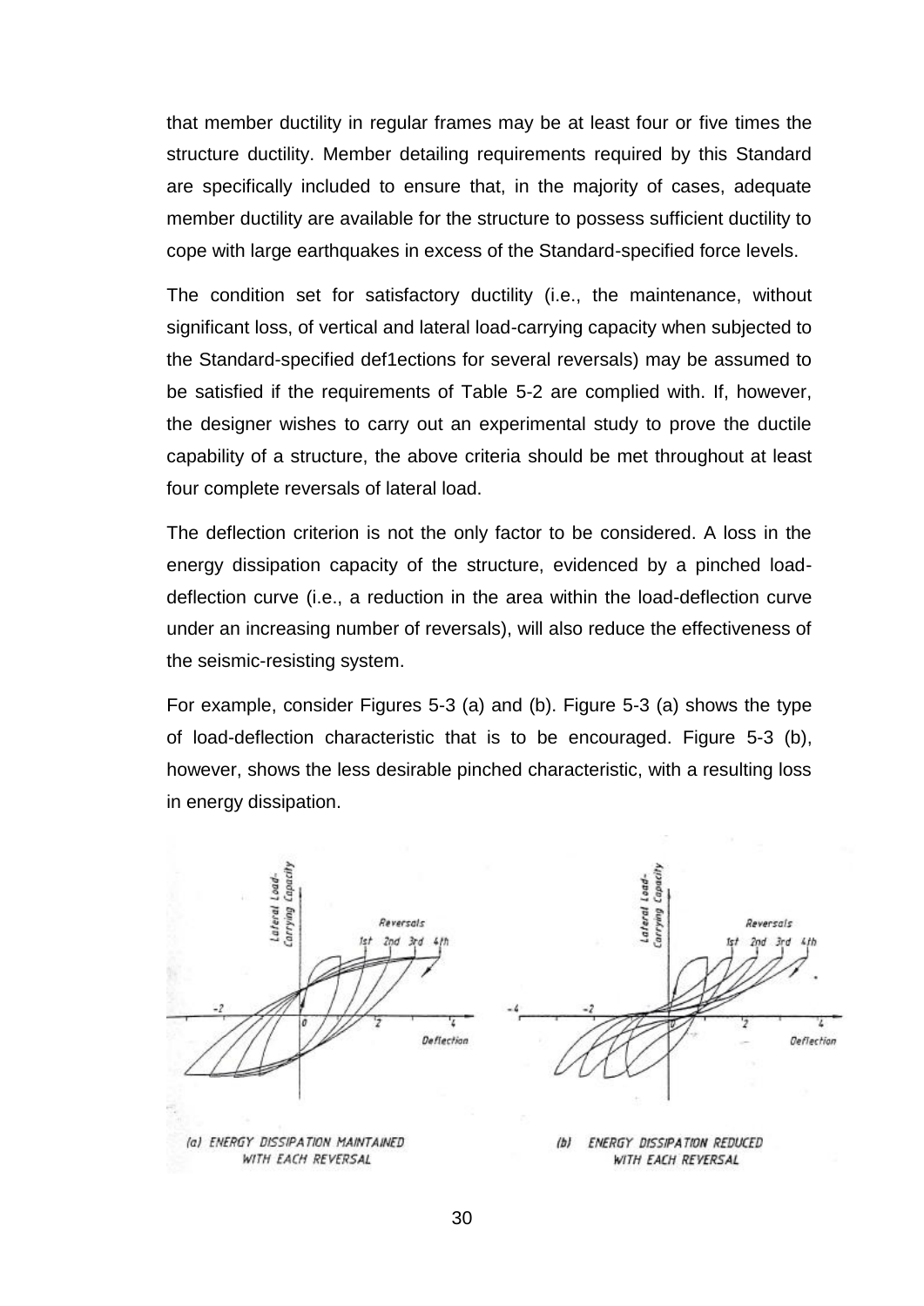that member ductility in regular frames may be at least four or five times the structure ductility. Member detailing requirements required by this Standard are specifically included to ensure that, in the majority of cases, adequate member ductility are available for the structure to possess sufficient ductility to cope with large earthquakes in excess of the Standard-specified force levels.

The condition set for satisfactory ductility (i.e., the maintenance, without significant loss, of vertical and lateral load-carrying capacity when subjected to the Standard-specified def1ections for several reversals) may be assumed to be satisfied if the requirements of Table 5-2 are complied with. If, however, the designer wishes to carry out an experimental study to prove the ductile capability of a structure, the above criteria should be met throughout at least four complete reversals of lateral load.

The deflection criterion is not the only factor to be considered. A loss in the energy dissipation capacity of the structure, evidenced by a pinched load-deflection curve (i.e., a reduction in the area within the load-deflection curve under an increasing number of reversals), will also reduce the effectiveness of the seismic-resisting system.

For example, consider Figures 5-3 (a) and (b). Figure 5-3 (a) shows the type of load-deflection characteristic that is to be encouraged. Figure 5-3 (b), however, shows the less desirable pinched characteristic, with a resulting loss in energy dissipation.

(a) ENERGY DISSIPATION MAINTAINED WITH EACH REVERSAL

(b) ENERGY DISSIPATION REDUCED WITH EACH REVERSAL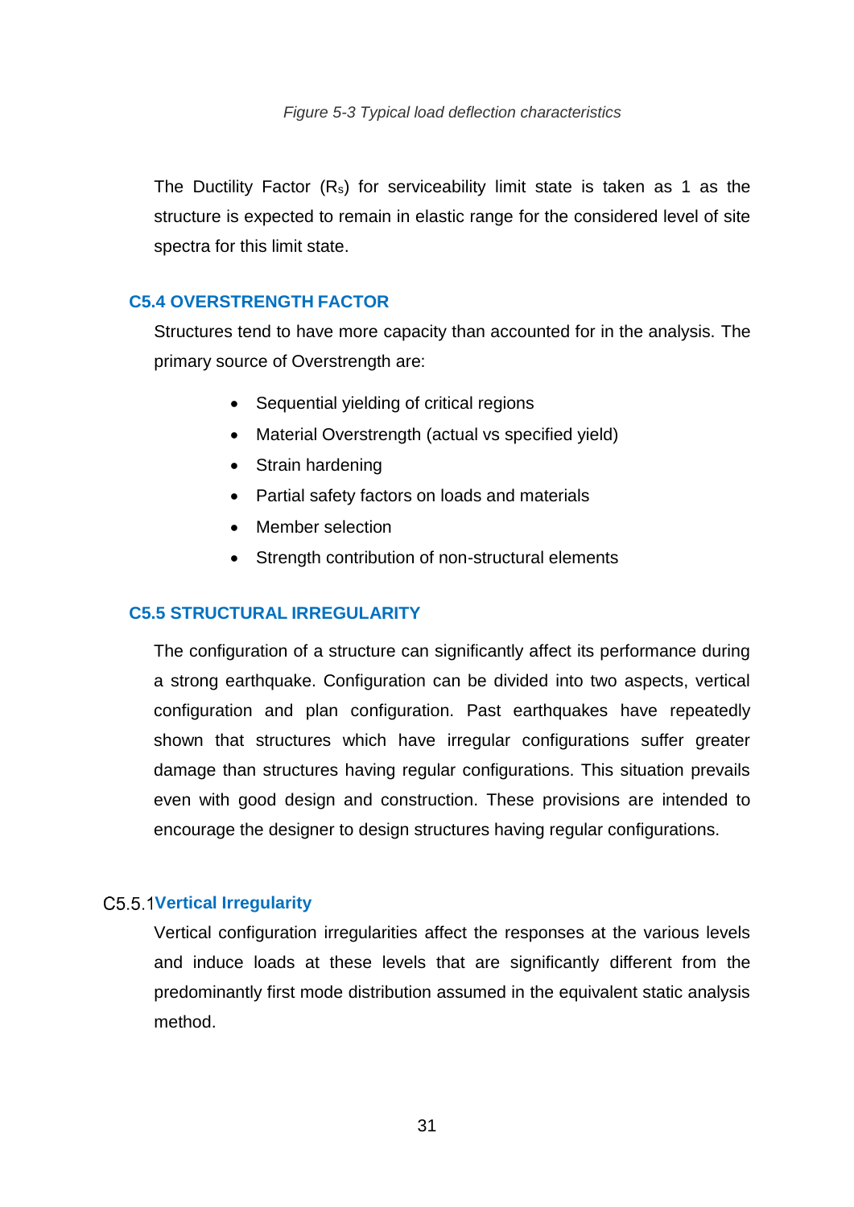*Figure 5-3 Typical load deflection characteristics*

The Ductility Factor ($R_s$) for serviceability limit state is taken as 1 as the structure is expected to remain in elastic range for the considered level of site spectra for this limit state.

## C5.4 OVERSTRENGTH FACTOR

Structures tend to have more capacity than accounted for in the analysis. The primary source of Overstrength are:

- Sequential yielding of critical regions
- Material Overstrength (actual vs specified yield)
- Strain hardening
- Partial safety factors on loads and materials
- Member selection
- Strength contribution of non-structural elements

## C5.5 STRUCTURAL IRREGULARITY

The configuration of a structure can significantly affect its performance during a strong earthquake. Configuration can be divided into two aspects, vertical configuration and plan configuration. Past earthquakes have repeatedly shown that structures which have irregular configurations suffer greater damage than structures having regular configurations. This situation prevails even with good design and construction. These provisions are intended to encourage the designer to design structures having regular configurations.

### C5.5.1 Vertical Irregularity

Vertical configuration irregularities affect the responses at the various levels and induce loads at these levels that are significantly different from the predominantly first mode distribution assumed in the equivalent static analysis method.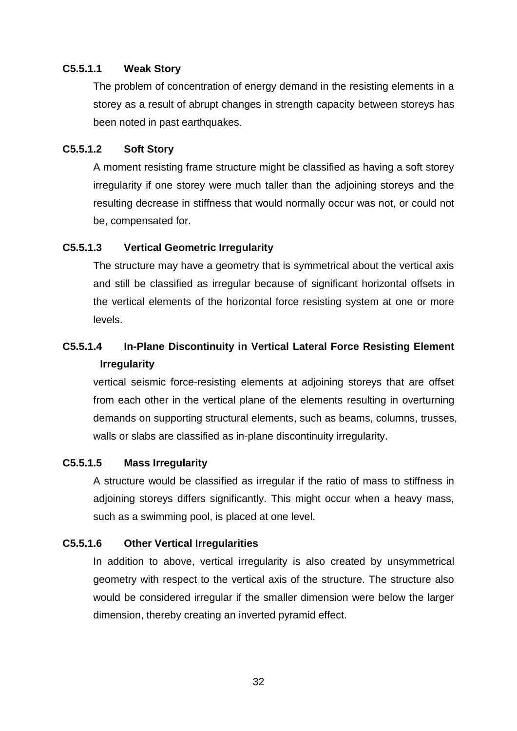### C5.5.1.1 Weak Story

The problem of concentration of energy demand in the resisting elements in a storey as a result of abrupt changes in strength capacity between storeys has been noted in past earthquakes.

### C5.5.1.2 Soft Story

A moment resisting frame structure might be classified as having a soft storey irregularity if one storey were much taller than the adjoining storeys and the resulting decrease in stiffness that would normally occur was not, or could not be, compensated for.

### C5.5.1.3 Vertical Geometric Irregularity

The structure may have a geometry that is symmetrical about the vertical axis and still be classified as irregular because of significant horizontal offsets in the vertical elements of the horizontal force resisting system at one or more levels.

### C5.5.1.4 In-Plane Discontinuity in Vertical Lateral Force Resisting Element Irregularity

vertical seismic force-resisting elements at adjoining storeys that are offset from each other in the vertical plane of the elements resulting in overturning demands on supporting structural elements, such as beams, columns, trusses, walls or slabs are classified as in-plane discontinuity irregularity.

### C5.5.1.5 Mass Irregularity

A structure would be classified as irregular if the ratio of mass to stiffness in adjoining storeys differs significantly. This might occur when a heavy mass, such as a swimming pool, is placed at one level.

### C5.5.1.6 Other Vertical Irregularities

In addition to above, vertical irregularity is also created by unsymmetrical geometry with respect to the vertical axis of the structure. The structure also would be considered irregular if the smaller dimension were below the larger dimension, thereby creating an inverted pyramid effect.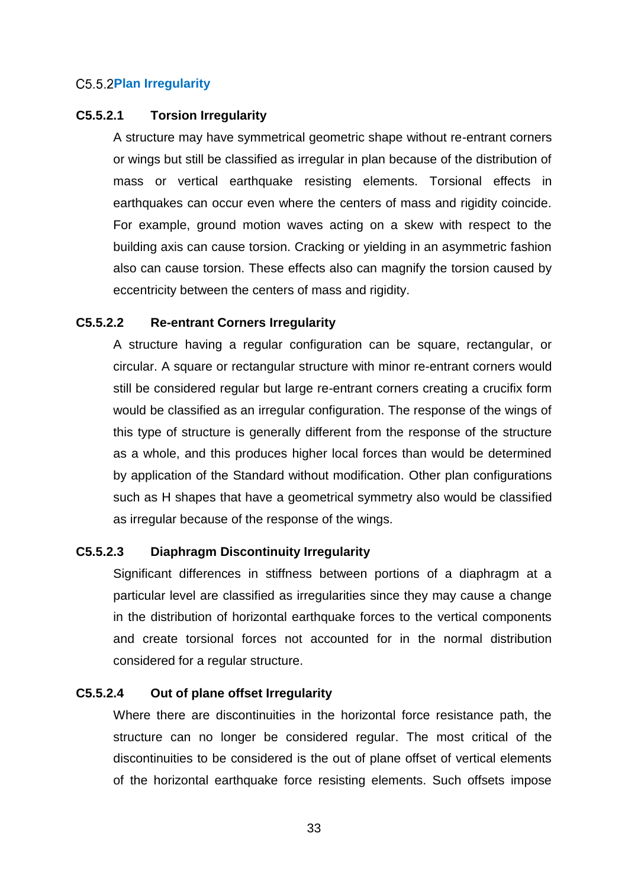## C5.5.2 Plan Irregularity

### C5.5.2.1 Torsion Irregularity

A structure may have symmetrical geometric shape without re-entrant corners or wings but still be classified as irregular in plan because of the distribution of mass or vertical earthquake resisting elements. Torsional effects in earthquakes can occur even where the centers of mass and rigidity coincide. For example, ground motion waves acting on a skew with respect to the building axis can cause torsion. Cracking or yielding in an asymmetric fashion also can cause torsion. These effects also can magnify the torsion caused by eccentricity between the centers of mass and rigidity.

### C5.5.2.2 Re-entrant Corners Irregularity

A structure having a regular configuration can be square, rectangular, or circular. A square or rectangular structure with minor re-entrant corners would still be considered regular but large re-entrant corners creating a crucifix form would be classified as an irregular configuration. The response of the wings of this type of structure is generally different from the response of the structure as a whole, and this produces higher local forces than would be determined by application of the Standard without modification. Other plan configurations such as H shapes that have a geometrical symmetry also would be classified as irregular because of the response of the wings.

### C5.5.2.3 Diaphragm Discontinuity Irregularity

Significant differences in stiffness between portions of a diaphragm at a particular level are classified as irregularities since they may cause a change in the distribution of horizontal earthquake forces to the vertical components and create torsional forces not accounted for in the normal distribution considered for a regular structure.

### C5.5.2.4 Out of plane offset Irregularity

Where there are discontinuities in the horizontal force resistance path, the structure can no longer be considered regular. The most critical of the discontinuities to be considered is the out of plane offset of vertical elements of the horizontal earthquake force resisting elements. Such offsets impose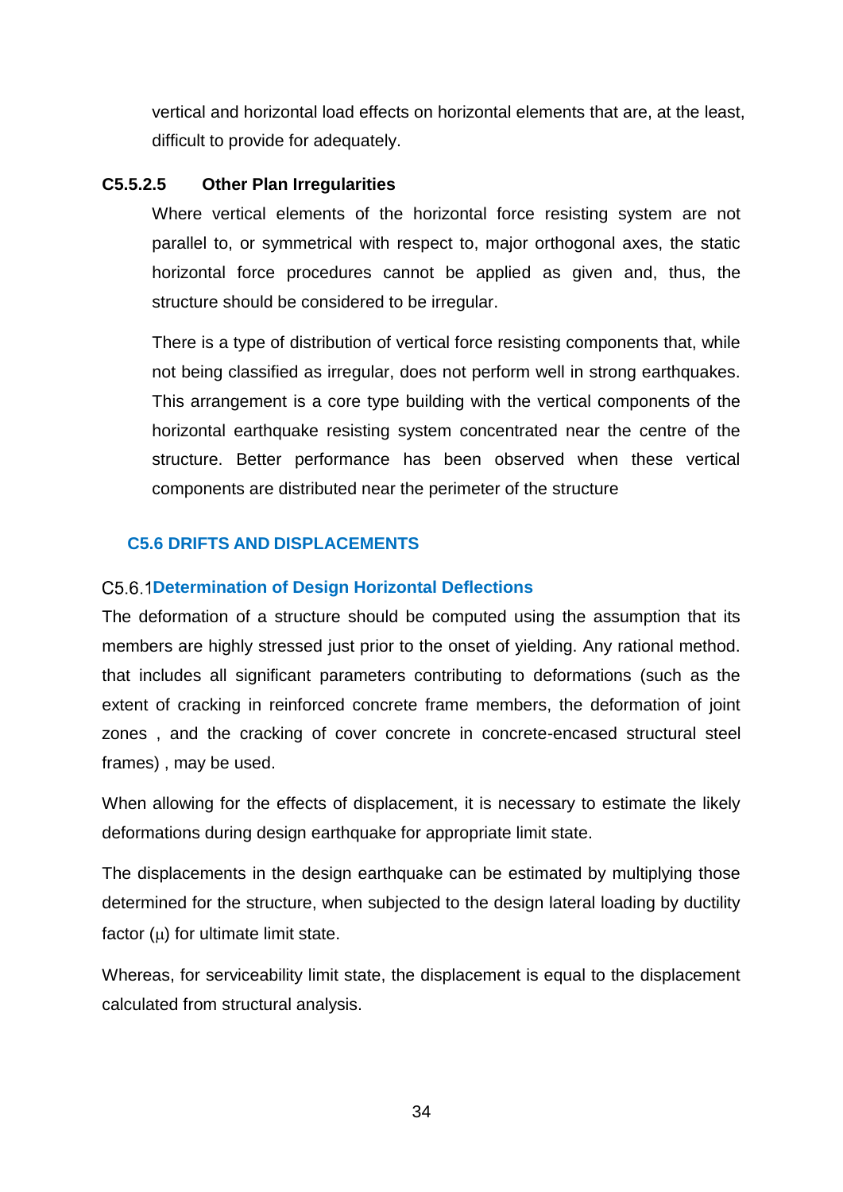vertical and horizontal load effects on horizontal elements that are, at the least, difficult to provide for adequately.

#### C5.5.2.5 Other Plan Irregularities

Where vertical elements of the horizontal force resisting system are not parallel to, or symmetrical with respect to, major orthogonal axes, the static horizontal force procedures cannot be applied as given and, thus, the structure should be considered to be irregular.

There is a type of distribution of vertical force resisting components that, while not being classified as irregular, does not perform well in strong earthquakes. This arrangement is a core type building with the vertical components of the horizontal earthquake resisting system concentrated near the centre of the structure. Better performance has been observed when these vertical components are distributed near the perimeter of the structure

## C5.6 DRIFTS AND DISPLACEMENTS

### C5.6.1 Determination of Design Horizontal Deflections

The deformation of a structure should be computed using the assumption that its members are highly stressed just prior to the onset of yielding. Any rational method. that includes all significant parameters contributing to deformations (such as the extent of cracking in reinforced concrete frame members, the deformation of joint zones , and the cracking of cover concrete in concrete-encased structural steel frames) , may be used.

When allowing for the effects of displacement, it is necessary to estimate the likely deformations during design earthquake for appropriate limit state.

The displacements in the design earthquake can be estimated by multiplying those determined for the structure, when subjected to the design lateral loading by ductility factor ($\mu$) for ultimate limit state.

Whereas, for serviceability limit state, the displacement is equal to the displacement calculated from structural analysis.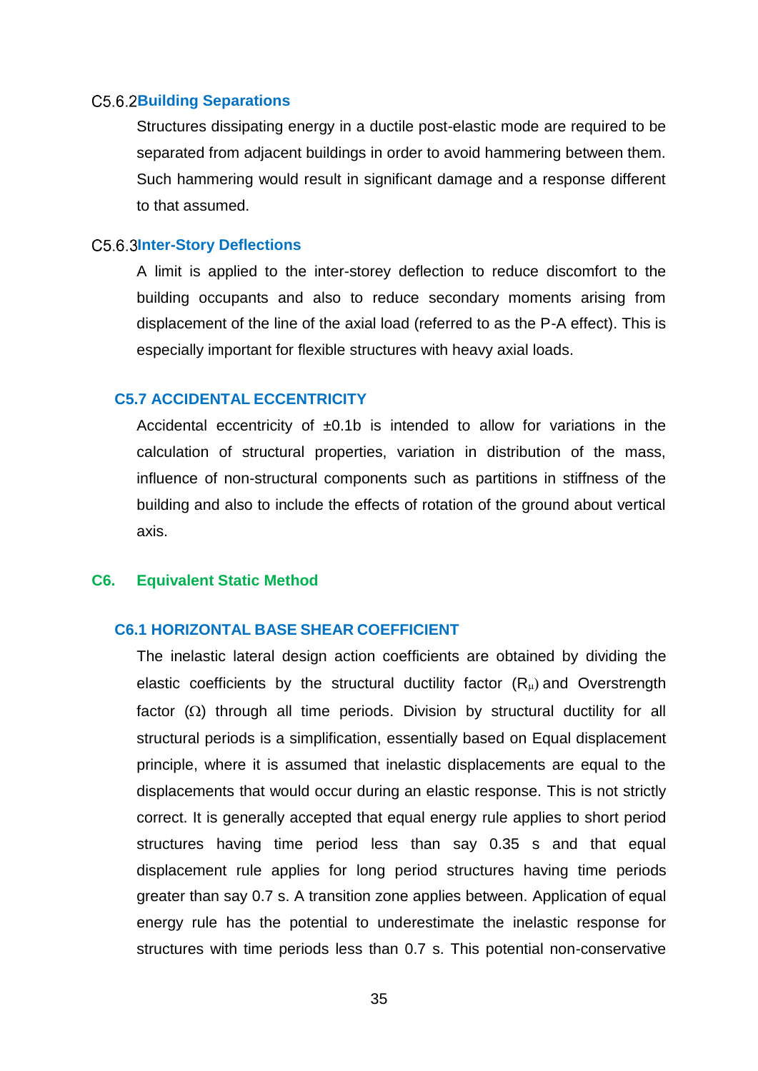### C5.6.2 Building Separations

Structures dissipating energy in a ductile post-elastic mode are required to be separated from adjacent buildings in order to avoid hammering between them. Such hammering would result in significant damage and a response different to that assumed.

### C5.6.3 Inter-Story Deflections

A limit is applied to the inter-storey deflection to reduce discomfort to the building occupants and also to reduce secondary moments arising from displacement of the line of the axial load (referred to as the P-A effect). This is especially important for flexible structures with heavy axial loads.

## C5.7 ACCIDENTAL ECCENTRICITY

Accidental eccentricity of $\pm 0.1b$ is intended to allow for variations in the calculation of structural properties, variation in distribution of the mass, influence of non-structural components such as partitions in stiffness of the building and also to include the effects of rotation of the ground about vertical axis.

# C6. Equivalent Static Method

## C6.1 HORIZONTAL BASE SHEAR COEFFICIENT

The inelastic lateral design action coefficients are obtained by dividing the elastic coefficients by the structural ductility factor ($R_{\mu}$) and Overstrength factor ($\Omega$) through all time periods. Division by structural ductility for all structural periods is a simplification, essentially based on Equal displacement principle, where it is assumed that inelastic displacements are equal to the displacements that would occur during an elastic response. This is not strictly correct. It is generally accepted that equal energy rule applies to short period structures having time period less than say 0.35 s and that equal displacement rule applies for long period structures having time periods greater than say 0.7 s. A transition zone applies between. Application of equal energy rule has the potential to underestimate the inelastic response for structures with time periods less than 0.7 s. This potential non-conservative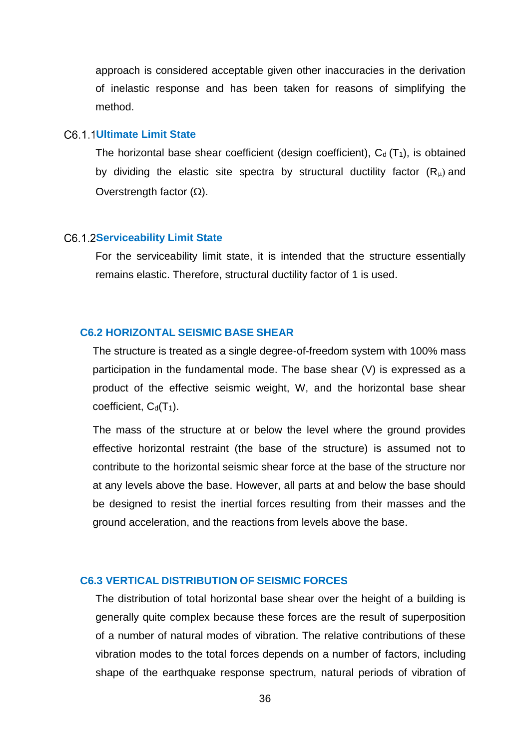approach is considered acceptable given other inaccuracies in the derivation of inelastic response and has been taken for reasons of simplifying the method.

### C6.1.1 Ultimate Limit State

The horizontal base shear coefficient (design coefficient), $C_d$ ($T_1$), is obtained by dividing the elastic site spectra by structural ductility factor ($R_\mu$) and Overstrength factor ($\Omega$).

### C6.1.2 Serviceability Limit State

For the serviceability limit state, it is intended that the structure essentially remains elastic. Therefore, structural ductility factor of 1 is used.

## C6.2 HORIZONTAL SEISMIC BASE SHEAR

The structure is treated as a single degree-of-freedom system with 100% mass participation in the fundamental mode. The base shear (V) is expressed as a product of the effective seismic weight, W, and the horizontal base shear coefficient, $C_d(T_1)$.

The mass of the structure at or below the level where the ground provides effective horizontal restraint (the base of the structure) is assumed not to contribute to the horizontal seismic shear force at the base of the structure nor at any levels above the base. However, all parts at and below the base should be designed to resist the inertial forces resulting from their masses and the ground acceleration, and the reactions from levels above the base.

## C6.3 VERTICAL DISTRIBUTION OF SEISMIC FORCES

The distribution of total horizontal base shear over the height of a building is generally quite complex because these forces are the result of superposition of a number of natural modes of vibration. The relative contributions of these vibration modes to the total forces depends on a number of factors, including shape of the earthquake response spectrum, natural periods of vibration of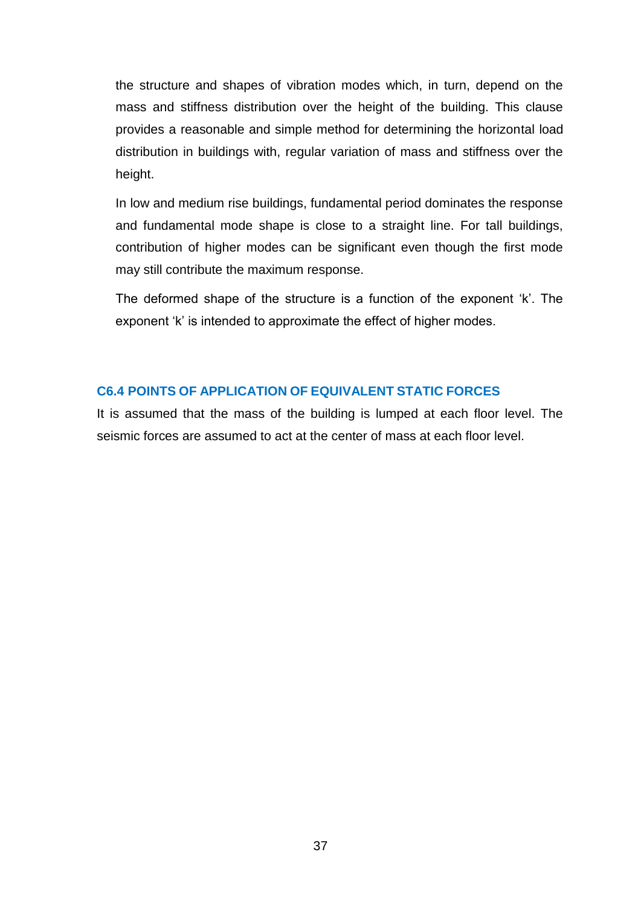the structure and shapes of vibration modes which, in turn, depend on the mass and stiffness distribution over the height of the building. This clause provides a reasonable and simple method for determining the horizontal load distribution in buildings with, regular variation of mass and stiffness over the height.

In low and medium rise buildings, fundamental period dominates the response and fundamental mode shape is close to a straight line. For tall buildings, contribution of higher modes can be significant even though the first mode may still contribute the maximum response.

The deformed shape of the structure is a function of the exponent 'k'. The exponent 'k' is intended to approximate the effect of higher modes.

## C6.4 POINTS OF APPLICATION OF EQUIVALENT STATIC FORCES

It is assumed that the mass of the building is lumped at each floor level. The seismic forces are assumed to act at the center of mass at each floor level.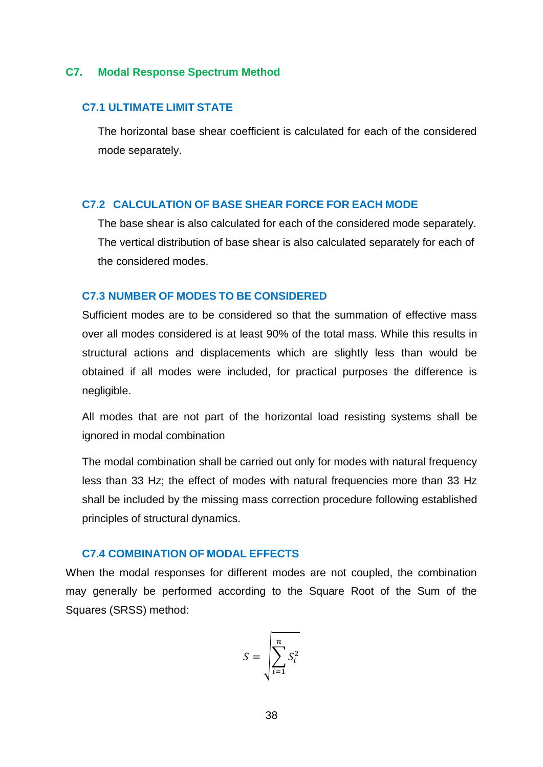# C7. Modal Response Spectrum Method

## C7.1 ULTIMATE LIMIT STATE

The horizontal base shear coefficient is calculated for each of the considered mode separately.

## C7.2 CALCULATION OF BASE SHEAR FORCE FOR EACH MODE

The base shear is also calculated for each of the considered mode separately. The vertical distribution of base shear is also calculated separately for each of the considered modes.

## C7.3 NUMBER OF MODES TO BE CONSIDERED

Sufficient modes are to be considered so that the summation of effective mass over all modes considered is at least 90% of the total mass. While this results in structural actions and displacements which are slightly less than would be obtained if all modes were included, for practical purposes the difference is negligible.

All modes that are not part of the horizontal load resisting systems shall be ignored in modal combination

The modal combination shall be carried out only for modes with natural frequency less than 33 Hz; the effect of modes with natural frequencies more than 33 Hz shall be included by the missing mass correction procedure following established principles of structural dynamics.

## C7.4 COMBINATION OF MODAL EFFECTS

When the modal responses for different modes are not coupled, the combination may generally be performed according to the Square Root of the Sum of the Squares (SRSS) method:

$$S = \sqrt{\sum_{i=1}^{n} S_i^2}$$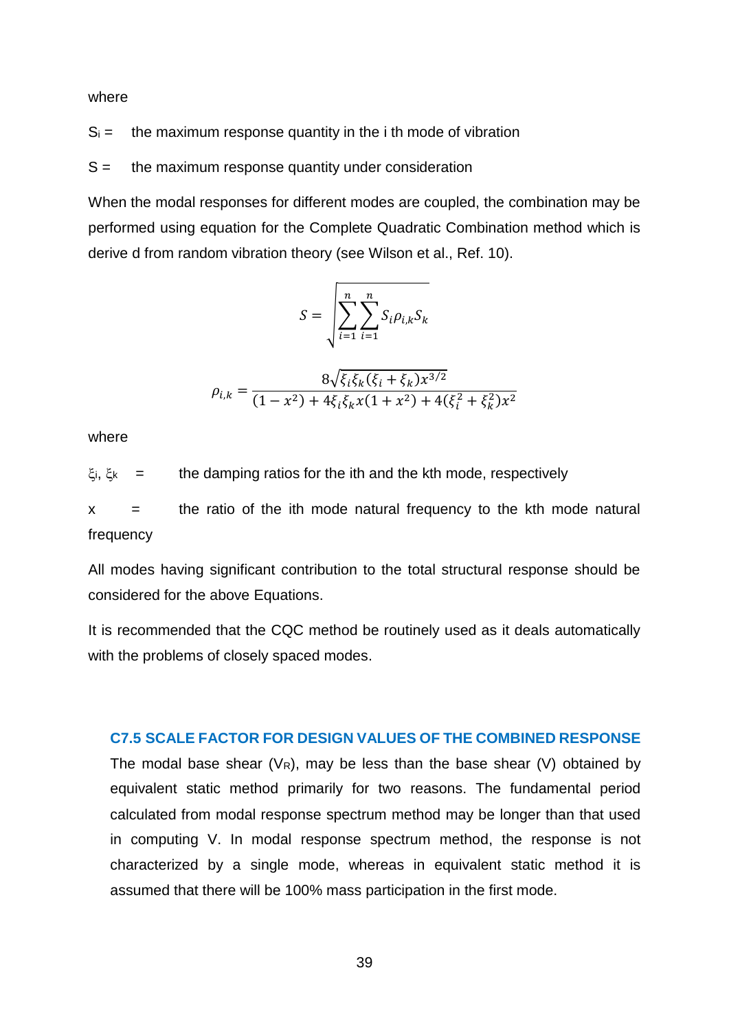where

$S_i$ = the maximum response quantity in the i th mode of vibration

$S$ = the maximum response quantity under consideration

When the modal responses for different modes are coupled, the combination may be performed using equation for the Complete Quadratic Combination method which is derive d from random vibration theory (see Wilson et al., Ref. 10).

$$S = \sqrt{\sum_{i=1}^{n} \sum_{i=1}^{n} S_i \rho_{i,k} S_k}$$

$$\rho_{i,k} = \frac{8\sqrt{\xi_i \xi_k (\xi_i + \xi_k) x^{3/2}}}{(1 - x^2) + 4\xi_i \xi_k x (1 + x^2) + 4(\xi_i^2 + \xi_k^2) x^2}$$

where

$\xi_i$, $\xi_k$ = the damping ratios for the ith and the kth mode, respectively

$x$ = the ratio of the ith mode natural frequency to the kth mode natural frequency

All modes having significant contribution to the total structural response should be considered for the above Equations.

It is recommended that the CQC method be routinely used as it deals automatically with the problems of closely spaced modes.

## C7.5 SCALE FACTOR FOR DESIGN VALUES OF THE COMBINED RESPONSE

The modal base shear ($V_R$), may be less than the base shear (V) obtained by equivalent static method primarily for two reasons. The fundamental period calculated from modal response spectrum method may be longer than that used in computing V. In modal response spectrum method, the response is not characterized by a single mode, whereas in equivalent static method it is assumed that there will be 100% mass participation in the first mode.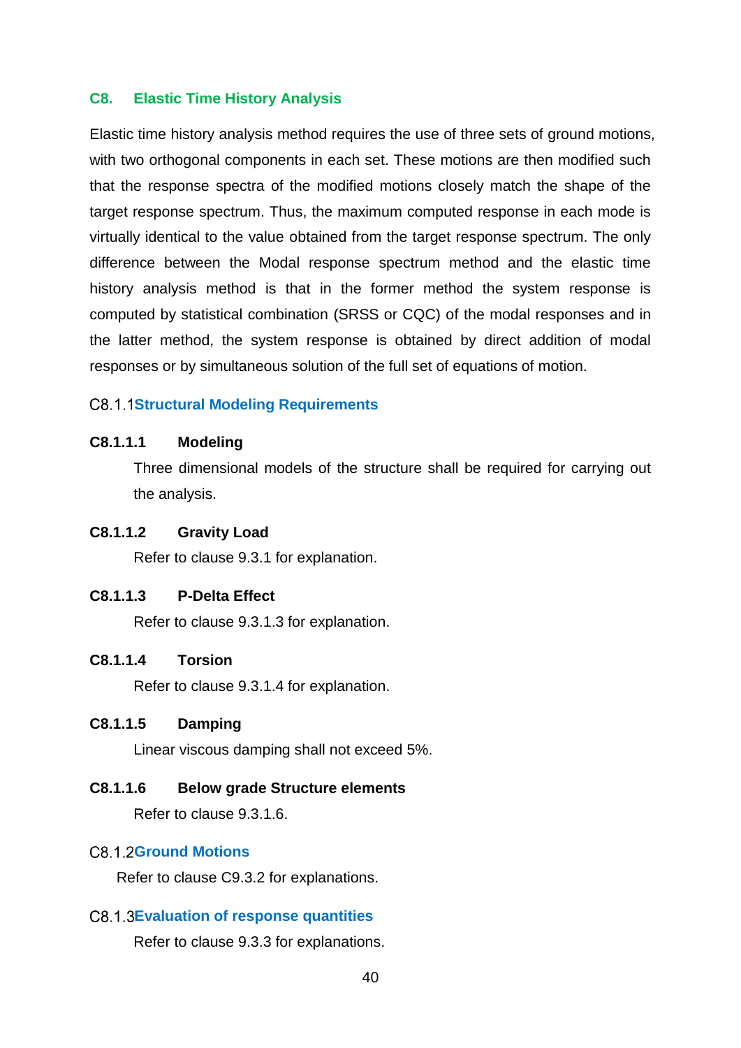## C8. Elastic Time History Analysis

Elastic time history analysis method requires the use of three sets of ground motions, with two orthogonal components in each set. These motions are then modified such that the response spectra of the modified motions closely match the shape of the target response spectrum. Thus, the maximum computed response in each mode is virtually identical to the value obtained from the target response spectrum. The only difference between the Modal response spectrum method and the elastic time history analysis method is that in the former method the system response is computed by statistical combination (SRSS or CQC) of the modal responses and in the latter method, the system response is obtained by direct addition of modal responses or by simultaneous solution of the full set of equations of motion.

### C8.1.1 Structural Modeling Requirements

#### C8.1.1.1 Modeling

Three dimensional models of the structure shall be required for carrying out the analysis.

#### C8.1.1.2 Gravity Load

Refer to clause 9.3.1 for explanation.

#### C8.1.1.3 P-Delta Effect

Refer to clause 9.3.1.3 for explanation.

#### C8.1.1.4 Torsion

Refer to clause 9.3.1.4 for explanation.

#### C8.1.1.5 Damping

Linear viscous damping shall not exceed 5%.

#### C8.1.1.6 Below grade Structure elements

Refer to clause 9.3.1.6.

### C8.1.2 Ground Motions

Refer to clause C9.3.2 for explanations.

### C8.1.3 Evaluation of response quantities

Refer to clause 9.3.3 for explanations.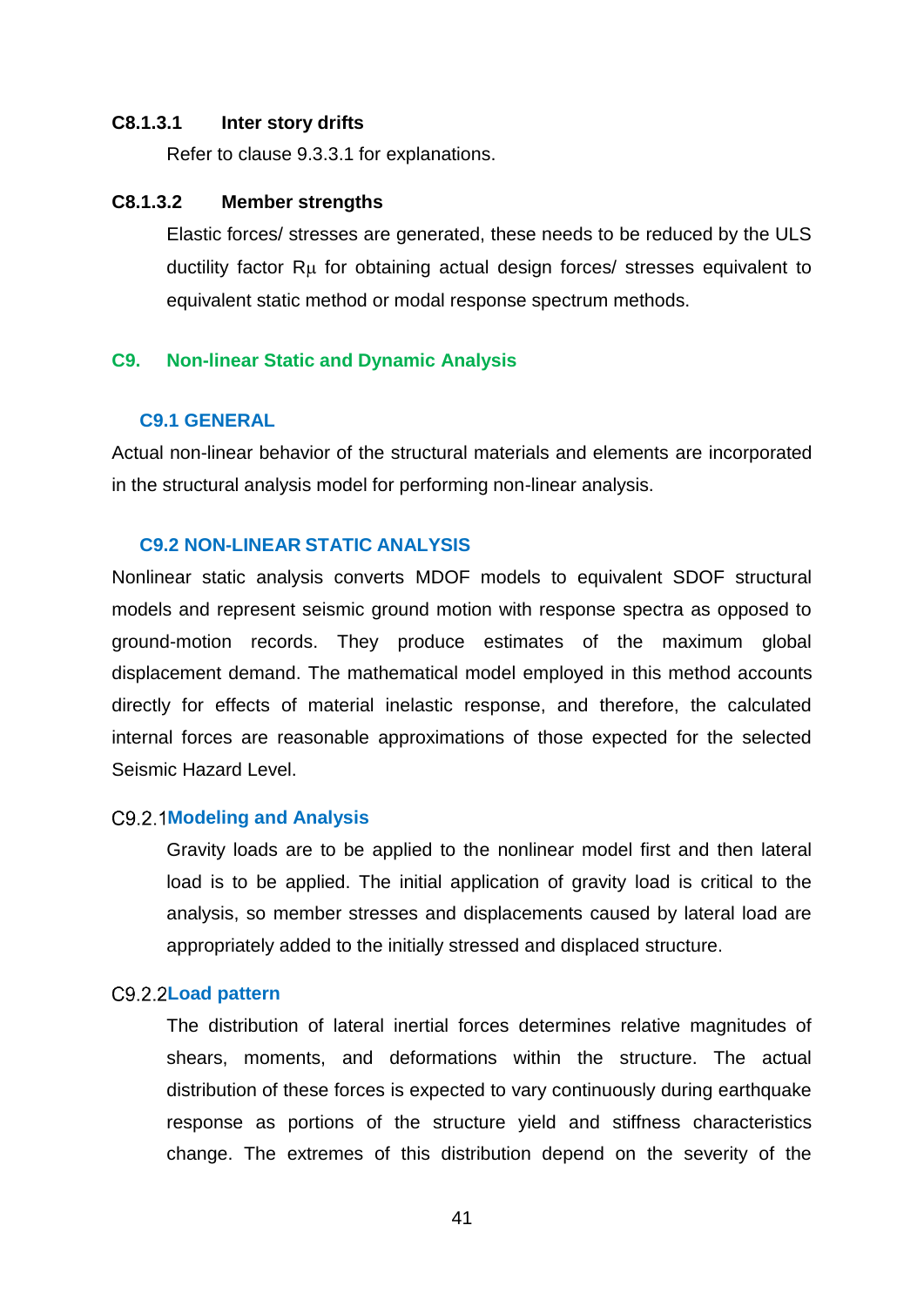#### C8.1.3.1 Inter story drifts

Refer to clause 9.3.3.1 for explanations.

#### C8.1.3.2 Member strengths

Elastic forces/ stresses are generated, these needs to be reduced by the ULS ductility factor $R_\mu$ for obtaining actual design forces/ stresses equivalent to equivalent static method or modal response spectrum methods.

# C9. Non-linear Static and Dynamic Analysis

## C9.1 GENERAL

Actual non-linear behavior of the structural materials and elements are incorporated in the structural analysis model for performing non-linear analysis.

## C9.2 NON-LINEAR STATIC ANALYSIS

Nonlinear static analysis converts MDOF models to equivalent SDOF structural models and represent seismic ground motion with response spectra as opposed to ground-motion records. They produce estimates of the maximum global displacement demand. The mathematical model employed in this method accounts directly for effects of material inelastic response, and therefore, the calculated internal forces are reasonable approximations of those expected for the selected Seismic Hazard Level.

### C9.2.1 Modeling and Analysis

Gravity loads are to be applied to the nonlinear model first and then lateral load is to be applied. The initial application of gravity load is critical to the analysis, so member stresses and displacements caused by lateral load are appropriately added to the initially stressed and displaced structure.

### C9.2.2 Load pattern

The distribution of lateral inertial forces determines relative magnitudes of shears, moments, and deformations within the structure. The actual distribution of these forces is expected to vary continuously during earthquake response as portions of the structure yield and stiffness characteristics change. The extremes of this distribution depend on the severity of the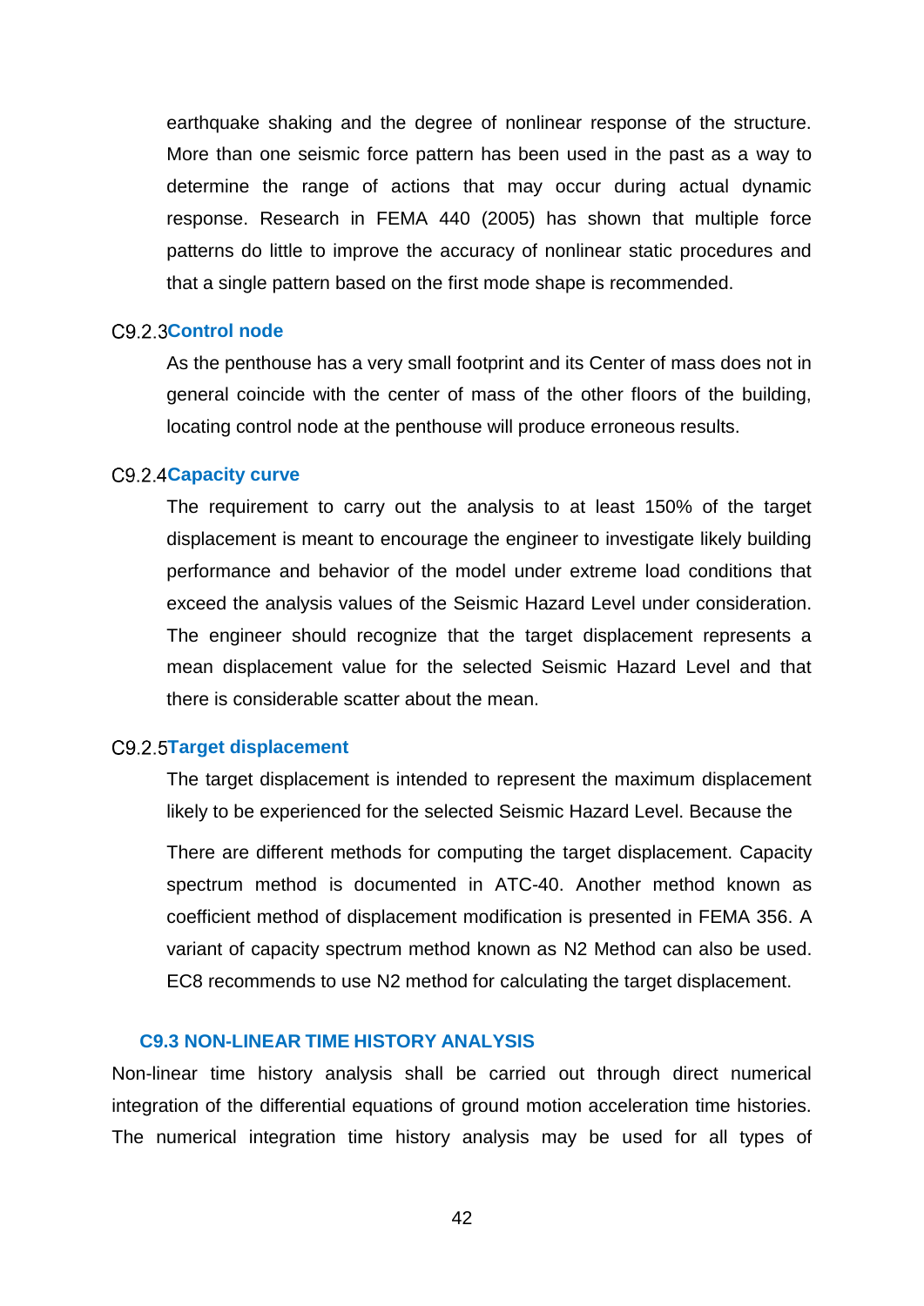earthquake shaking and the degree of nonlinear response of the structure. More than one seismic force pattern has been used in the past as a way to determine the range of actions that may occur during actual dynamic response. Research in FEMA 440 (2005) has shown that multiple force patterns do little to improve the accuracy of nonlinear static procedures and that a single pattern based on the first mode shape is recommended.

### C9.2.3 Control node

As the penthouse has a very small footprint and its Center of mass does not in general coincide with the center of mass of the other floors of the building, locating control node at the penthouse will produce erroneous results.

### C9.2.4 Capacity curve

The requirement to carry out the analysis to at least 150% of the target displacement is meant to encourage the engineer to investigate likely building performance and behavior of the model under extreme load conditions that exceed the analysis values of the Seismic Hazard Level under consideration. The engineer should recognize that the target displacement represents a mean displacement value for the selected Seismic Hazard Level and that there is considerable scatter about the mean.

### C9.2.5 Target displacement

The target displacement is intended to represent the maximum displacement likely to be experienced for the selected Seismic Hazard Level. Because the

There are different methods for computing the target displacement. Capacity spectrum method is documented in ATC-40. Another method known as coefficient method of displacement modification is presented in FEMA 356. A variant of capacity spectrum method known as N2 Method can also be used. EC8 recommends to use N2 method for calculating the target displacement.

## C9.3 NON-LINEAR TIME HISTORY ANALYSIS

Non-linear time history analysis shall be carried out through direct numerical integration of the differential equations of ground motion acceleration time histories. The numerical integration time history analysis may be used for all types of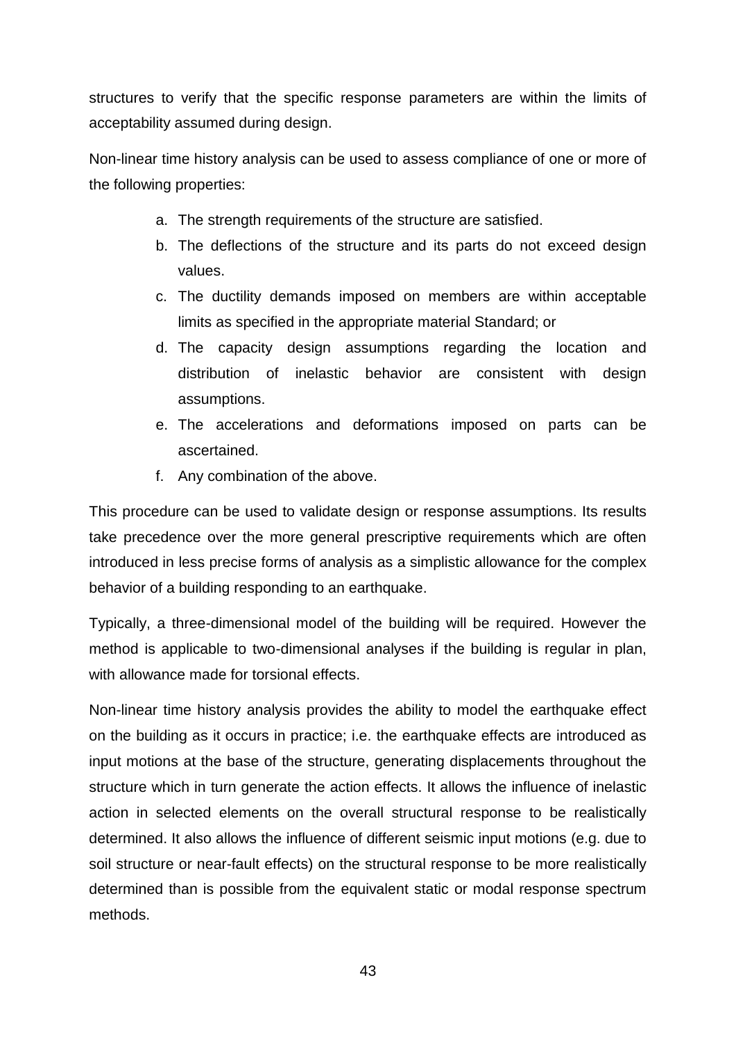structures to verify that the specific response parameters are within the limits of acceptability assumed during design.

Non-linear time history analysis can be used to assess compliance of one or more of the following properties:

a. The strength requirements of the structure are satisfied.
b. The deflections of the structure and its parts do not exceed design values.
c. The ductility demands imposed on members are within acceptable limits as specified in the appropriate material Standard; or
d. The capacity design assumptions regarding the location and distribution of inelastic behavior are consistent with design assumptions.
e. The accelerations and deformations imposed on parts can be ascertained.
f. Any combination of the above.

This procedure can be used to validate design or response assumptions. Its results take precedence over the more general prescriptive requirements which are often introduced in less precise forms of analysis as a simplistic allowance for the complex behavior of a building responding to an earthquake.

Typically, a three-dimensional model of the building will be required. However the method is applicable to two-dimensional analyses if the building is regular in plan, with allowance made for torsional effects.

Non-linear time history analysis provides the ability to model the earthquake effect on the building as it occurs in practice; i.e. the earthquake effects are introduced as input motions at the base of the structure, generating displacements throughout the structure which in turn generate the action effects. It allows the influence of inelastic action in selected elements on the overall structural response to be realistically determined. It also allows the influence of different seismic input motions (e.g. due to soil structure or near-fault effects) on the structural response to be more realistically determined than is possible from the equivalent static or modal response spectrum methods.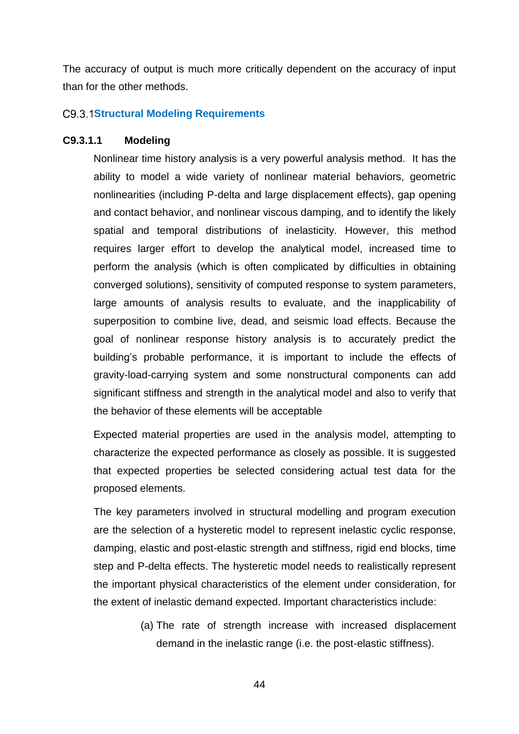The accuracy of output is much more critically dependent on the accuracy of input than for the other methods.

## C9.3.1 Structural Modeling Requirements

### C9.3.1.1 Modeling

Nonlinear time history analysis is a very powerful analysis method. It has the ability to model a wide variety of nonlinear material behaviors, geometric nonlinearities (including P-delta and large displacement effects), gap opening and contact behavior, and nonlinear viscous damping, and to identify the likely spatial and temporal distributions of inelasticity. However, this method requires larger effort to develop the analytical model, increased time to perform the analysis (which is often complicated by difficulties in obtaining converged solutions), sensitivity of computed response to system parameters, large amounts of analysis results to evaluate, and the inapplicability of superposition to combine live, dead, and seismic load effects. Because the goal of nonlinear response history analysis is to accurately predict the building's probable performance, it is important to include the effects of gravity-load-carrying system and some nonstructural components can add significant stiffness and strength in the analytical model and also to verify that the behavior of these elements will be acceptable

Expected material properties are used in the analysis model, attempting to characterize the expected performance as closely as possible. It is suggested that expected properties be selected considering actual test data for the proposed elements.

The key parameters involved in structural modelling and program execution are the selection of a hysteretic model to represent inelastic cyclic response, damping, elastic and post-elastic strength and stiffness, rigid end blocks, time step and P-delta effects. The hysteretic model needs to realistically represent the important physical characteristics of the element under consideration, for the extent of inelastic demand expected. Important characteristics include:

(a) The rate of strength increase with increased displacement demand in the inelastic range (i.e. the post-elastic stiffness).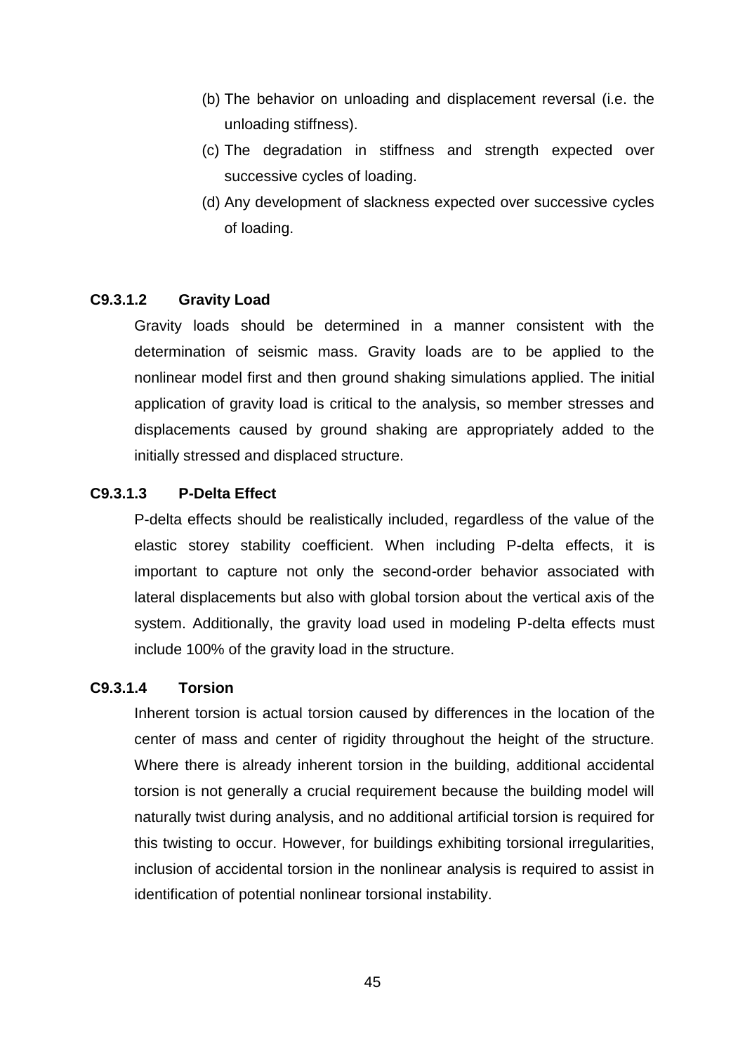(b) The behavior on unloading and displacement reversal (i.e. the unloading stiffness).

(c) The degradation in stiffness and strength expected over successive cycles of loading.

(d) Any development of slackness expected over successive cycles of loading.

### C9.3.1.2 Gravity Load

Gravity loads should be determined in a manner consistent with the determination of seismic mass. Gravity loads are to be applied to the nonlinear model first and then ground shaking simulations applied. The initial application of gravity load is critical to the analysis, so member stresses and displacements caused by ground shaking are appropriately added to the initially stressed and displaced structure.

### C9.3.1.3 P-Delta Effect

P-delta effects should be realistically included, regardless of the value of the elastic storey stability coefficient. When including P-delta effects, it is important to capture not only the second-order behavior associated with lateral displacements but also with global torsion about the vertical axis of the system. Additionally, the gravity load used in modeling P-delta effects must include 100% of the gravity load in the structure.

### C9.3.1.4 Torsion

Inherent torsion is actual torsion caused by differences in the location of the center of mass and center of rigidity throughout the height of the structure. Where there is already inherent torsion in the building, additional accidental torsion is not generally a crucial requirement because the building model will naturally twist during analysis, and no additional artificial torsion is required for this twisting to occur. However, for buildings exhibiting torsional irregularities, inclusion of accidental torsion in the nonlinear analysis is required to assist in identification of potential nonlinear torsional instability.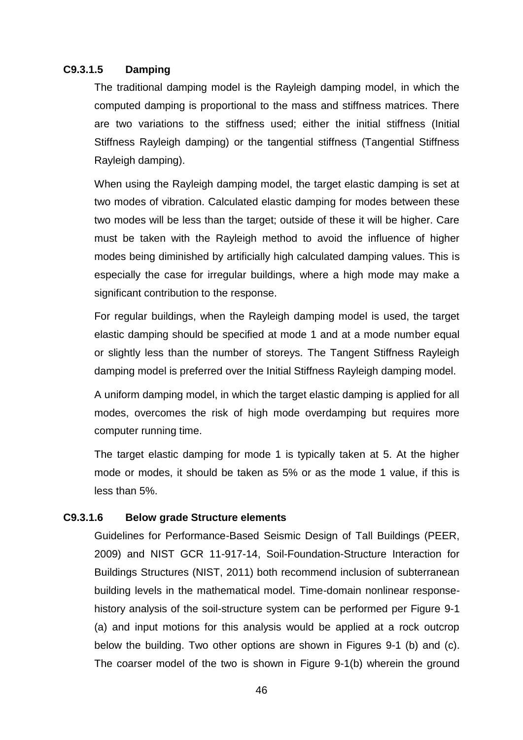### C9.3.1.5 Damping

The traditional damping model is the Rayleigh damping model, in which the computed damping is proportional to the mass and stiffness matrices. There are two variations to the stiffness used; either the initial stiffness (Initial Stiffness Rayleigh damping) or the tangential stiffness (Tangential Stiffness Rayleigh damping).

When using the Rayleigh damping model, the target elastic damping is set at two modes of vibration. Calculated elastic damping for modes between these two modes will be less than the target; outside of these it will be higher. Care must be taken with the Rayleigh method to avoid the influence of higher modes being diminished by artificially high calculated damping values. This is especially the case for irregular buildings, where a high mode may make a significant contribution to the response.

For regular buildings, when the Rayleigh damping model is used, the target elastic damping should be specified at mode 1 and at a mode number equal or slightly less than the number of storeys. The Tangent Stiffness Rayleigh damping model is preferred over the Initial Stiffness Rayleigh damping model.

A uniform damping model, in which the target elastic damping is applied for all modes, overcomes the risk of high mode overdamping but requires more computer running time.

The target elastic damping for mode 1 is typically taken at 5. At the higher mode or modes, it should be taken as 5% or as the mode 1 value, if this is less than 5%.

### C9.3.1.6 Below grade Structure elements

Guidelines for Performance-Based Seismic Design of Tall Buildings (PEER, 2009) and NIST GCR 11-917-14, Soil-Foundation-Structure Interaction for Buildings Structures (NIST, 2011) both recommend inclusion of subterranean building levels in the mathematical model. Time-domain nonlinear response-history analysis of the soil-structure system can be performed per Figure 9-1 (a) and input motions for this analysis would be applied at a rock outcrop below the building. Two other options are shown in Figures 9-1 (b) and (c). The coarser model of the two is shown in Figure 9-1(b) wherein the ground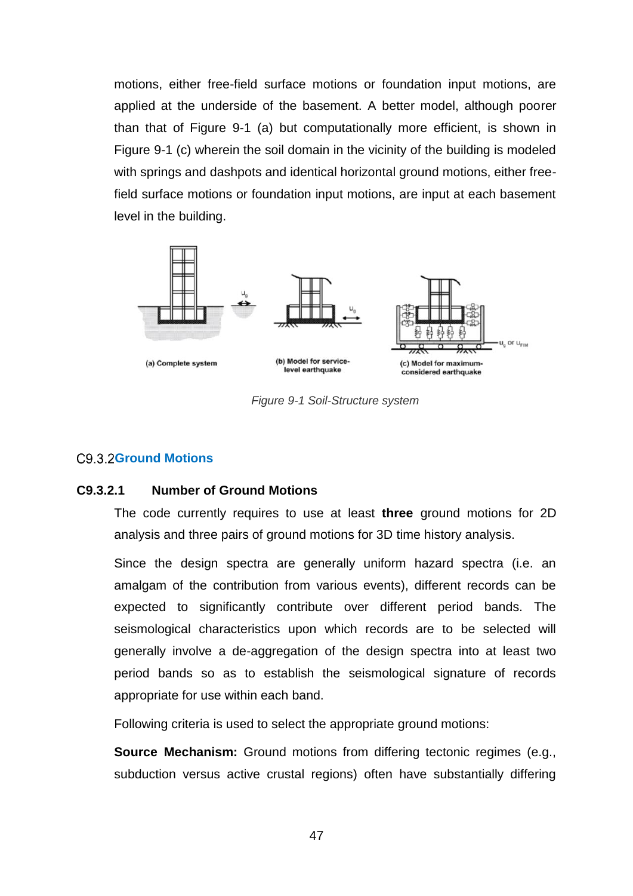motions, either free-field surface motions or foundation input motions, are applied at the underside of the basement. A better model, although poorer than that of Figure 9-1 (a) but computationally more efficient, is shown in Figure 9-1 (c) wherein the soil domain in the vicinity of the building is modeled with springs and dashpots and identical horizontal ground motions, either free-field surface motions or foundation input motions, are input at each basement level in the building.

(a) Complete system

(b) Model for service-level earthquake

(c) Model for maximum-considered earthquake

*Figure 9-1 Soil-Structure system*

## C9.3.2 Ground Motions

### C9.3.2.1 Number of Ground Motions

The code currently requires to use at least **three** ground motions for 2D analysis and three pairs of ground motions for 3D time history analysis.

Since the design spectra are generally uniform hazard spectra (i.e. an amalgam of the contribution from various events), different records can be expected to significantly contribute over different period bands. The seismological characteristics upon which records are to be selected will generally involve a de-aggregation of the design spectra into at least two period bands so as to establish the seismological signature of records appropriate for use within each band.

Following criteria is used to select the appropriate ground motions:

**Source Mechanism:** Ground motions from differing tectonic regimes (e.g., subduction versus active crustal regions) often have substantially differing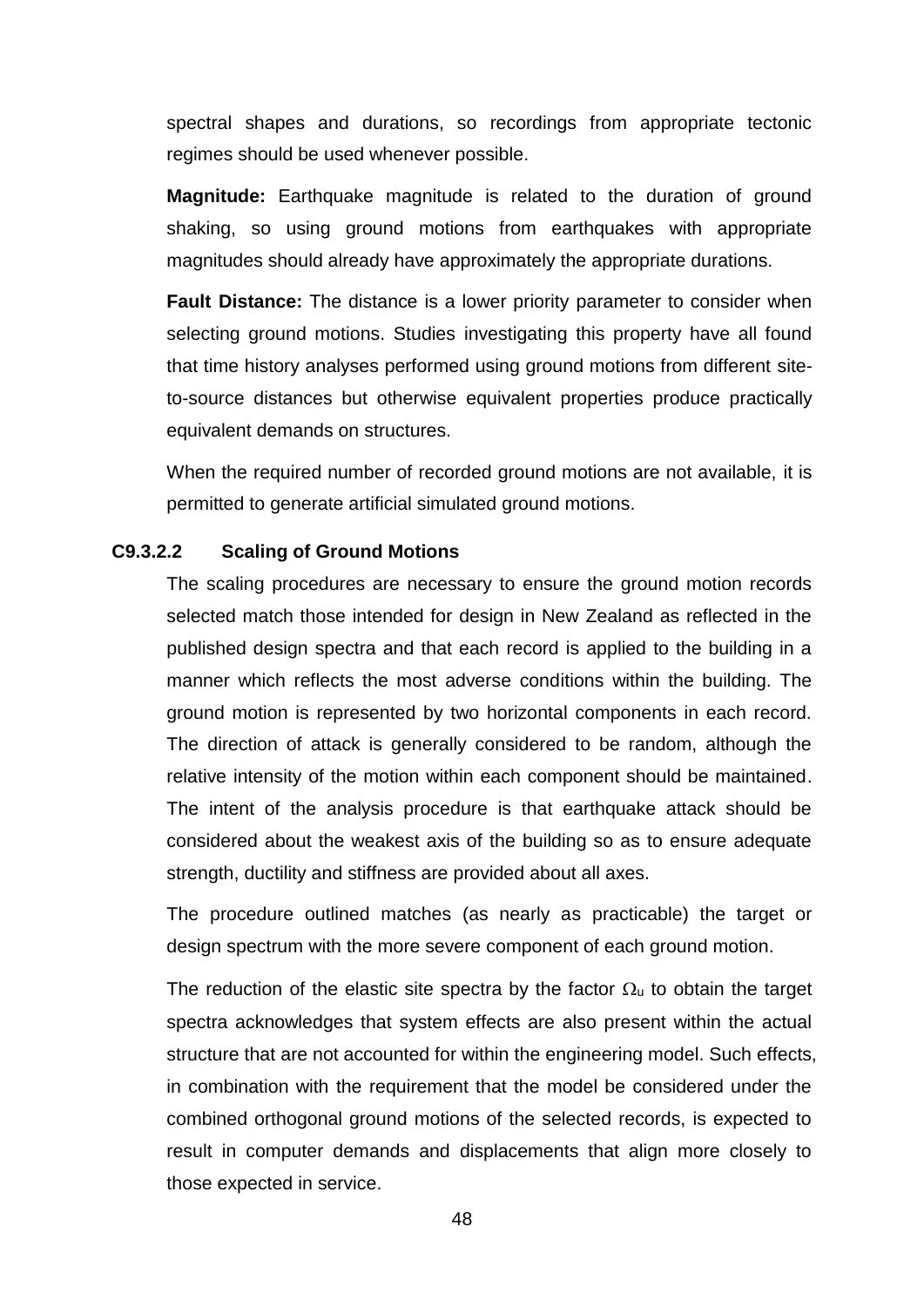spectral shapes and durations, so recordings from appropriate tectonic regimes should be used whenever possible.

**Magnitude:** Earthquake magnitude is related to the duration of ground shaking, so using ground motions from earthquakes with appropriate magnitudes should already have approximately the appropriate durations.

**Fault Distance:** The distance is a lower priority parameter to consider when selecting ground motions. Studies investigating this property have all found that time history analyses performed using ground motions from different site-to-source distances but otherwise equivalent properties produce practically equivalent demands on structures.

When the required number of recorded ground motions are not available, it is permitted to generate artificial simulated ground motions.

#### C9.3.2.2 Scaling of Ground Motions

The scaling procedures are necessary to ensure the ground motion records selected match those intended for design in New Zealand as reflected in the published design spectra and that each record is applied to the building in a manner which reflects the most adverse conditions within the building. The ground motion is represented by two horizontal components in each record. The direction of attack is generally considered to be random, although the relative intensity of the motion within each component should be maintained. The intent of the analysis procedure is that earthquake attack should be considered about the weakest axis of the building so as to ensure adequate strength, ductility and stiffness are provided about all axes.

The procedure outlined matches (as nearly as practicable) the target or design spectrum with the more severe component of each ground motion.

The reduction of the elastic site spectra by the factor $\Omega_u$ to obtain the target spectra acknowledges that system effects are also present within the actual structure that are not accounted for within the engineering model. Such effects, in combination with the requirement that the model be considered under the combined orthogonal ground motions of the selected records, is expected to result in computer demands and displacements that align more closely to those expected in service.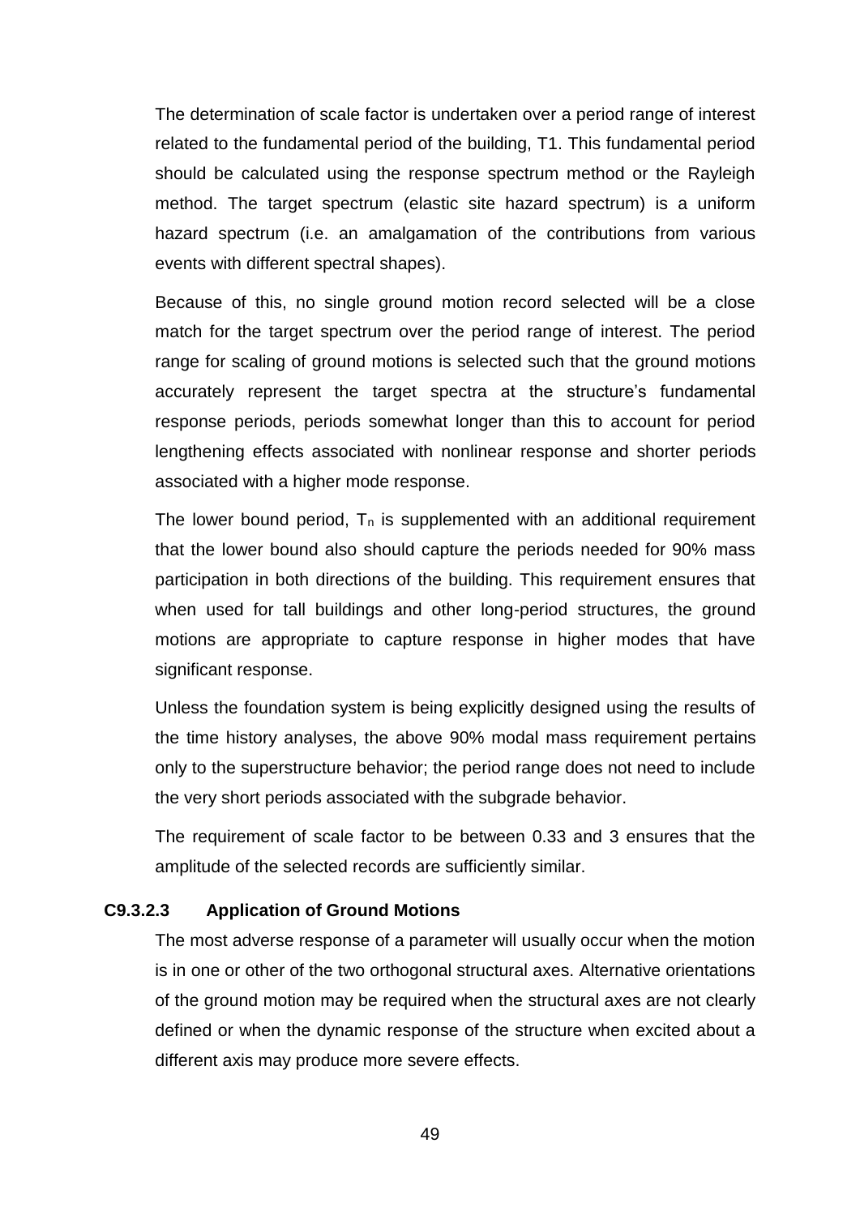The determination of scale factor is undertaken over a period range of interest related to the fundamental period of the building, T1. This fundamental period should be calculated using the response spectrum method or the Rayleigh method. The target spectrum (elastic site hazard spectrum) is a uniform hazard spectrum (i.e. an amalgamation of the contributions from various events with different spectral shapes).

Because of this, no single ground motion record selected will be a close match for the target spectrum over the period range of interest. The period range for scaling of ground motions is selected such that the ground motions accurately represent the target spectra at the structure's fundamental response periods, periods somewhat longer than this to account for period lengthening effects associated with nonlinear response and shorter periods associated with a higher mode response.

The lower bound period, $T_n$ is supplemented with an additional requirement that the lower bound also should capture the periods needed for 90% mass participation in both directions of the building. This requirement ensures that when used for tall buildings and other long-period structures, the ground motions are appropriate to capture response in higher modes that have significant response.

Unless the foundation system is being explicitly designed using the results of the time history analyses, the above 90% modal mass requirement pertains only to the superstructure behavior; the period range does not need to include the very short periods associated with the subgrade behavior.

The requirement of scale factor to be between 0.33 and 3 ensures that the amplitude of the selected records are sufficiently similar.

### C9.3.2.3 Application of Ground Motions

The most adverse response of a parameter will usually occur when the motion is in one or other of the two orthogonal structural axes. Alternative orientations of the ground motion may be required when the structural axes are not clearly defined or when the dynamic response of the structure when excited about a different axis may produce more severe effects.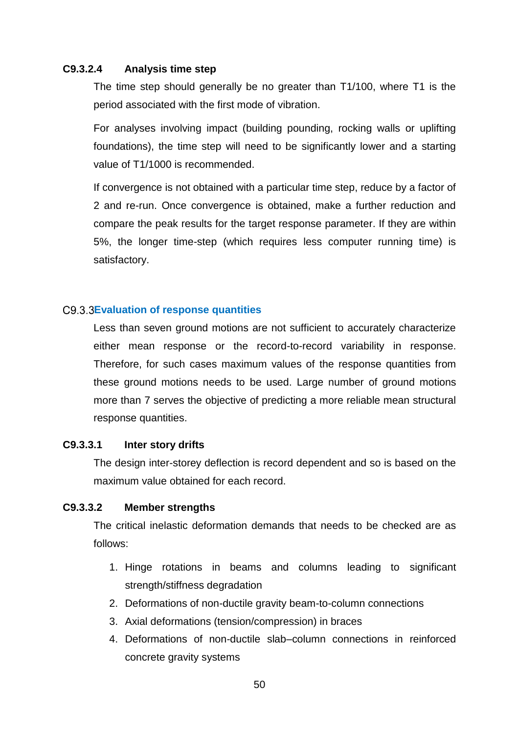#### C9.3.2.4 Analysis time step

The time step should generally be no greater than T1/100, where T1 is the period associated with the first mode of vibration.

For analyses involving impact (building pounding, rocking walls or uplifting foundations), the time step will need to be significantly lower and a starting value of T1/1000 is recommended.

If convergence is not obtained with a particular time step, reduce by a factor of 2 and re-run. Once convergence is obtained, make a further reduction and compare the peak results for the target response parameter. If they are within 5%, the longer time-step (which requires less computer running time) is satisfactory.

### C9.3.3 Evaluation of response quantities

Less than seven ground motions are not sufficient to accurately characterize either mean response or the record-to-record variability in response. Therefore, for such cases maximum values of the response quantities from these ground motions needs to be used. Large number of ground motions more than 7 serves the objective of predicting a more reliable mean structural response quantities.

#### C9.3.3.1 Inter story drifts

The design inter-storey deflection is record dependent and so is based on the maximum value obtained for each record.

#### C9.3.3.2 Member strengths

The critical inelastic deformation demands that needs to be checked are as follows:

1. Hinge rotations in beams and columns leading to significant strength/stiffness degradation
2. Deformations of non-ductile gravity beam-to-column connections
3. Axial deformations (tension/compression) in braces
4. Deformations of non-ductile slab–column connections in reinforced concrete gravity systems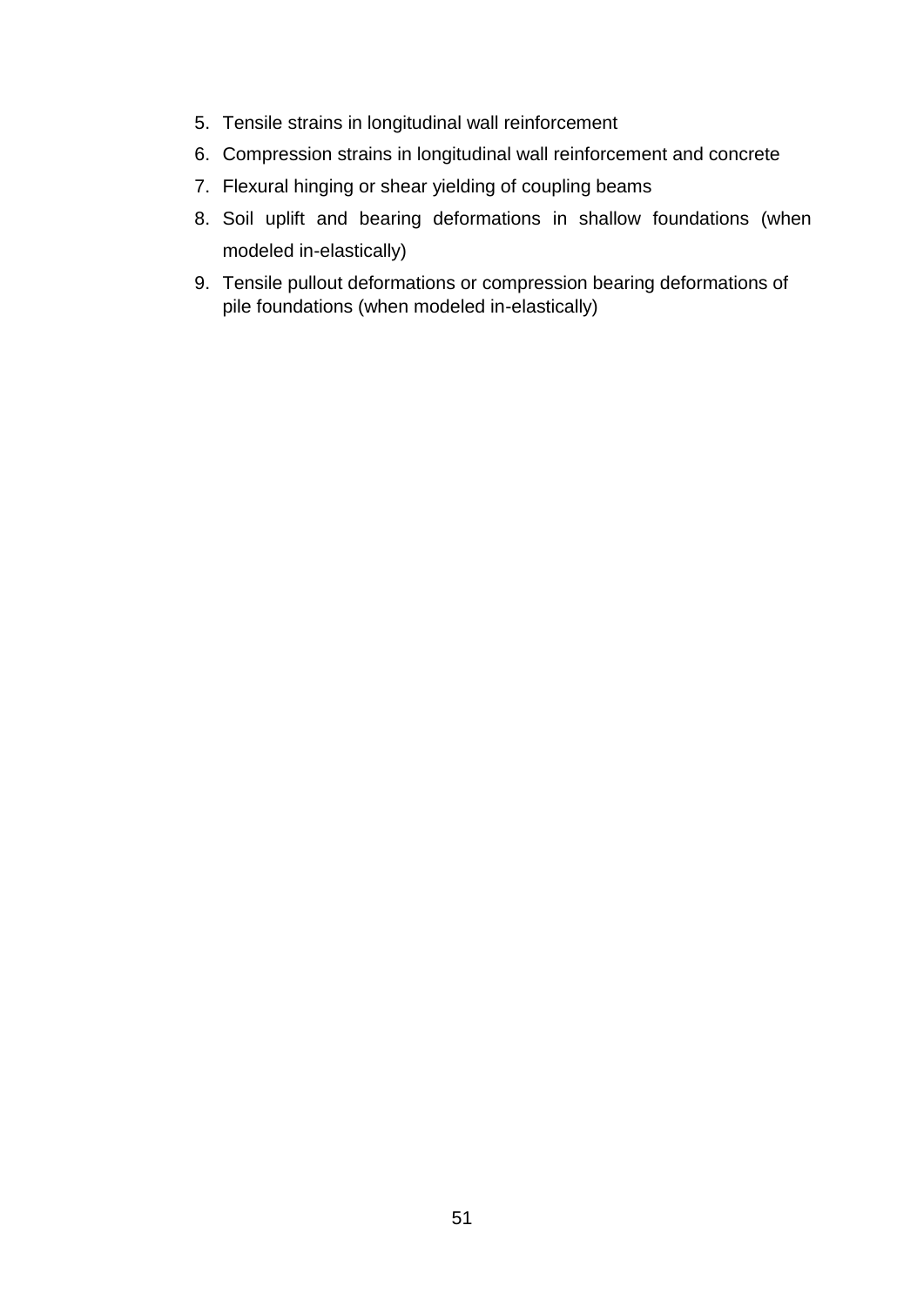5. Tensile strains in longitudinal wall reinforcement
6. Compression strains in longitudinal wall reinforcement and concrete
7. Flexural hinging or shear yielding of coupling beams
8. Soil uplift and bearing deformations in shallow foundations (when modeled in-elastically)
9. Tensile pullout deformations or compression bearing deformations of pile foundations (when modeled in-elastically)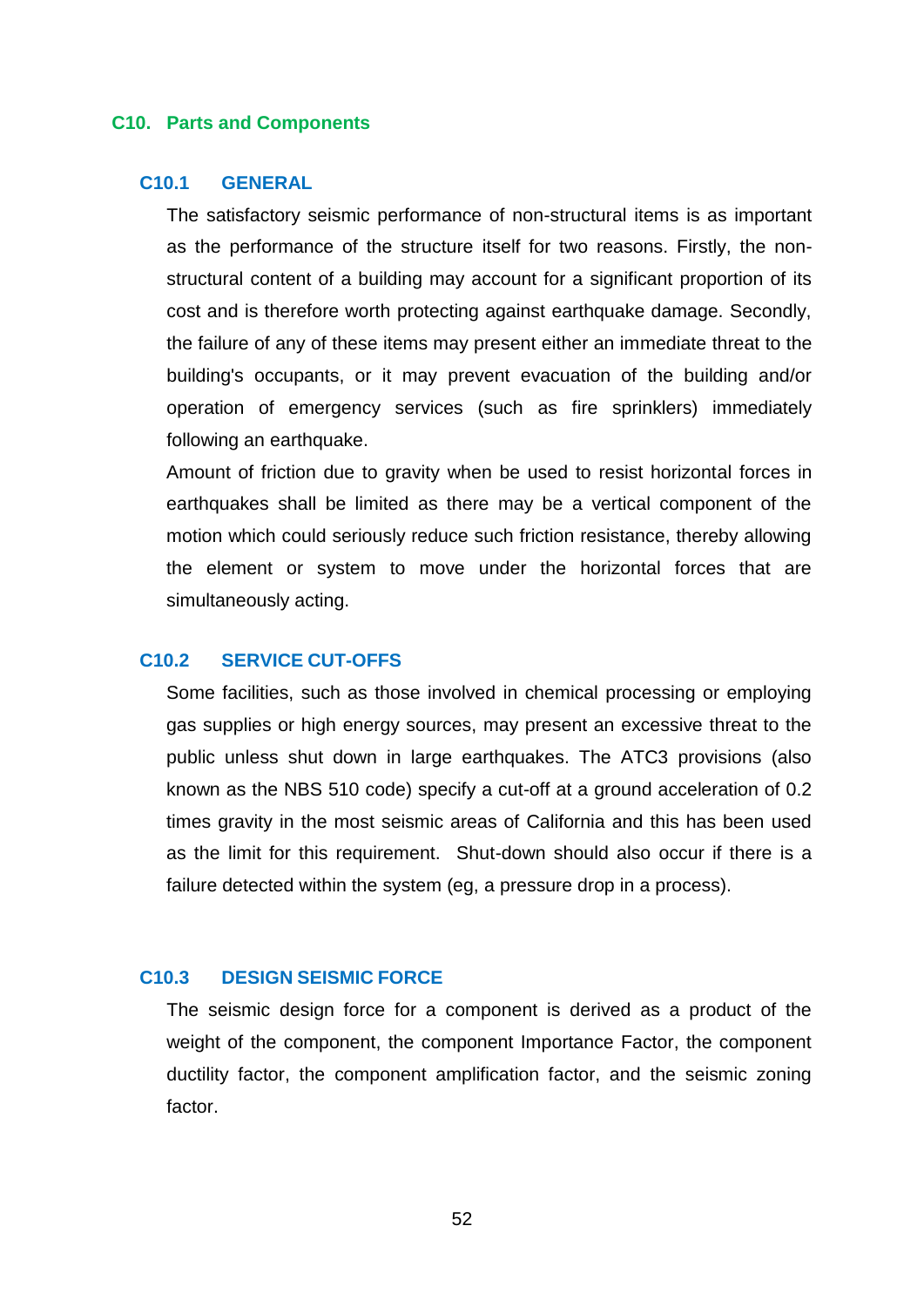# C10. Parts and Components

## C10.1 GENERAL

The satisfactory seismic performance of non-structural items is as important as the performance of the structure itself for two reasons. Firstly, the non-structural content of a building may account for a significant proportion of its cost and is therefore worth protecting against earthquake damage. Secondly, the failure of any of these items may present either an immediate threat to the building's occupants, or it may prevent evacuation of the building and/or operation of emergency services (such as fire sprinklers) immediately following an earthquake.

Amount of friction due to gravity when be used to resist horizontal forces in earthquakes shall be limited as there may be a vertical component of the motion which could seriously reduce such friction resistance, thereby allowing the element or system to move under the horizontal forces that are simultaneously acting.

## C10.2 SERVICE CUT-OFFS

Some facilities, such as those involved in chemical processing or employing gas supplies or high energy sources, may present an excessive threat to the public unless shut down in large earthquakes. The ATC3 provisions (also known as the NBS 510 code) specify a cut-off at a ground acceleration of 0.2 times gravity in the most seismic areas of California and this has been used as the limit for this requirement. Shut-down should also occur if there is a failure detected within the system (eg, a pressure drop in a process).

## C10.3 DESIGN SEISMIC FORCE

The seismic design force for a component is derived as a product of the weight of the component, the component Importance Factor, the component ductility factor, the component amplification factor, and the seismic zoning factor.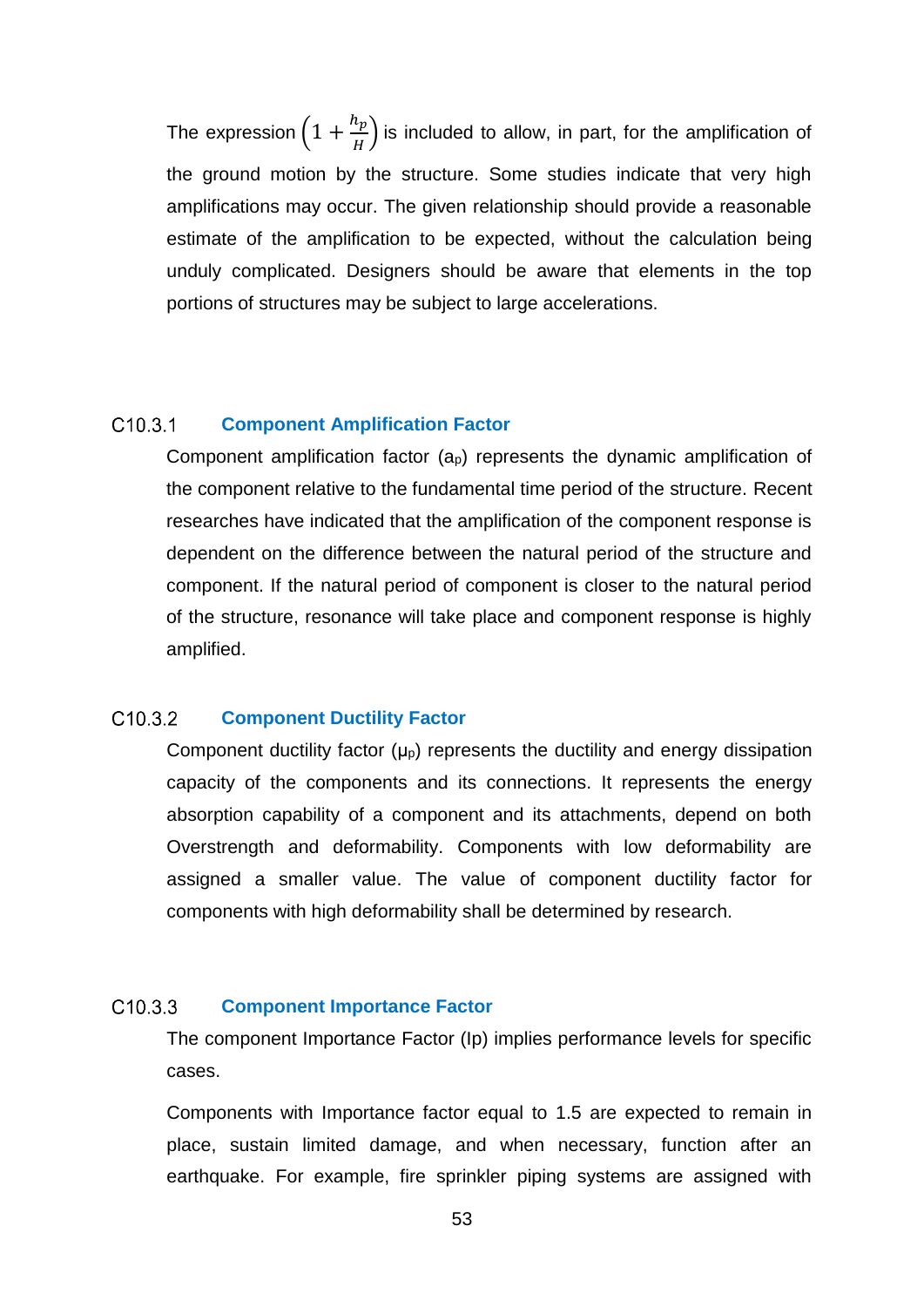The expression $\left(1 + \frac{h_p}{H}\right)$ is included to allow, in part, for the amplification of the ground motion by the structure. Some studies indicate that very high amplifications may occur. The given relationship should provide a reasonable estimate of the amplification to be expected, without the calculation being unduly complicated. Designers should be aware that elements in the top portions of structures may be subject to large accelerations.

### C10.3.1 Component Amplification Factor

Component amplification factor ($a_p$) represents the dynamic amplification of the component relative to the fundamental time period of the structure. Recent researches have indicated that the amplification of the component response is dependent on the difference between the natural period of the structure and component. If the natural period of component is closer to the natural period of the structure, resonance will take place and component response is highly amplified.

### C10.3.2 Component Ductility Factor

Component ductility factor ($\mu_p$) represents the ductility and energy dissipation capacity of the components and its connections. It represents the energy absorption capability of a component and its attachments, depend on both Overstrength and deformability. Components with low deformability are assigned a smaller value. The value of component ductility factor for components with high deformability shall be determined by research.

### C10.3.3 Component Importance Factor

The component Importance Factor (Ip) implies performance levels for specific cases.

Components with Importance factor equal to 1.5 are expected to remain in place, sustain limited damage, and when necessary, function after an earthquake. For example, fire sprinkler piping systems are assigned with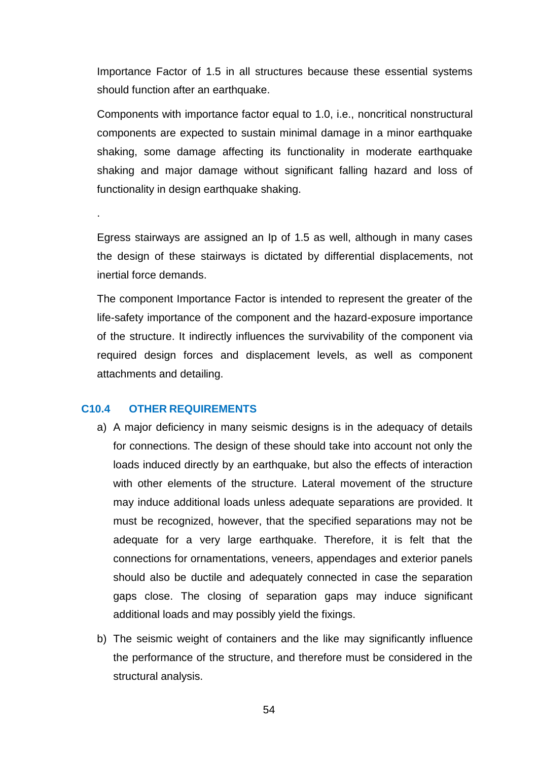Importance Factor of 1.5 in all structures because these essential systems should function after an earthquake.

Components with importance factor equal to 1.0, i.e., noncritical nonstructural components are expected to sustain minimal damage in a minor earthquake shaking, some damage affecting its functionality in moderate earthquake shaking and major damage without significant falling hazard and loss of functionality in design earthquake shaking.

.

Egress stairways are assigned an Ip of 1.5 as well, although in many cases the design of these stairways is dictated by differential displacements, not inertial force demands.

The component Importance Factor is intended to represent the greater of the life-safety importance of the component and the hazard-exposure importance of the structure. It indirectly influences the survivability of the component via required design forces and displacement levels, as well as component attachments and detailing.

## C10.4 OTHER REQUIREMENTS

a) A major deficiency in many seismic designs is in the adequacy of details for connections. The design of these should take into account not only the loads induced directly by an earthquake, but also the effects of interaction with other elements of the structure. Lateral movement of the structure may induce additional loads unless adequate separations are provided. It must be recognized, however, that the specified separations may not be adequate for a very large earthquake. Therefore, it is felt that the connections for ornamentations, veneers, appendages and exterior panels should also be ductile and adequately connected in case the separation gaps close. The closing of separation gaps may induce significant additional loads and may possibly yield the fixings.

b) The seismic weight of containers and the like may significantly influence the performance of the structure, and therefore must be considered in the structural analysis.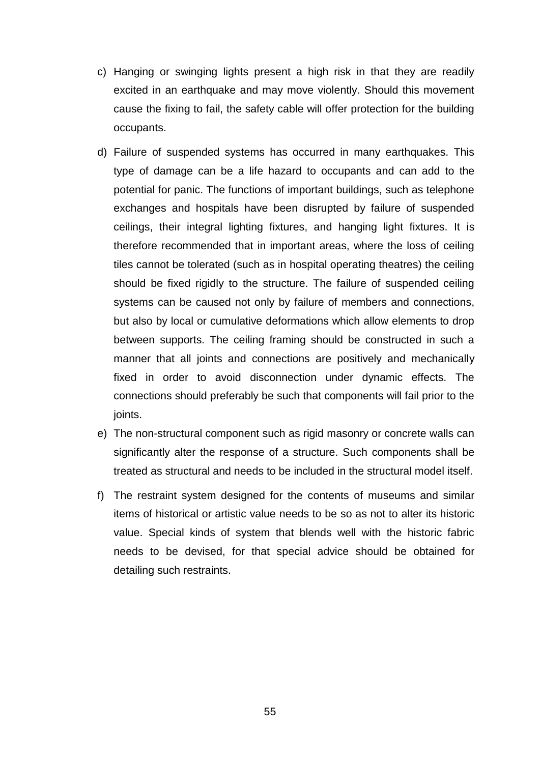c) Hanging or swinging lights present a high risk in that they are readily excited in an earthquake and may move violently. Should this movement cause the fixing to fail, the safety cable will offer protection for the building occupants.

d) Failure of suspended systems has occurred in many earthquakes. This type of damage can be a life hazard to occupants and can add to the potential for panic. The functions of important buildings, such as telephone exchanges and hospitals have been disrupted by failure of suspended ceilings, their integral lighting fixtures, and hanging light fixtures. It is therefore recommended that in important areas, where the loss of ceiling tiles cannot be tolerated (such as in hospital operating theatres) the ceiling should be fixed rigidly to the structure. The failure of suspended ceiling systems can be caused not only by failure of members and connections, but also by local or cumulative deformations which allow elements to drop between supports. The ceiling framing should be constructed in such a manner that all joints and connections are positively and mechanically fixed in order to avoid disconnection under dynamic effects. The connections should preferably be such that components will fail prior to the joints.

e) The non-structural component such as rigid masonry or concrete walls can significantly alter the response of a structure. Such components shall be treated as structural and needs to be included in the structural model itself.

f) The restraint system designed for the contents of museums and similar items of historical or artistic value needs to be so as not to alter its historic value. Special kinds of system that blends well with the historic fabric needs to be devised, for that special advice should be obtained for detailing such restraints.